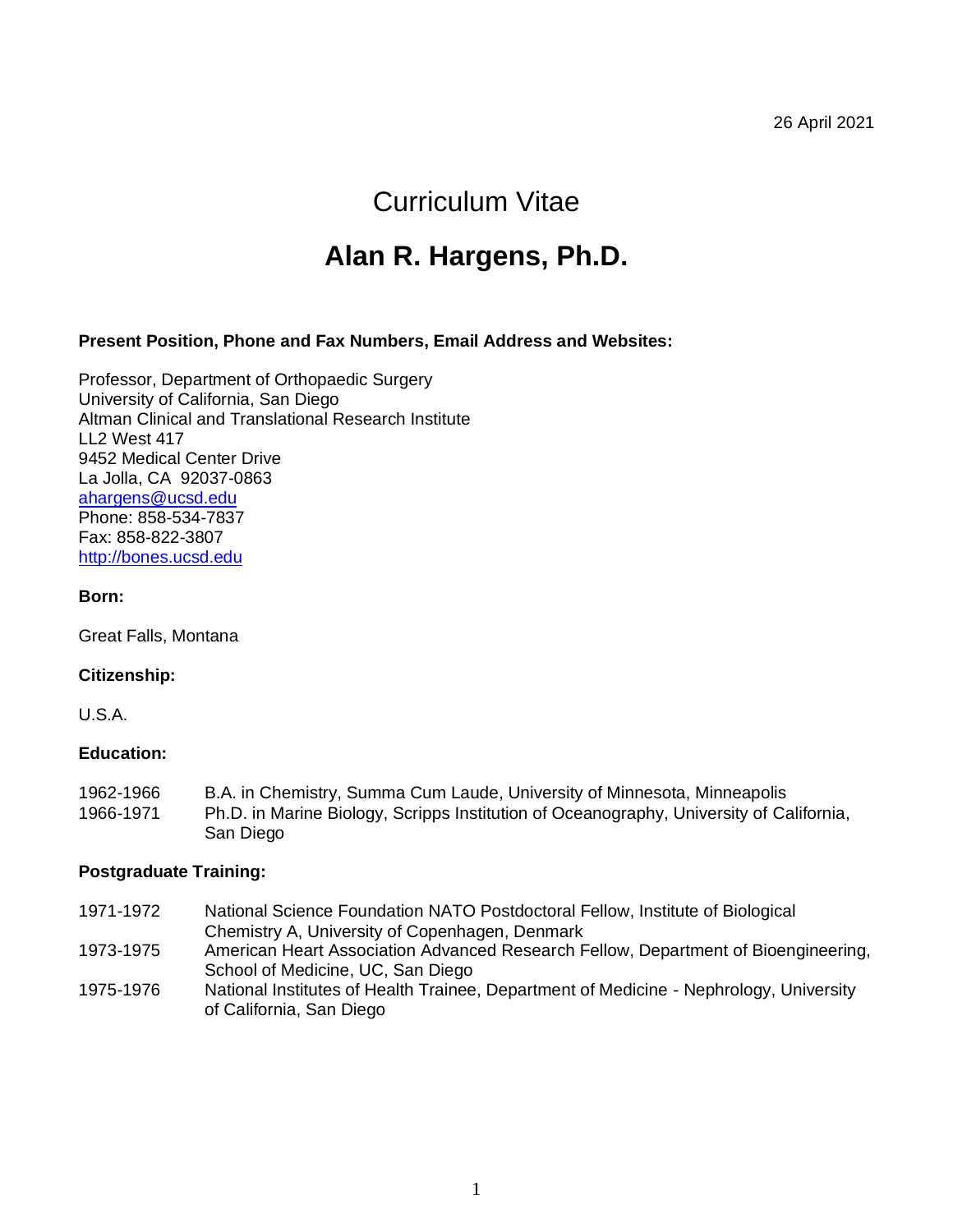26 April 2021

# Curriculum Vitae

# Alan R. Hargens, Ph.D.

**Present Position, Phone and Fax Numbers, Email Address and Websites:**

Professor, Department of Orthopaedic Surgery
University of California, San Diego
Altman Clinical and Translational Research Institute
LL2 West 417
9452 Medical Center Drive
La Jolla, CA 92037-0863
ahargens@ucsd.edu
Phone: 858-534-7837
Fax: 858-822-3807
http://bones.ucsd.edu

**Born:**

Great Falls, Montana

**Citizenship:**

U.S.A.

**Education:**

| | |
|---|---|
| 1962-1966 | B.A. in Chemistry, Summa Cum Laude, University of Minnesota, Minneapolis |
| 1966-1971 | Ph.D. in Marine Biology, Scripps Institution of Oceanography, University of California, San Diego |

**Postgraduate Training:**

| | |
|---|---|
| 1971-1972 | National Science Foundation NATO Postdoctoral Fellow, Institute of Biological Chemistry A, University of Copenhagen, Denmark |
| 1973-1975 | American Heart Association Advanced Research Fellow, Department of Bioengineering, School of Medicine, UC, San Diego |
| 1975-1976 | National Institutes of Health Trainee, Department of Medicine - Nephrology, University of California, San Diego |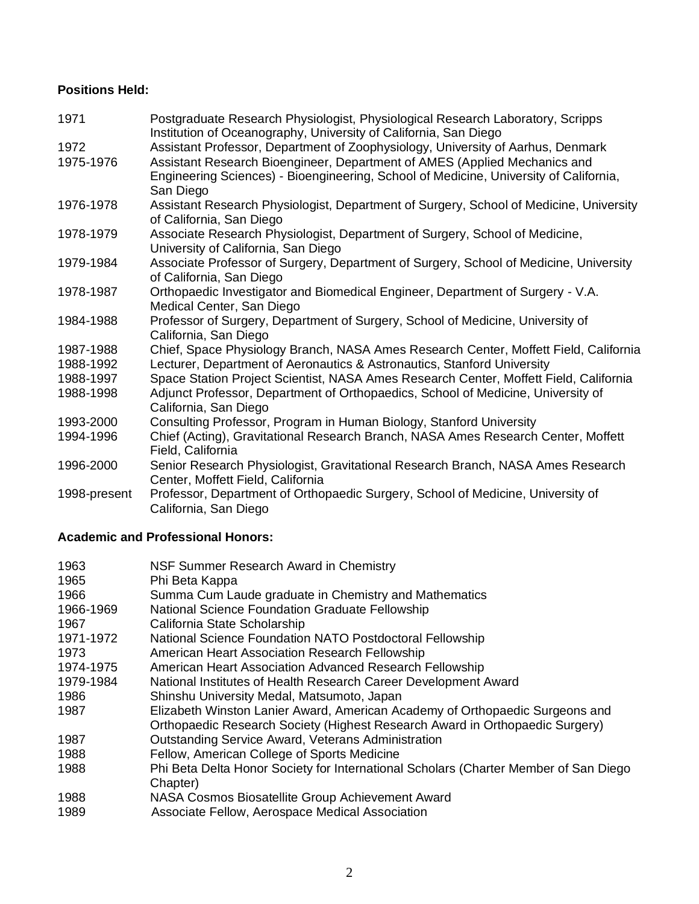**Positions Held:**

| | |
|---|---|
| 1971 | Postgraduate Research Physiologist, Physiological Research Laboratory, Scripps Institution of Oceanography, University of California, San Diego |
| 1972 | Assistant Professor, Department of Zoophysiology, University of Aarhus, Denmark |
| 1975-1976 | Assistant Research Bioengineer, Department of AMES (Applied Mechanics and Engineering Sciences) - Bioengineering, School of Medicine, University of California, San Diego |
| 1976-1978 | Assistant Research Physiologist, Department of Surgery, School of Medicine, University of California, San Diego |
| 1978-1979 | Associate Research Physiologist, Department of Surgery, School of Medicine, University of California, San Diego |
| 1979-1984 | Associate Professor of Surgery, Department of Surgery, School of Medicine, University of California, San Diego |
| 1978-1987 | Orthopaedic Investigator and Biomedical Engineer, Department of Surgery - V.A. Medical Center, San Diego |
| 1984-1988 | Professor of Surgery, Department of Surgery, School of Medicine, University of California, San Diego |
| 1987-1988 | Chief, Space Physiology Branch, NASA Ames Research Center, Moffett Field, California |
| 1988-1992 | Lecturer, Department of Aeronautics & Astronautics, Stanford University |
| 1988-1997 | Space Station Project Scientist, NASA Ames Research Center, Moffett Field, California |
| 1988-1998 | Adjunct Professor, Department of Orthopaedics, School of Medicine, University of California, San Diego |
| 1993-2000 | Consulting Professor, Program in Human Biology, Stanford University |
| 1994-1996 | Chief (Acting), Gravitational Research Branch, NASA Ames Research Center, Moffett Field, California |
| 1996-2000 | Senior Research Physiologist, Gravitational Research Branch, NASA Ames Research Center, Moffett Field, California |
| 1998-present | Professor, Department of Orthopaedic Surgery, School of Medicine, University of California, San Diego |

**Academic and Professional Honors:**

| | |
|---|---|
| 1963 | NSF Summer Research Award in Chemistry |
| 1965 | Phi Beta Kappa |
| 1966 | Summa Cum Laude graduate in Chemistry and Mathematics |
| 1966-1969 | National Science Foundation Graduate Fellowship |
| 1967 | California State Scholarship |
| 1971-1972 | National Science Foundation NATO Postdoctoral Fellowship |
| 1973 | American Heart Association Research Fellowship |
| 1974-1975 | American Heart Association Advanced Research Fellowship |
| 1979-1984 | National Institutes of Health Research Career Development Award |
| 1986 | Shinshu University Medal, Matsumoto, Japan |
| 1987 | Elizabeth Winston Lanier Award, American Academy of Orthopaedic Surgeons and Orthopaedic Research Society (Highest Research Award in Orthopaedic Surgery) |
| 1987 | Outstanding Service Award, Veterans Administration |
| 1988 | Fellow, American College of Sports Medicine |
| 1988 | Phi Beta Delta Honor Society for International Scholars (Charter Member of San Diego Chapter) |
| 1988 | NASA Cosmos Biosatellite Group Achievement Award |
| 1989 | Associate Fellow, Aerospace Medical Association |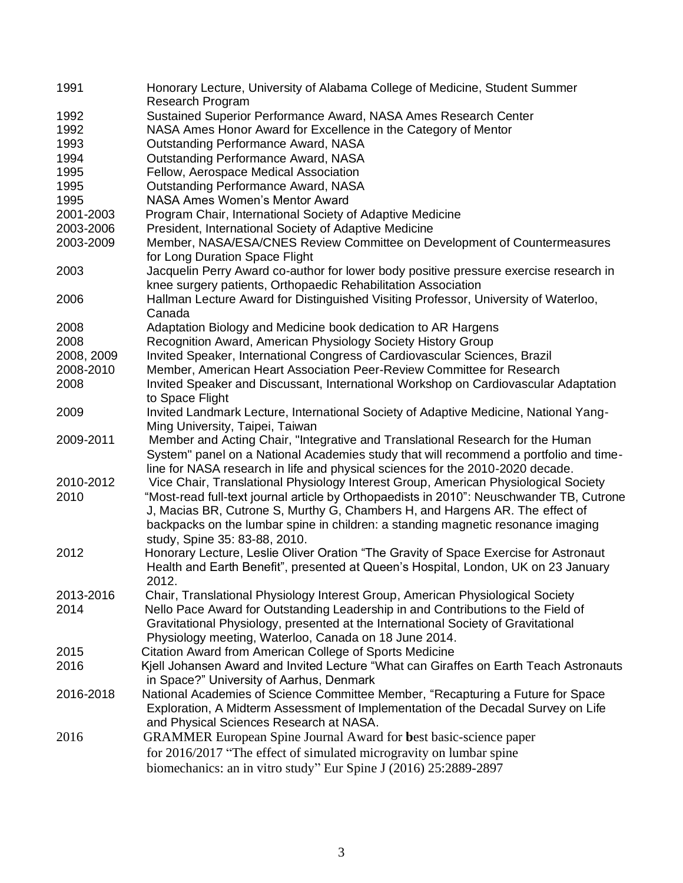| | |
|---|---|
| 1991 | Honorary Lecture, University of Alabama College of Medicine, Student Summer Research Program |
| 1992 | Sustained Superior Performance Award, NASA Ames Research Center |
| 1992 | NASA Ames Honor Award for Excellence in the Category of Mentor |
| 1993 | Outstanding Performance Award, NASA |
| 1994 | Outstanding Performance Award, NASA |
| 1995 | Fellow, Aerospace Medical Association |
| 1995 | Outstanding Performance Award, NASA |
| 1995 | NASA Ames Women's Mentor Award |
| 2001-2003 | Program Chair, International Society of Adaptive Medicine |
| 2003-2006 | President, International Society of Adaptive Medicine |
| 2003-2009 | Member, NASA/ESA/CNES Review Committee on Development of Countermeasures for Long Duration Space Flight |
| 2003 | Jacquelin Perry Award co-author for lower body positive pressure exercise research in knee surgery patients, Orthopaedic Rehabilitation Association |
| 2006 | Hallman Lecture Award for Distinguished Visiting Professor, University of Waterloo, Canada |
| 2008 | Adaptation Biology and Medicine book dedication to AR Hargens |
| 2008 | Recognition Award, American Physiology Society History Group |
| 2008, 2009 | Invited Speaker, International Congress of Cardiovascular Sciences, Brazil |
| 2008-2010 | Member, American Heart Association Peer-Review Committee for Research |
| 2008 | Invited Speaker and Discussant, International Workshop on Cardiovascular Adaptation to Space Flight |
| 2009 | Invited Landmark Lecture, International Society of Adaptive Medicine, National Yang-Ming University, Taipei, Taiwan |
| 2009-2011 | Member and Acting Chair, "Integrative and Translational Research for the Human System" panel on a National Academies study that will recommend a portfolio and time-line for NASA research in life and physical sciences for the 2010-2020 decade. |
| 2010-2012 | Vice Chair, Translational Physiology Interest Group, American Physiological Society |
| 2010 | "Most-read full-text journal article by Orthopaedists in 2010": Neuschwander TB, Cutrone J, Macias BR, Cutrone S, Murthy G, Chambers H, and Hargens AR. The effect of backpacks on the lumbar spine in children: a standing magnetic resonance imaging study, Spine 35: 83-88, 2010. |
| 2012 | Honorary Lecture, Leslie Oliver Oration "The Gravity of Space Exercise for Astronaut Health and Earth Benefit", presented at Queen's Hospital, London, UK on 23 January 2012. |
| 2013-2016 | Chair, Translational Physiology Interest Group, American Physiological Society |
| 2014 | Nello Pace Award for Outstanding Leadership in and Contributions to the Field of Gravitational Physiology, presented at the International Society of Gravitational Physiology meeting, Waterloo, Canada on 18 June 2014. |
| 2015 | Citation Award from American College of Sports Medicine |
| 2016 | Kjell Johansen Award and Invited Lecture "What can Giraffes on Earth Teach Astronauts in Space?" University of Aarhus, Denmark |
| 2016-2018 | National Academies of Science Committee Member, "Recapturing a Future for Space Exploration, A Midterm Assessment of Implementation of the Decadal Survey on Life and Physical Sciences Research at NASA. |
| 2016 | GRAMMER European Spine Journal Award for **b**est basic-science paper for 2016/2017 "The effect of simulated microgravity on lumbar spine biomechanics: an in vitro study" Eur Spine J (2016) 25:2889-2897 |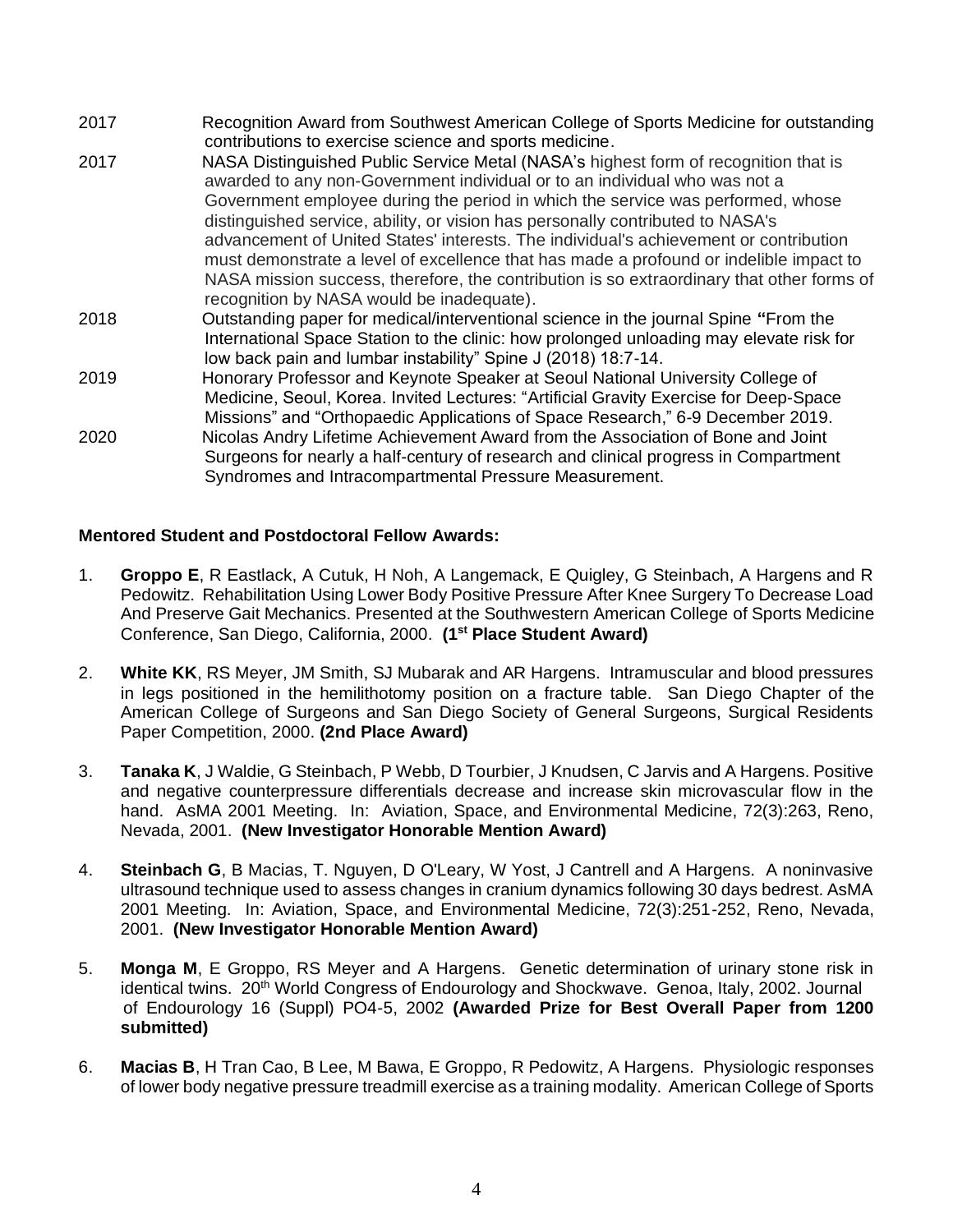2017 Recognition Award from Southwest American College of Sports Medicine for outstanding contributions to exercise science and sports medicine.

2017 NASA Distinguished Public Service Metal (NASA's highest form of recognition that is awarded to any non-Government individual or to an individual who was not a Government employee during the period in which the service was performed, whose distinguished service, ability, or vision has personally contributed to NASA's advancement of United States' interests. The individual's achievement or contribution must demonstrate a level of excellence that has made a profound or indelible impact to NASA mission success, therefore, the contribution is so extraordinary that other forms of recognition by NASA would be inadequate).

2018 Outstanding paper for medical/interventional science in the journal Spine **"**From the International Space Station to the clinic: how prolonged unloading may elevate risk for low back pain and lumbar instability" Spine J (2018) 18:7-14.

2019 Honorary Professor and Keynote Speaker at Seoul National University College of Medicine, Seoul, Korea. Invited Lectures: "Artificial Gravity Exercise for Deep-Space Missions" and "Orthopaedic Applications of Space Research," 6-9 December 2019.

2020 Nicolas Andry Lifetime Achievement Award from the Association of Bone and Joint Surgeons for nearly a half-century of research and clinical progress in Compartment Syndromes and Intracompartmental Pressure Measurement.

**Mentored Student and Postdoctoral Fellow Awards:**

1. **Groppo E**, R Eastlack, A Cutuk, H Noh, A Langemack, E Quigley, G Steinbach, A Hargens and R Pedowitz. Rehabilitation Using Lower Body Positive Pressure After Knee Surgery To Decrease Load And Preserve Gait Mechanics. Presented at the Southwestern American College of Sports Medicine Conference, San Diego, California, 2000. **(1st Place Student Award)**

2. **White KK**, RS Meyer, JM Smith, SJ Mubarak and AR Hargens. Intramuscular and blood pressures in legs positioned in the hemilithotomy position on a fracture table. San Diego Chapter of the American College of Surgeons and San Diego Society of General Surgeons, Surgical Residents Paper Competition, 2000. **(2nd Place Award)**

3. **Tanaka K**, J Waldie, G Steinbach, P Webb, D Tourbier, J Knudsen, C Jarvis and A Hargens. Positive and negative counterpressure differentials decrease and increase skin microvascular flow in the hand. AsMA 2001 Meeting. In: Aviation, Space, and Environmental Medicine, 72(3):263, Reno, Nevada, 2001. **(New Investigator Honorable Mention Award)**

4. **Steinbach G**, B Macias, T. Nguyen, D O'Leary, W Yost, J Cantrell and A Hargens. A noninvasive ultrasound technique used to assess changes in cranium dynamics following 30 days bedrest. AsMA 2001 Meeting. In: Aviation, Space, and Environmental Medicine, 72(3):251-252, Reno, Nevada, 2001. **(New Investigator Honorable Mention Award)**

5. **Monga M**, E Groppo, RS Meyer and A Hargens. Genetic determination of urinary stone risk in identical twins. 20th World Congress of Endourology and Shockwave. Genoa, Italy, 2002. Journal of Endourology 16 (Suppl) PO4-5, 2002 **(Awarded Prize for Best Overall Paper from 1200 submitted)**

6. **Macias B**, H Tran Cao, B Lee, M Bawa, E Groppo, R Pedowitz, A Hargens. Physiologic responses of lower body negative pressure treadmill exercise as a training modality. American College of Sports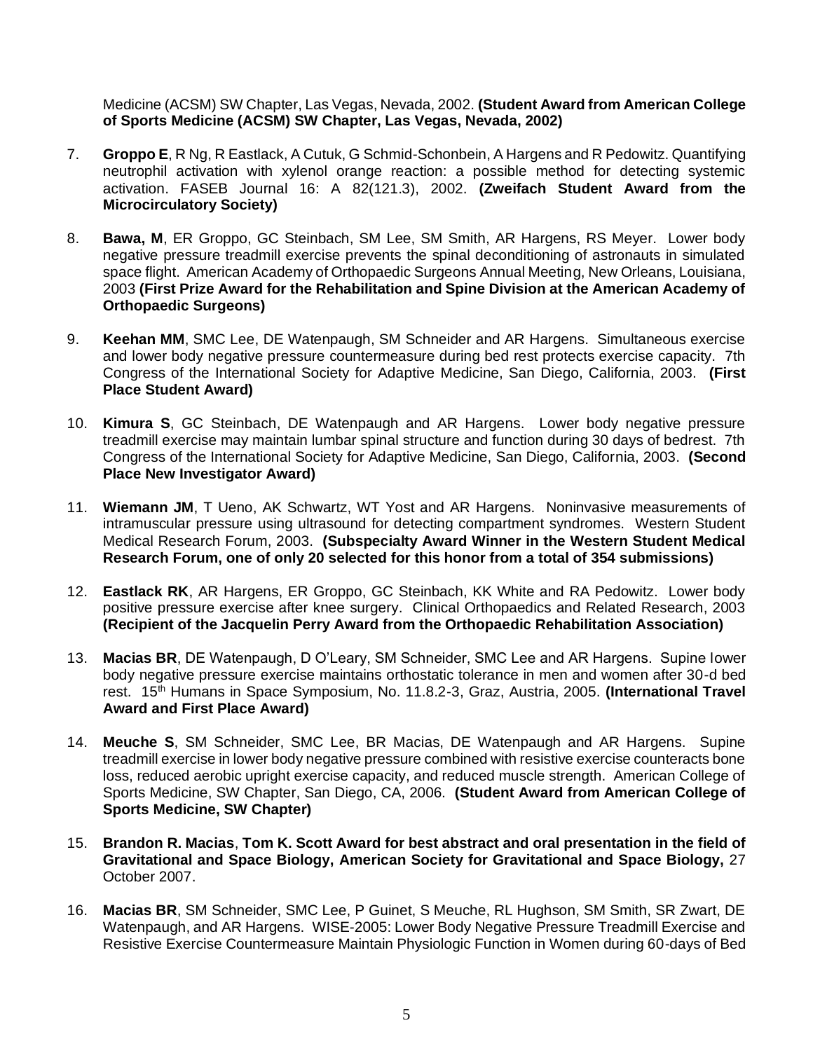Medicine (ACSM) SW Chapter, Las Vegas, Nevada, 2002. **(Student Award from American College of Sports Medicine (ACSM) SW Chapter, Las Vegas, Nevada, 2002)**

7. **Groppo E**, R Ng, R Eastlack, A Cutuk, G Schmid-Schonbein, A Hargens and R Pedowitz. Quantifying neutrophil activation with xylenol orange reaction: a possible method for detecting systemic activation. FASEB Journal 16: A 82(121.3), 2002. **(Zweifach Student Award from the Microcirculatory Society)**

8. **Bawa, M**, ER Groppo, GC Steinbach, SM Lee, SM Smith, AR Hargens, RS Meyer. Lower body negative pressure treadmill exercise prevents the spinal deconditioning of astronauts in simulated space flight. American Academy of Orthopaedic Surgeons Annual Meeting, New Orleans, Louisiana, 2003 **(First Prize Award for the Rehabilitation and Spine Division at the American Academy of Orthopaedic Surgeons)**

9. **Keehan MM**, SMC Lee, DE Watenpaugh, SM Schneider and AR Hargens. Simultaneous exercise and lower body negative pressure countermeasure during bed rest protects exercise capacity. 7th Congress of the International Society for Adaptive Medicine, San Diego, California, 2003. **(First Place Student Award)**

10. **Kimura S**, GC Steinbach, DE Watenpaugh and AR Hargens. Lower body negative pressure treadmill exercise may maintain lumbar spinal structure and function during 30 days of bedrest. 7th Congress of the International Society for Adaptive Medicine, San Diego, California, 2003. **(Second Place New Investigator Award)**

11. **Wiemann JM**, T Ueno, AK Schwartz, WT Yost and AR Hargens. Noninvasive measurements of intramuscular pressure using ultrasound for detecting compartment syndromes. Western Student Medical Research Forum, 2003. **(Subspecialty Award Winner in the Western Student Medical Research Forum, one of only 20 selected for this honor from a total of 354 submissions)**

12. **Eastlack RK**, AR Hargens, ER Groppo, GC Steinbach, KK White and RA Pedowitz. Lower body positive pressure exercise after knee surgery. Clinical Orthopaedics and Related Research, 2003 **(Recipient of the Jacquelin Perry Award from the Orthopaedic Rehabilitation Association)**

13. **Macias BR**, DE Watenpaugh, D O'Leary, SM Schneider, SMC Lee and AR Hargens. Supine lower body negative pressure exercise maintains orthostatic tolerance in men and women after 30-d bed rest. 15th Humans in Space Symposium, No. 11.8.2-3, Graz, Austria, 2005. **(International Travel Award and First Place Award)**

14. **Meuche S**, SM Schneider, SMC Lee, BR Macias, DE Watenpaugh and AR Hargens. Supine treadmill exercise in lower body negative pressure combined with resistive exercise counteracts bone loss, reduced aerobic upright exercise capacity, and reduced muscle strength. American College of Sports Medicine, SW Chapter, San Diego, CA, 2006. **(Student Award from American College of Sports Medicine, SW Chapter)**

15. **Brandon R. Macias**, **Tom K. Scott Award for best abstract and oral presentation in the field of Gravitational and Space Biology, American Society for Gravitational and Space Biology,** 27 October 2007.

16. **Macias BR**, SM Schneider, SMC Lee, P Guinet, S Meuche, RL Hughson, SM Smith, SR Zwart, DE Watenpaugh, and AR Hargens. WISE-2005: Lower Body Negative Pressure Treadmill Exercise and Resistive Exercise Countermeasure Maintain Physiologic Function in Women during 60-days of Bed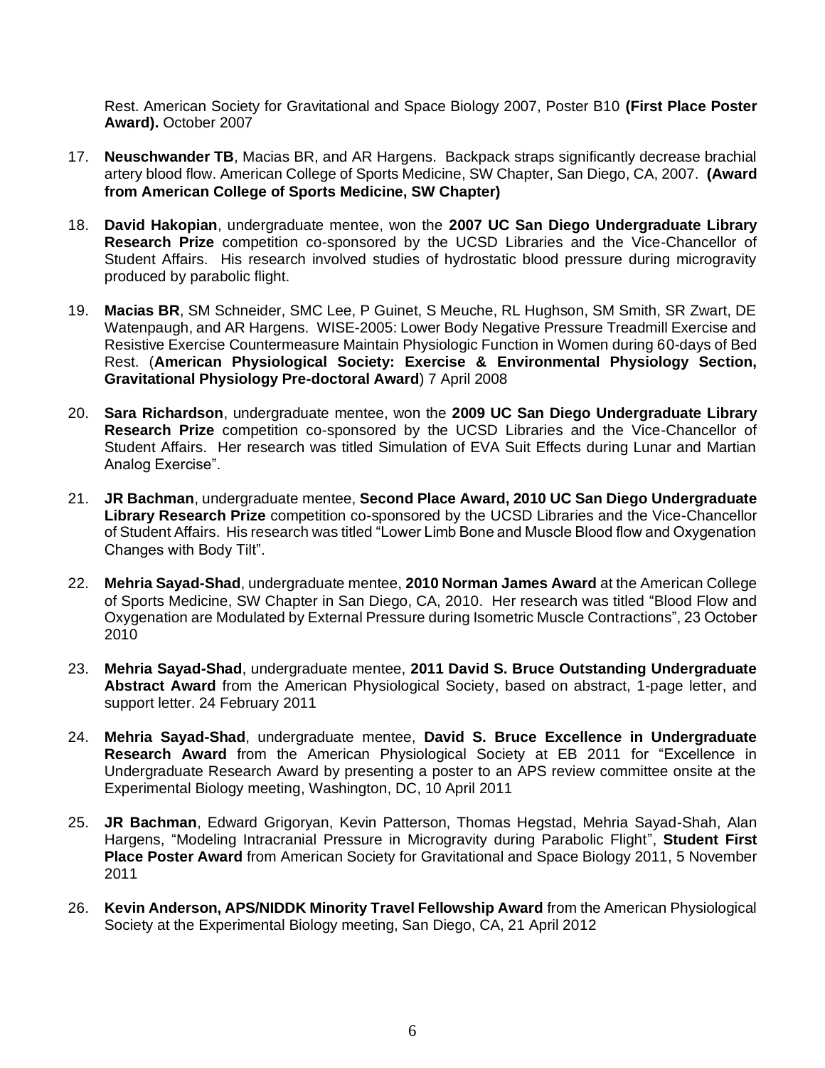Rest. American Society for Gravitational and Space Biology 2007, Poster B10 **(First Place Poster Award).** October 2007

17. **Neuschwander TB**, Macias BR, and AR Hargens. Backpack straps significantly decrease brachial artery blood flow. American College of Sports Medicine, SW Chapter, San Diego, CA, 2007. **(Award from American College of Sports Medicine, SW Chapter)**

18. **David Hakopian**, undergraduate mentee, won the **2007 UC San Diego Undergraduate Library Research Prize** competition co-sponsored by the UCSD Libraries and the Vice-Chancellor of Student Affairs. His research involved studies of hydrostatic blood pressure during microgravity produced by parabolic flight.

19. **Macias BR**, SM Schneider, SMC Lee, P Guinet, S Meuche, RL Hughson, SM Smith, SR Zwart, DE Watenpaugh, and AR Hargens. WISE-2005: Lower Body Negative Pressure Treadmill Exercise and Resistive Exercise Countermeasure Maintain Physiologic Function in Women during 60-days of Bed Rest. (**American Physiological Society: Exercise & Environmental Physiology Section, Gravitational Physiology Pre-doctoral Award**) 7 April 2008

20. **Sara Richardson**, undergraduate mentee, won the **2009 UC San Diego Undergraduate Library Research Prize** competition co-sponsored by the UCSD Libraries and the Vice-Chancellor of Student Affairs. Her research was titled Simulation of EVA Suit Effects during Lunar and Martian Analog Exercise".

21. **JR Bachman**, undergraduate mentee, **Second Place Award, 2010 UC San Diego Undergraduate Library Research Prize** competition co-sponsored by the UCSD Libraries and the Vice-Chancellor of Student Affairs. His research was titled "Lower Limb Bone and Muscle Blood flow and Oxygenation Changes with Body Tilt".

22. **Mehria Sayad-Shad**, undergraduate mentee, **2010 Norman James Award** at the American College of Sports Medicine, SW Chapter in San Diego, CA, 2010. Her research was titled "Blood Flow and Oxygenation are Modulated by External Pressure during Isometric Muscle Contractions", 23 October 2010

23. **Mehria Sayad-Shad**, undergraduate mentee, **2011 David S. Bruce Outstanding Undergraduate Abstract Award** from the American Physiological Society, based on abstract, 1-page letter, and support letter. 24 February 2011

24. **Mehria Sayad-Shad**, undergraduate mentee, **David S. Bruce Excellence in Undergraduate Research Award** from the American Physiological Society at EB 2011 for "Excellence in Undergraduate Research Award by presenting a poster to an APS review committee onsite at the Experimental Biology meeting, Washington, DC, 10 April 2011

25. **JR Bachman**, Edward Grigoryan, Kevin Patterson, Thomas Hegstad, Mehria Sayad-Shah, Alan Hargens, "Modeling Intracranial Pressure in Microgravity during Parabolic Flight", **Student First Place Poster Award** from American Society for Gravitational and Space Biology 2011, 5 November 2011

26. **Kevin Anderson, APS/NIDDK Minority Travel Fellowship Award** from the American Physiological Society at the Experimental Biology meeting, San Diego, CA, 21 April 2012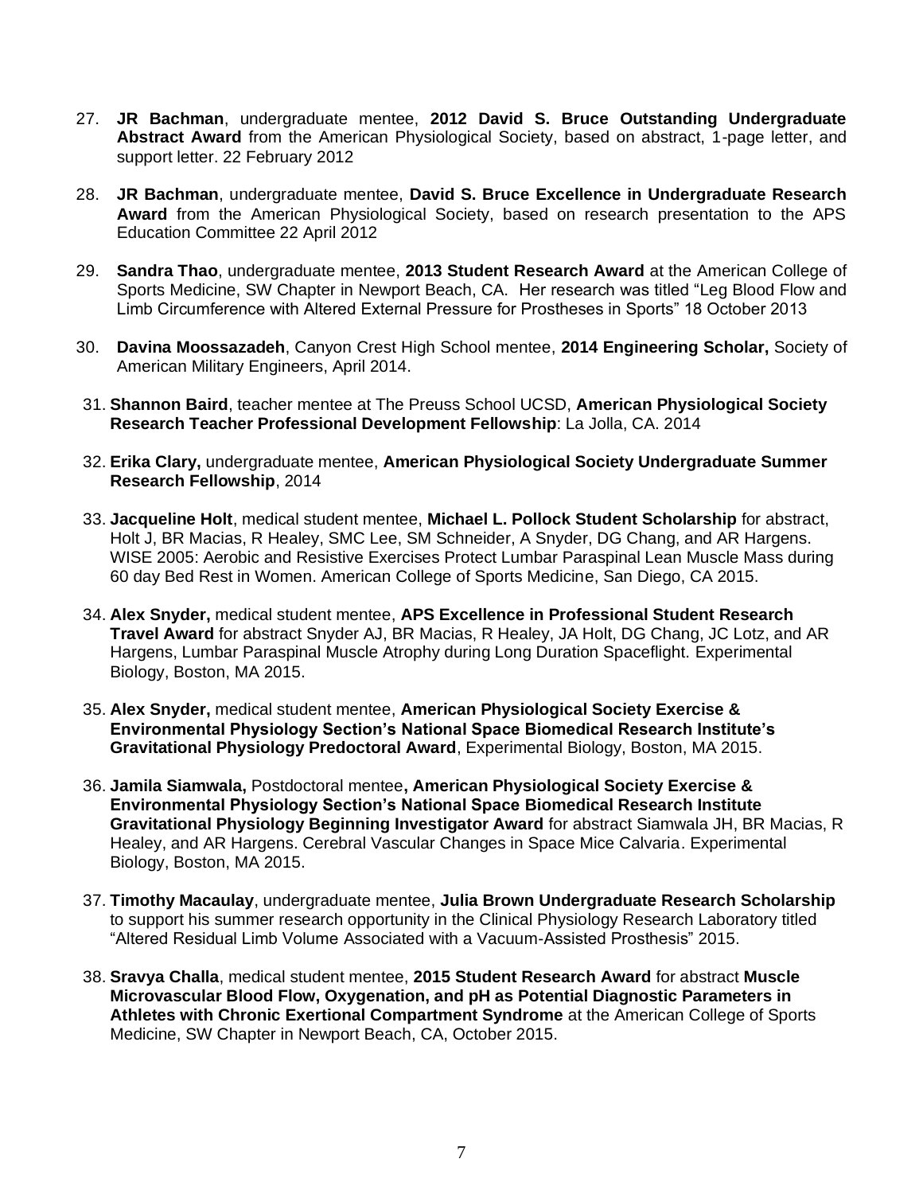27. **JR Bachman**, undergraduate mentee, **2012 David S. Bruce Outstanding Undergraduate Abstract Award** from the American Physiological Society, based on abstract, 1-page letter, and support letter. 22 February 2012

28. **JR Bachman**, undergraduate mentee, **David S. Bruce Excellence in Undergraduate Research Award** from the American Physiological Society, based on research presentation to the APS Education Committee 22 April 2012

29. **Sandra Thao**, undergraduate mentee, **2013 Student Research Award** at the American College of Sports Medicine, SW Chapter in Newport Beach, CA. Her research was titled "Leg Blood Flow and Limb Circumference with Altered External Pressure for Prostheses in Sports" 18 October 2013

30. **Davina Moossazadeh**, Canyon Crest High School mentee, **2014 Engineering Scholar,** Society of American Military Engineers, April 2014.

31. **Shannon Baird**, teacher mentee at The Preuss School UCSD, **American Physiological Society Research Teacher Professional Development Fellowship**: La Jolla, CA. 2014

32. **Erika Clary,** undergraduate mentee, **American Physiological Society Undergraduate Summer Research Fellowship**, 2014

33. **Jacqueline Holt**, medical student mentee, **Michael L. Pollock Student Scholarship** for abstract, Holt J, BR Macias, R Healey, SMC Lee, SM Schneider, A Snyder, DG Chang, and AR Hargens. WISE 2005: Aerobic and Resistive Exercises Protect Lumbar Paraspinal Lean Muscle Mass during 60 day Bed Rest in Women. American College of Sports Medicine, San Diego, CA 2015.

34. **Alex Snyder,** medical student mentee, **APS Excellence in Professional Student Research Travel Award** for abstract Snyder AJ, BR Macias, R Healey, JA Holt, DG Chang, JC Lotz, and AR Hargens, Lumbar Paraspinal Muscle Atrophy during Long Duration Spaceflight. Experimental Biology, Boston, MA 2015.

35. **Alex Snyder,** medical student mentee, **American Physiological Society Exercise & Environmental Physiology Section's National Space Biomedical Research Institute's Gravitational Physiology Predoctoral Award**, Experimental Biology, Boston, MA 2015.

36. **Jamila Siamwala,** Postdoctoral mentee**, American Physiological Society Exercise & Environmental Physiology Section's National Space Biomedical Research Institute Gravitational Physiology Beginning Investigator Award** for abstract Siamwala JH, BR Macias, R Healey, and AR Hargens. Cerebral Vascular Changes in Space Mice Calvaria. Experimental Biology, Boston, MA 2015.

37. **Timothy Macaulay**, undergraduate mentee, **Julia Brown Undergraduate Research Scholarship** to support his summer research opportunity in the Clinical Physiology Research Laboratory titled "Altered Residual Limb Volume Associated with a Vacuum-Assisted Prosthesis" 2015.

38. **Sravya Challa**, medical student mentee, **2015 Student Research Award** for abstract **Muscle Microvascular Blood Flow, Oxygenation, and pH as Potential Diagnostic Parameters in Athletes with Chronic Exertional Compartment Syndrome** at the American College of Sports Medicine, SW Chapter in Newport Beach, CA, October 2015.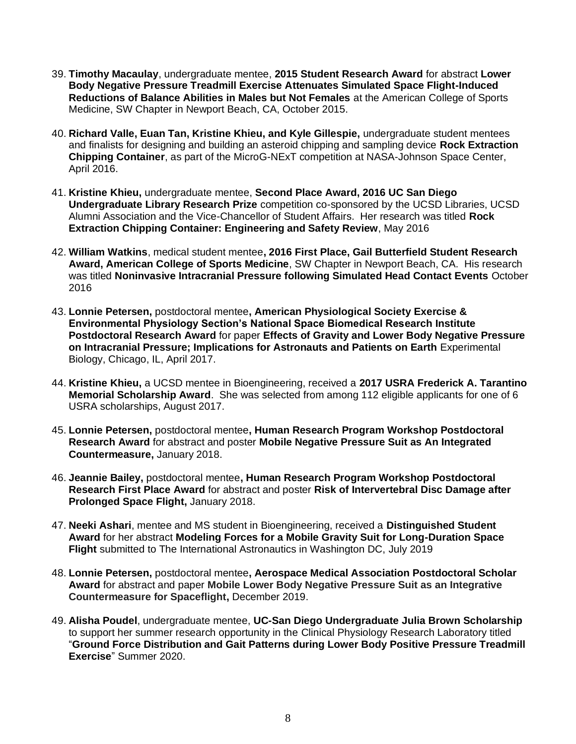39. **Timothy Macaulay**, undergraduate mentee, **2015 Student Research Award** for abstract **Lower Body Negative Pressure Treadmill Exercise Attenuates Simulated Space Flight-Induced Reductions of Balance Abilities in Males but Not Females** at the American College of Sports Medicine, SW Chapter in Newport Beach, CA, October 2015.

40. **Richard Valle, Euan Tan, Kristine Khieu, and Kyle Gillespie,** undergraduate student mentees and finalists for designing and building an asteroid chipping and sampling device **Rock Extraction Chipping Container**, as part of the MicroG-NExT competition at NASA-Johnson Space Center, April 2016.

41. **Kristine Khieu,** undergraduate mentee, **Second Place Award, 2016 UC San Diego Undergraduate Library Research Prize** competition co-sponsored by the UCSD Libraries, UCSD Alumni Association and the Vice-Chancellor of Student Affairs. Her research was titled **Rock Extraction Chipping Container: Engineering and Safety Review**, May 2016

42. **William Watkins**, medical student mentee**, 2016 First Place, Gail Butterfield Student Research Award, American College of Sports Medicine**, SW Chapter in Newport Beach, CA. His research was titled **Noninvasive Intracranial Pressure following Simulated Head Contact Events** October 2016

43. **Lonnie Petersen,** postdoctoral mentee**, American Physiological Society Exercise & Environmental Physiology Section's National Space Biomedical Research Institute Postdoctoral Research Award** for paper **Effects of Gravity and Lower Body Negative Pressure on Intracranial Pressure; Implications for Astronauts and Patients on Earth** Experimental Biology, Chicago, IL, April 2017.

44. **Kristine Khieu,** a UCSD mentee in Bioengineering, received a **2017 USRA Frederick A. Tarantino Memorial Scholarship Award**. She was selected from among 112 eligible applicants for one of 6 USRA scholarships, August 2017.

45. **Lonnie Petersen,** postdoctoral mentee**, Human Research Program Workshop Postdoctoral Research Award** for abstract and poster **Mobile Negative Pressure Suit as An Integrated Countermeasure,** January 2018.

46. **Jeannie Bailey,** postdoctoral mentee**, Human Research Program Workshop Postdoctoral Research First Place Award** for abstract and poster **Risk of Intervertebral Disc Damage after Prolonged Space Flight,** January 2018.

47. **Neeki Ashari**, mentee and MS student in Bioengineering, received a **Distinguished Student Award** for her abstract **Modeling Forces for a Mobile Gravity Suit for Long-Duration Space Flight** submitted to The International Astronautics in Washington DC, July 2019

48. **Lonnie Petersen,** postdoctoral mentee**, Aerospace Medical Association Postdoctoral Scholar Award** for abstract and paper **Mobile Lower Body Negative Pressure Suit as an Integrative Countermeasure for Spaceflight,** December 2019.

49. **Alisha Poudel**, undergraduate mentee, **UC-San Diego Undergraduate Julia Brown Scholarship** to support her summer research opportunity in the Clinical Physiology Research Laboratory titled "**Ground Force Distribution and Gait Patterns during Lower Body Positive Pressure Treadmill Exercise**" Summer 2020.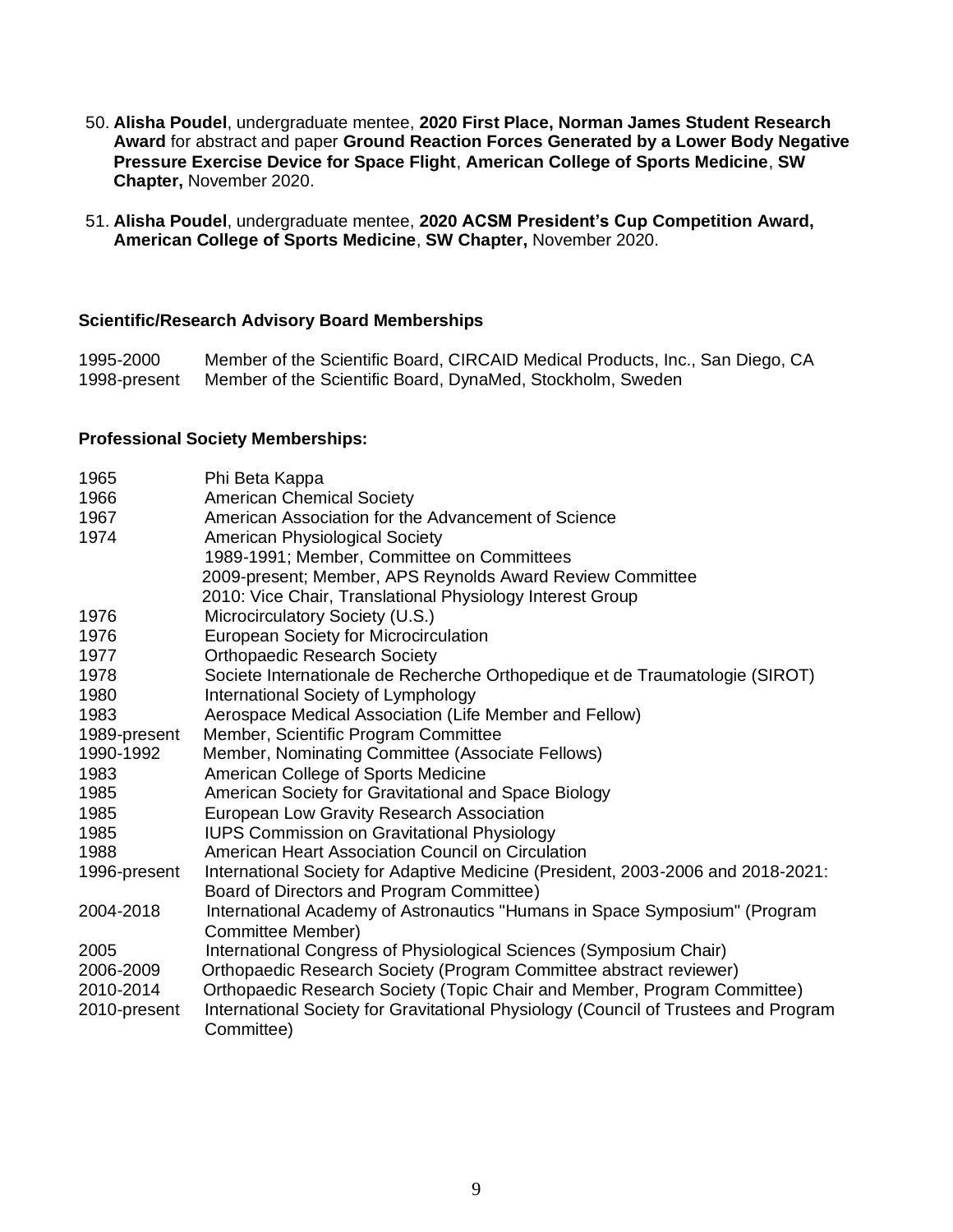50. **Alisha Poudel**, undergraduate mentee, **2020 First Place, Norman James Student Research Award** for abstract and paper **Ground Reaction Forces Generated by a Lower Body Negative Pressure Exercise Device for Space Flight**, **American College of Sports Medicine**, **SW Chapter,** November 2020.

51. **Alisha Poudel**, undergraduate mentee, **2020 ACSM President's Cup Competition Award, American College of Sports Medicine**, **SW Chapter,** November 2020.

### Scientific/Research Advisory Board Memberships

1995-2000 Member of the Scientific Board, CIRCAID Medical Products, Inc., San Diego, CA
1998-present Member of the Scientific Board, DynaMed, Stockholm, Sweden

### Professional Society Memberships:

| | |
|---|---|
| 1965 | Phi Beta Kappa |
| 1966 | American Chemical Society |
| 1967 | American Association for the Advancement of Science |
| 1974 | American Physiological Society |
| | 1989-1991; Member, Committee on Committees |
| | 2009-present; Member, APS Reynolds Award Review Committee |
| | 2010: Vice Chair, Translational Physiology Interest Group |
| 1976 | Microcirculatory Society (U.S.) |
| 1976 | European Society for Microcirculation |
| 1977 | Orthopaedic Research Society |
| 1978 | Societe Internationale de Recherche Orthopedique et de Traumatologie (SIROT) |
| 1980 | International Society of Lymphology |
| 1983 | Aerospace Medical Association (Life Member and Fellow) |
| 1989-present | Member, Scientific Program Committee |
| 1990-1992 | Member, Nominating Committee (Associate Fellows) |
| 1983 | American College of Sports Medicine |
| 1985 | American Society for Gravitational and Space Biology |
| 1985 | European Low Gravity Research Association |
| 1985 | IUPS Commission on Gravitational Physiology |
| 1988 | American Heart Association Council on Circulation |
| 1996-present | International Society for Adaptive Medicine (President, 2003-2006 and 2018-2021: Board of Directors and Program Committee) |
| 2004-2018 | International Academy of Astronautics "Humans in Space Symposium" (Program Committee Member) |
| 2005 | International Congress of Physiological Sciences (Symposium Chair) |
| 2006-2009 | Orthopaedic Research Society (Program Committee abstract reviewer) |
| 2010-2014 | Orthopaedic Research Society (Topic Chair and Member, Program Committee) |
| 2010-present | International Society for Gravitational Physiology (Council of Trustees and Program Committee) |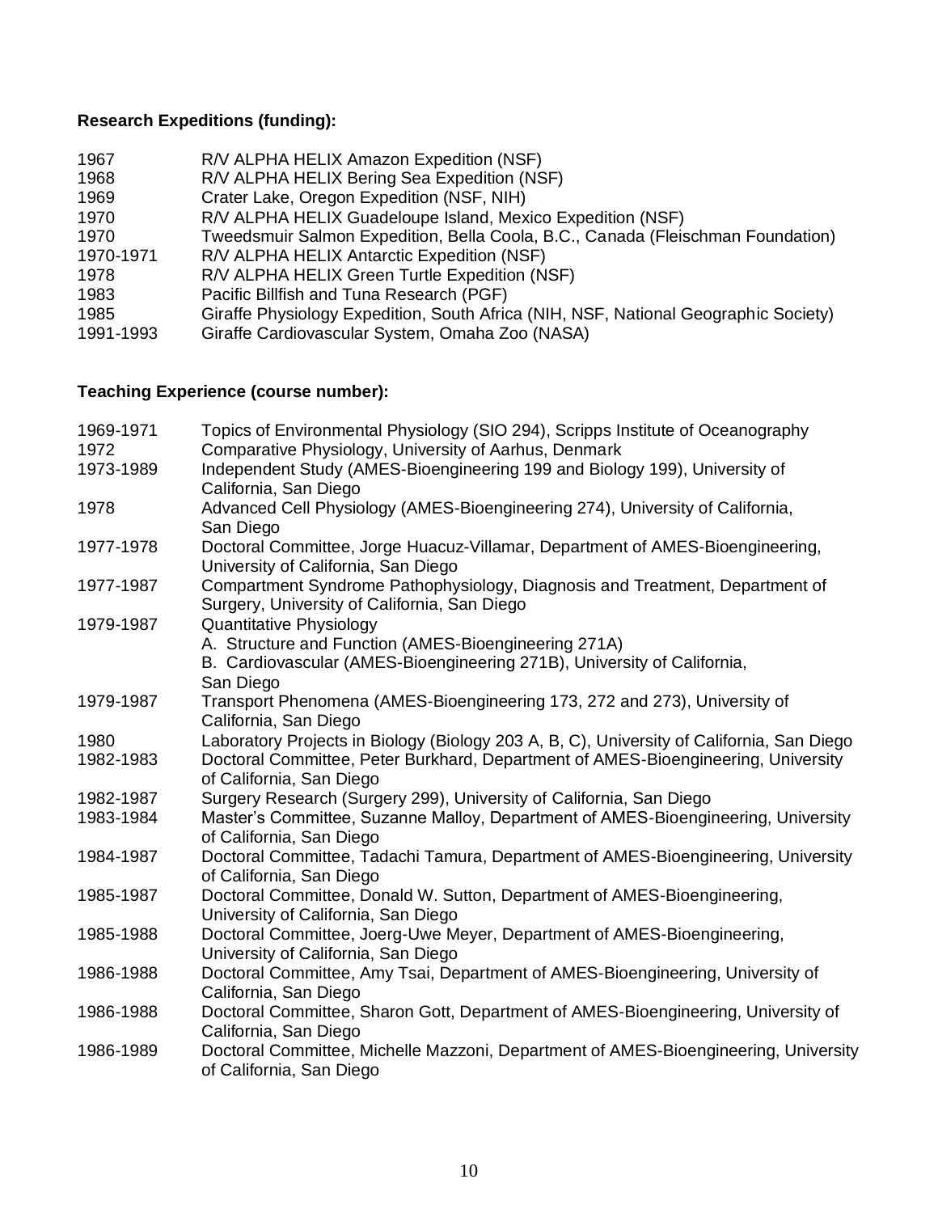**Research Expeditions (funding):**

| | |
|---|---|
| 1967 | R/V ALPHA HELIX Amazon Expedition (NSF) |
| 1968 | R/V ALPHA HELIX Bering Sea Expedition (NSF) |
| 1969 | Crater Lake, Oregon Expedition (NSF, NIH) |
| 1970 | R/V ALPHA HELIX Guadeloupe Island, Mexico Expedition (NSF) |
| 1970 | Tweedsmuir Salmon Expedition, Bella Coola, B.C., Canada (Fleischman Foundation) |
| 1970-1971 | R/V ALPHA HELIX Antarctic Expedition (NSF) |
| 1978 | R/V ALPHA HELIX Green Turtle Expedition (NSF) |
| 1983 | Pacific Billfish and Tuna Research (PGF) |
| 1985 | Giraffe Physiology Expedition, South Africa (NIH, NSF, National Geographic Society) |
| 1991-1993 | Giraffe Cardiovascular System, Omaha Zoo (NASA) |

**Teaching Experience (course number):**

| | |
|---|---|
| 1969-1971 | Topics of Environmental Physiology (SIO 294), Scripps Institute of Oceanography |
| 1972 | Comparative Physiology, University of Aarhus, Denmark |
| 1973-1989 | Independent Study (AMES-Bioengineering 199 and Biology 199), University of California, San Diego |
| 1978 | Advanced Cell Physiology (AMES-Bioengineering 274), University of California, San Diego |
| 1977-1978 | Doctoral Committee, Jorge Huacuz-Villamar, Department of AMES-Bioengineering, University of California, San Diego |
| 1977-1987 | Compartment Syndrome Pathophysiology, Diagnosis and Treatment, Department of Surgery, University of California, San Diego |
| 1979-1987 | Quantitative Physiology<br>A. Structure and Function (AMES-Bioengineering 271A)<br>B. Cardiovascular (AMES-Bioengineering 271B), University of California, San Diego |
| 1979-1987 | Transport Phenomena (AMES-Bioengineering 173, 272 and 273), University of California, San Diego |
| 1980 | Laboratory Projects in Biology (Biology 203 A, B, C), University of California, San Diego |
| 1982-1983 | Doctoral Committee, Peter Burkhard, Department of AMES-Bioengineering, University of California, San Diego |
| 1982-1987 | Surgery Research (Surgery 299), University of California, San Diego |
| 1983-1984 | Master's Committee, Suzanne Malloy, Department of AMES-Bioengineering, University of California, San Diego |
| 1984-1987 | Doctoral Committee, Tadachi Tamura, Department of AMES-Bioengineering, University of California, San Diego |
| 1985-1987 | Doctoral Committee, Donald W. Sutton, Department of AMES-Bioengineering, University of California, San Diego |
| 1985-1988 | Doctoral Committee, Joerg-Uwe Meyer, Department of AMES-Bioengineering, University of California, San Diego |
| 1986-1988 | Doctoral Committee, Amy Tsai, Department of AMES-Bioengineering, University of California, San Diego |
| 1986-1988 | Doctoral Committee, Sharon Gott, Department of AMES-Bioengineering, University of California, San Diego |
| 1986-1989 | Doctoral Committee, Michelle Mazzoni, Department of AMES-Bioengineering, University of California, San Diego |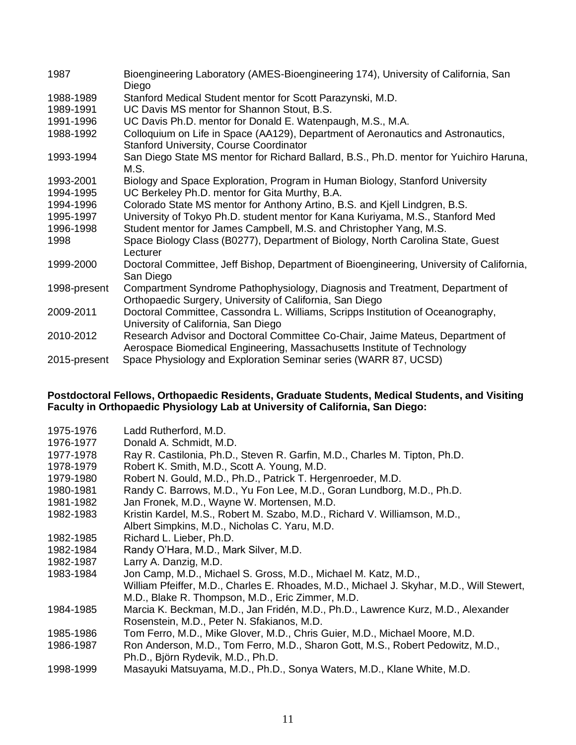| | |
|---|---|
| 1987 | Bioengineering Laboratory (AMES-Bioengineering 174), University of California, San Diego |
| 1988-1989 | Stanford Medical Student mentor for Scott Parazynski, M.D. |
| 1989-1991 | UC Davis MS mentor for Shannon Stout, B.S. |
| 1991-1996 | UC Davis Ph.D. mentor for Donald E. Watenpaugh, M.S., M.A. |
| 1988-1992 | Colloquium on Life in Space (AA129), Department of Aeronautics and Astronautics, Stanford University, Course Coordinator |
| 1993-1994 | San Diego State MS mentor for Richard Ballard, B.S., Ph.D. mentor for Yuichiro Haruna, M.S. |
| 1993-2001 | Biology and Space Exploration, Program in Human Biology, Stanford University |
| 1994-1995 | UC Berkeley Ph.D. mentor for Gita Murthy, B.A. |
| 1994-1996 | Colorado State MS mentor for Anthony Artino, B.S. and Kjell Lindgren, B.S. |
| 1995-1997 | University of Tokyo Ph.D. student mentor for Kana Kuriyama, M.S., Stanford Med |
| 1996-1998 | Student mentor for James Campbell, M.S. and Christopher Yang, M.S. |
| 1998 | Space Biology Class (B0277), Department of Biology, North Carolina State, Guest Lecturer |
| 1999-2000 | Doctoral Committee, Jeff Bishop, Department of Bioengineering, University of California, San Diego |
| 1998-present | Compartment Syndrome Pathophysiology, Diagnosis and Treatment, Department of Orthopaedic Surgery, University of California, San Diego |
| 2009-2011 | Doctoral Committee, Cassondra L. Williams, Scripps Institution of Oceanography, University of California, San Diego |
| 2010-2012 | Research Advisor and Doctoral Committee Co-Chair, Jaime Mateus, Department of Aerospace Biomedical Engineering, Massachusetts Institute of Technology |
| 2015-present | Space Physiology and Exploration Seminar series (WARR 87, UCSD) |

**Postdoctoral Fellows, Orthopaedic Residents, Graduate Students, Medical Students, and Visiting Faculty in Orthopaedic Physiology Lab at University of California, San Diego:**

| | |
|---|---|
| 1975-1976 | Ladd Rutherford, M.D. |
| 1976-1977 | Donald A. Schmidt, M.D. |
| 1977-1978 | Ray R. Castilonia, Ph.D., Steven R. Garfin, M.D., Charles M. Tipton, Ph.D. |
| 1978-1979 | Robert K. Smith, M.D., Scott A. Young, M.D. |
| 1979-1980 | Robert N. Gould, M.D., Ph.D., Patrick T. Hergenroeder, M.D. |
| 1980-1981 | Randy C. Barrows, M.D., Yu Fon Lee, M.D., Goran Lundborg, M.D., Ph.D. |
| 1981-1982 | Jan Fronek, M.D., Wayne W. Mortensen, M.D. |
| 1982-1983 | Kristin Kardel, M.S., Robert M. Szabo, M.D., Richard V. Williamson, M.D., Albert Simpkins, M.D., Nicholas C. Yaru, M.D. |
| 1982-1985 | Richard L. Lieber, Ph.D. |
| 1982-1984 | Randy O'Hara, M.D., Mark Silver, M.D. |
| 1982-1987 | Larry A. Danzig, M.D. |
| 1983-1984 | Jon Camp, M.D., Michael S. Gross, M.D., Michael M. Katz, M.D., William Pfeiffer, M.D., Charles E. Rhoades, M.D., Michael J. Skyhar, M.D., Will Stewert, M.D., Blake R. Thompson, M.D., Eric Zimmer, M.D. |
| 1984-1985 | Marcia K. Beckman, M.D., Jan Fridén, M.D., Ph.D., Lawrence Kurz, M.D., Alexander Rosenstein, M.D., Peter N. Sfakianos, M.D. |
| 1985-1986 | Tom Ferro, M.D., Mike Glover, M.D., Chris Guier, M.D., Michael Moore, M.D. |
| 1986-1987 | Ron Anderson, M.D., Tom Ferro, M.D., Sharon Gott, M.S., Robert Pedowitz, M.D., Ph.D., Björn Rydevik, M.D., Ph.D. |
| 1998-1999 | Masayuki Matsuyama, M.D., Ph.D., Sonya Waters, M.D., Klane White, M.D. |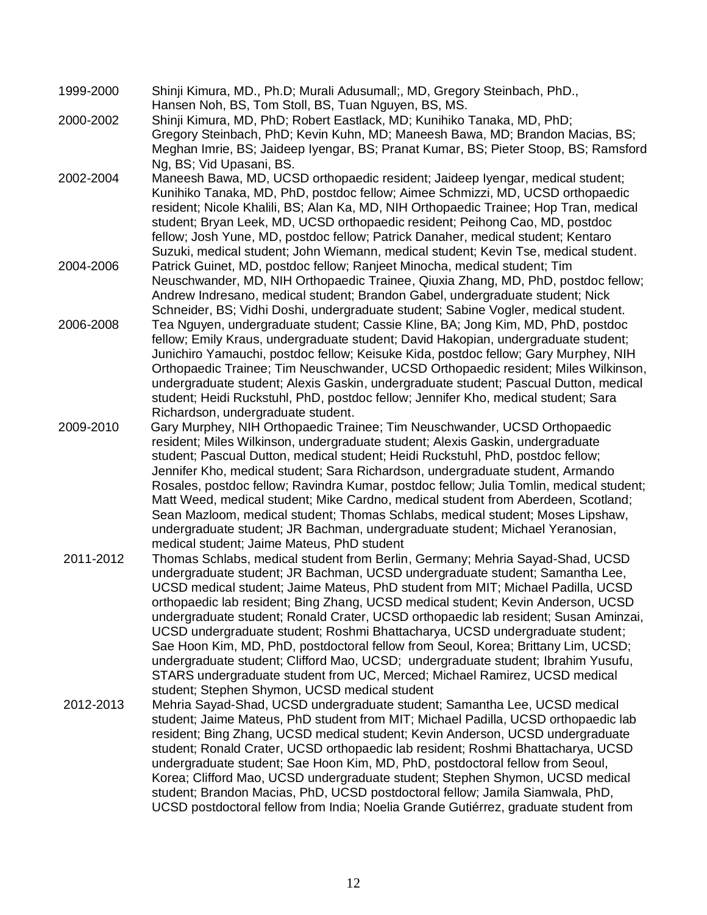1999-2000 Shinji Kimura, MD., Ph.D; Murali Adusumall;, MD, Gregory Steinbach, PhD., Hansen Noh, BS, Tom Stoll, BS, Tuan Nguyen, BS, MS.

2000-2002 Shinji Kimura, MD, PhD; Robert Eastlack, MD; Kunihiko Tanaka, MD, PhD; Gregory Steinbach, PhD; Kevin Kuhn, MD; Maneesh Bawa, MD; Brandon Macias, BS; Meghan Imrie, BS; Jaideep Iyengar, BS; Pranat Kumar, BS; Pieter Stoop, BS; Ramsford Ng, BS; Vid Upasani, BS.

2002-2004 Maneesh Bawa, MD, UCSD orthopaedic resident; Jaideep Iyengar, medical student; Kunihiko Tanaka, MD, PhD, postdoc fellow; Aimee Schmizzi, MD, UCSD orthopaedic resident; Nicole Khalili, BS; Alan Ka, MD, NIH Orthopaedic Trainee; Hop Tran, medical student; Bryan Leek, MD, UCSD orthopaedic resident; Peihong Cao, MD, postdoc fellow; Josh Yune, MD, postdoc fellow; Patrick Danaher, medical student; Kentaro Suzuki, medical student; John Wiemann, medical student; Kevin Tse, medical student.

2004-2006 Patrick Guinet, MD, postdoc fellow; Ranjeet Minocha, medical student; Tim Neuschwander, MD, NIH Orthopaedic Trainee, Qiuxia Zhang, MD, PhD, postdoc fellow; Andrew Indresano, medical student; Brandon Gabel, undergraduate student; Nick Schneider, BS; Vidhi Doshi, undergraduate student; Sabine Vogler, medical student.

2006-2008 Tea Nguyen, undergraduate student; Cassie Kline, BA; Jong Kim, MD, PhD, postdoc fellow; Emily Kraus, undergraduate student; David Hakopian, undergraduate student; Junichiro Yamauchi, postdoc fellow; Keisuke Kida, postdoc fellow; Gary Murphey, NIH Orthopaedic Trainee; Tim Neuschwander, UCSD Orthopaedic resident; Miles Wilkinson, undergraduate student; Alexis Gaskin, undergraduate student; Pascual Dutton, medical student; Heidi Ruckstuhl, PhD, postdoc fellow; Jennifer Kho, medical student; Sara Richardson, undergraduate student.

2009-2010 Gary Murphey, NIH Orthopaedic Trainee; Tim Neuschwander, UCSD Orthopaedic resident; Miles Wilkinson, undergraduate student; Alexis Gaskin, undergraduate student; Pascual Dutton, medical student; Heidi Ruckstuhl, PhD, postdoc fellow; Jennifer Kho, medical student; Sara Richardson, undergraduate student, Armando Rosales, postdoc fellow; Ravindra Kumar, postdoc fellow; Julia Tomlin, medical student; Matt Weed, medical student; Mike Cardno, medical student from Aberdeen, Scotland; Sean Mazloom, medical student; Thomas Schlabs, medical student; Moses Lipshaw, undergraduate student; JR Bachman, undergraduate student; Michael Yeranosian, medical student; Jaime Mateus, PhD student

2011-2012 Thomas Schlabs, medical student from Berlin, Germany; Mehria Sayad-Shad, UCSD undergraduate student; JR Bachman, UCSD undergraduate student; Samantha Lee, UCSD medical student; Jaime Mateus, PhD student from MIT; Michael Padilla, UCSD orthopaedic lab resident; Bing Zhang, UCSD medical student; Kevin Anderson, UCSD undergraduate student; Ronald Crater, UCSD orthopaedic lab resident; Susan Aminzai, UCSD undergraduate student; Roshmi Bhattacharya, UCSD undergraduate student; Sae Hoon Kim, MD, PhD, postdoctoral fellow from Seoul, Korea; Brittany Lim, UCSD; undergraduate student; Clifford Mao, UCSD; undergraduate student; Ibrahim Yusufu, STARS undergraduate student from UC, Merced; Michael Ramirez, UCSD medical student; Stephen Shymon, UCSD medical student

2012-2013 Mehria Sayad-Shad, UCSD undergraduate student; Samantha Lee, UCSD medical student; Jaime Mateus, PhD student from MIT; Michael Padilla, UCSD orthopaedic lab resident; Bing Zhang, UCSD medical student; Kevin Anderson, UCSD undergraduate student; Ronald Crater, UCSD orthopaedic lab resident; Roshmi Bhattacharya, UCSD undergraduate student; Sae Hoon Kim, MD, PhD, postdoctoral fellow from Seoul, Korea; Clifford Mao, UCSD undergraduate student; Stephen Shymon, UCSD medical student; Brandon Macias, PhD, UCSD postdoctoral fellow; Jamila Siamwala, PhD, UCSD postdoctoral fellow from India; Noelia Grande Gutiérrez, graduate student from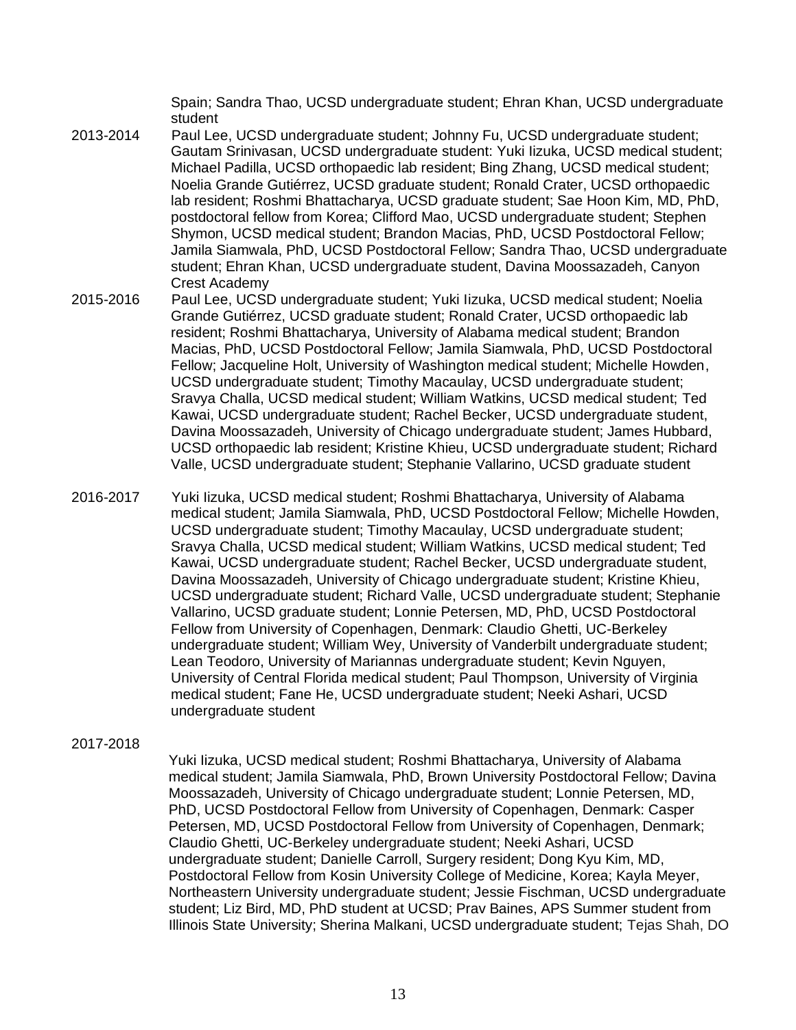Spain; Sandra Thao, UCSD undergraduate student; Ehran Khan, UCSD undergraduate student

2013-2014 Paul Lee, UCSD undergraduate student; Johnny Fu, UCSD undergraduate student; Gautam Srinivasan, UCSD undergraduate student: Yuki Iizuka, UCSD medical student; Michael Padilla, UCSD orthopaedic lab resident; Bing Zhang, UCSD medical student; Noelia Grande Gutiérrez, UCSD graduate student; Ronald Crater, UCSD orthopaedic lab resident; Roshmi Bhattacharya, UCSD graduate student; Sae Hoon Kim, MD, PhD, postdoctoral fellow from Korea; Clifford Mao, UCSD undergraduate student; Stephen Shymon, UCSD medical student; Brandon Macias, PhD, UCSD Postdoctoral Fellow; Jamila Siamwala, PhD, UCSD Postdoctoral Fellow; Sandra Thao, UCSD undergraduate student; Ehran Khan, UCSD undergraduate student, Davina Moossazadeh, Canyon Crest Academy

2015-2016 Paul Lee, UCSD undergraduate student; Yuki Iizuka, UCSD medical student; Noelia Grande Gutiérrez, UCSD graduate student; Ronald Crater, UCSD orthopaedic lab resident; Roshmi Bhattacharya, University of Alabama medical student; Brandon Macias, PhD, UCSD Postdoctoral Fellow; Jamila Siamwala, PhD, UCSD Postdoctoral Fellow; Jacqueline Holt, University of Washington medical student; Michelle Howden, UCSD undergraduate student; Timothy Macaulay, UCSD undergraduate student; Sravya Challa, UCSD medical student; William Watkins, UCSD medical student; Ted Kawai, UCSD undergraduate student; Rachel Becker, UCSD undergraduate student, Davina Moossazadeh, University of Chicago undergraduate student; James Hubbard, UCSD orthopaedic lab resident; Kristine Khieu, UCSD undergraduate student; Richard Valle, UCSD undergraduate student; Stephanie Vallarino, UCSD graduate student

2016-2017 Yuki Iizuka, UCSD medical student; Roshmi Bhattacharya, University of Alabama medical student; Jamila Siamwala, PhD, UCSD Postdoctoral Fellow; Michelle Howden, UCSD undergraduate student; Timothy Macaulay, UCSD undergraduate student; Sravya Challa, UCSD medical student; William Watkins, UCSD medical student; Ted Kawai, UCSD undergraduate student; Rachel Becker, UCSD undergraduate student, Davina Moossazadeh, University of Chicago undergraduate student; Kristine Khieu, UCSD undergraduate student; Richard Valle, UCSD undergraduate student; Stephanie Vallarino, UCSD graduate student; Lonnie Petersen, MD, PhD, UCSD Postdoctoral Fellow from University of Copenhagen, Denmark: Claudio Ghetti, UC-Berkeley undergraduate student; William Wey, University of Vanderbilt undergraduate student; Lean Teodoro, University of Mariannas undergraduate student; Kevin Nguyen, University of Central Florida medical student; Paul Thompson, University of Virginia medical student; Fane He, UCSD undergraduate student; Neeki Ashari, UCSD undergraduate student

2017-2018 Yuki Iizuka, UCSD medical student; Roshmi Bhattacharya, University of Alabama medical student; Jamila Siamwala, PhD, Brown University Postdoctoral Fellow; Davina Moossazadeh, University of Chicago undergraduate student; Lonnie Petersen, MD, PhD, UCSD Postdoctoral Fellow from University of Copenhagen, Denmark: Casper Petersen, MD, UCSD Postdoctoral Fellow from University of Copenhagen, Denmark; Claudio Ghetti, UC-Berkeley undergraduate student; Neeki Ashari, UCSD undergraduate student; Danielle Carroll, Surgery resident; Dong Kyu Kim, MD, Postdoctoral Fellow from Kosin University College of Medicine, Korea; Kayla Meyer, Northeastern University undergraduate student; Jessie Fischman, UCSD undergraduate student; Liz Bird, MD, PhD student at UCSD; Prav Baines, APS Summer student from Illinois State University; Sherina Malkani, UCSD undergraduate student; Tejas Shah, DO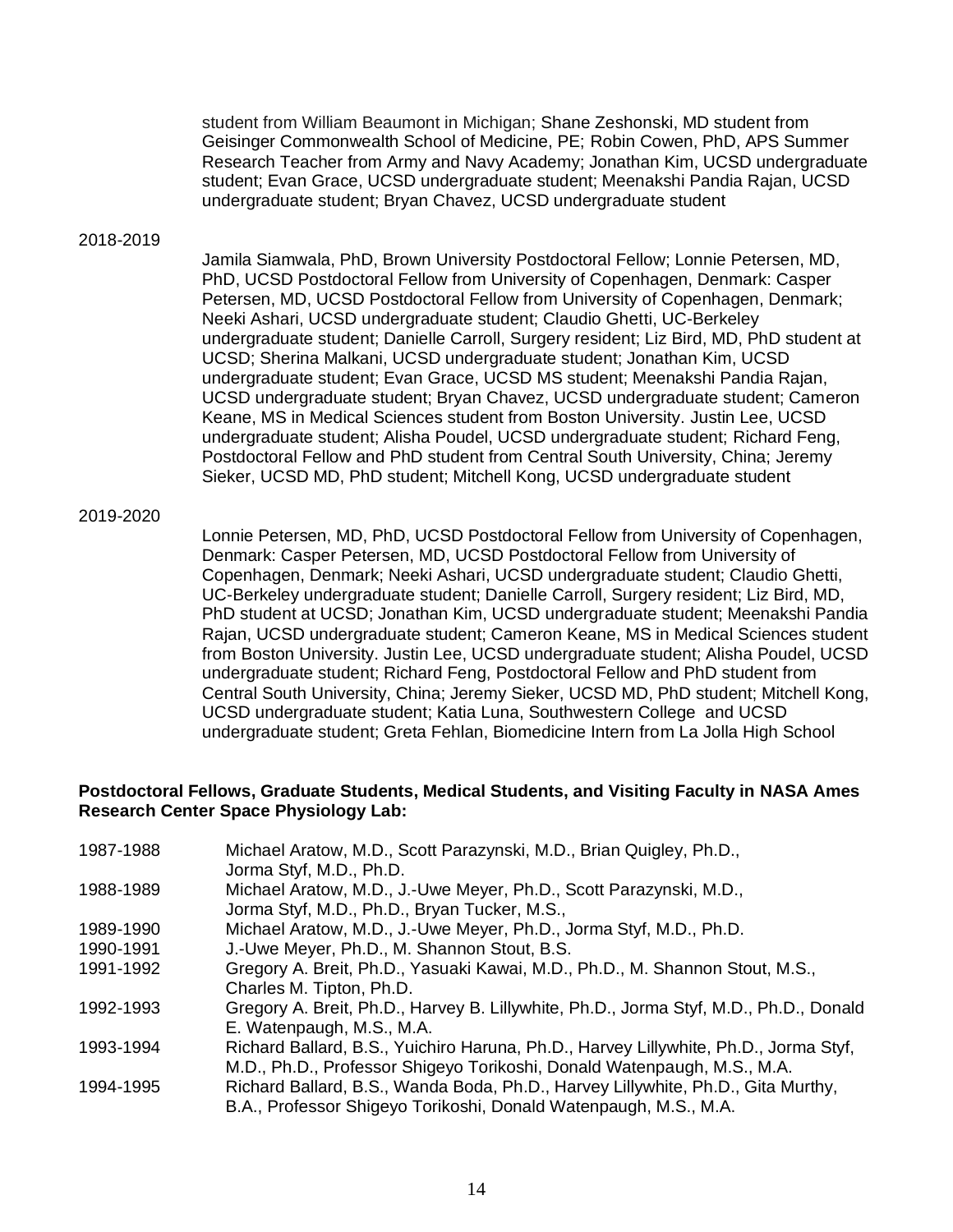student from William Beaumont in Michigan; Shane Zeshonski, MD student from Geisinger Commonwealth School of Medicine, PE; Robin Cowen, PhD, APS Summer Research Teacher from Army and Navy Academy; Jonathan Kim, UCSD undergraduate student; Evan Grace, UCSD undergraduate student; Meenakshi Pandia Rajan, UCSD undergraduate student; Bryan Chavez, UCSD undergraduate student

2018-2019

Jamila Siamwala, PhD, Brown University Postdoctoral Fellow; Lonnie Petersen, MD, PhD, UCSD Postdoctoral Fellow from University of Copenhagen, Denmark: Casper Petersen, MD, UCSD Postdoctoral Fellow from University of Copenhagen, Denmark; Neeki Ashari, UCSD undergraduate student; Claudio Ghetti, UC-Berkeley undergraduate student; Danielle Carroll, Surgery resident; Liz Bird, MD, PhD student at UCSD; Sherina Malkani, UCSD undergraduate student; Jonathan Kim, UCSD undergraduate student; Evan Grace, UCSD MS student; Meenakshi Pandia Rajan, UCSD undergraduate student; Bryan Chavez, UCSD undergraduate student; Cameron Keane, MS in Medical Sciences student from Boston University. Justin Lee, UCSD undergraduate student; Alisha Poudel, UCSD undergraduate student; Richard Feng, Postdoctoral Fellow and PhD student from Central South University, China; Jeremy Sieker, UCSD MD, PhD student; Mitchell Kong, UCSD undergraduate student

2019-2020

Lonnie Petersen, MD, PhD, UCSD Postdoctoral Fellow from University of Copenhagen, Denmark: Casper Petersen, MD, UCSD Postdoctoral Fellow from University of Copenhagen, Denmark; Neeki Ashari, UCSD undergraduate student; Claudio Ghetti, UC-Berkeley undergraduate student; Danielle Carroll, Surgery resident; Liz Bird, MD, PhD student at UCSD; Jonathan Kim, UCSD undergraduate student; Meenakshi Pandia Rajan, UCSD undergraduate student; Cameron Keane, MS in Medical Sciences student from Boston University. Justin Lee, UCSD undergraduate student; Alisha Poudel, UCSD undergraduate student; Richard Feng, Postdoctoral Fellow and PhD student from Central South University, China; Jeremy Sieker, UCSD MD, PhD student; Mitchell Kong, UCSD undergraduate student; Katia Luna, Southwestern College and UCSD undergraduate student; Greta Fehlan, Biomedicine Intern from La Jolla High School

**Postdoctoral Fellows, Graduate Students, Medical Students, and Visiting Faculty in NASA Ames Research Center Space Physiology Lab:**

1987-1988 Michael Aratow, M.D., Scott Parazynski, M.D., Brian Quigley, Ph.D., Jorma Styf, M.D., Ph.D.

1988-1989 Michael Aratow, M.D., J.-Uwe Meyer, Ph.D., Scott Parazynski, M.D., Jorma Styf, M.D., Ph.D., Bryan Tucker, M.S.,

1989-1990 Michael Aratow, M.D., J.-Uwe Meyer, Ph.D., Jorma Styf, M.D., Ph.D.

1990-1991 J.-Uwe Meyer, Ph.D., M. Shannon Stout, B.S.

1991-1992 Gregory A. Breit, Ph.D., Yasuaki Kawai, M.D., Ph.D., M. Shannon Stout, M.S., Charles M. Tipton, Ph.D.

1992-1993 Gregory A. Breit, Ph.D., Harvey B. Lillywhite, Ph.D., Jorma Styf, M.D., Ph.D., Donald E. Watenpaugh, M.S., M.A.

1993-1994 Richard Ballard, B.S., Yuichiro Haruna, Ph.D., Harvey Lillywhite, Ph.D., Jorma Styf, M.D., Ph.D., Professor Shigeyo Torikoshi, Donald Watenpaugh, M.S., M.A.

1994-1995 Richard Ballard, B.S., Wanda Boda, Ph.D., Harvey Lillywhite, Ph.D., Gita Murthy, B.A., Professor Shigeyo Torikoshi, Donald Watenpaugh, M.S., M.A.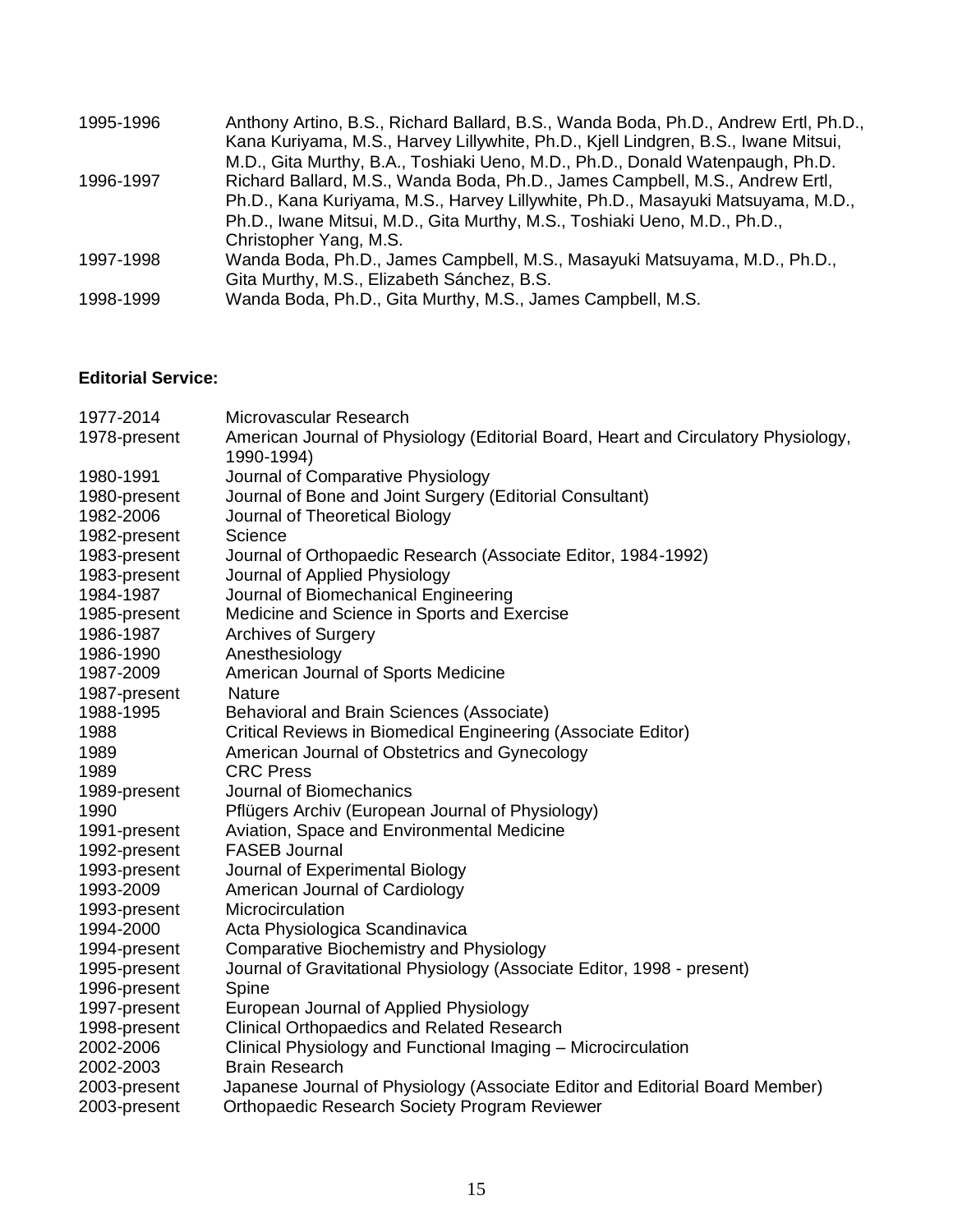| | |
|---|---|
| 1995-1996 | Anthony Artino, B.S., Richard Ballard, B.S., Wanda Boda, Ph.D., Andrew Ertl, Ph.D., Kana Kuriyama, M.S., Harvey Lillywhite, Ph.D., Kjell Lindgren, B.S., Iwane Mitsui, M.D., Gita Murthy, B.A., Toshiaki Ueno, M.D., Ph.D., Donald Watenpaugh, Ph.D. |
| 1996-1997 | Richard Ballard, M.S., Wanda Boda, Ph.D., James Campbell, M.S., Andrew Ertl, Ph.D., Kana Kuriyama, M.S., Harvey Lillywhite, Ph.D., Masayuki Matsuyama, M.D., Ph.D., Iwane Mitsui, M.D., Gita Murthy, M.S., Toshiaki Ueno, M.D., Ph.D., Christopher Yang, M.S. |
| 1997-1998 | Wanda Boda, Ph.D., James Campbell, M.S., Masayuki Matsuyama, M.D., Ph.D., Gita Murthy, M.S., Elizabeth Sánchez, B.S. |
| 1998-1999 | Wanda Boda, Ph.D., Gita Murthy, M.S., James Campbell, M.S. |

**Editorial Service:**

| | |
|---|---|
| 1977-2014 | Microvascular Research |
| 1978-present | American Journal of Physiology (Editorial Board, Heart and Circulatory Physiology, 1990-1994) |
| 1980-1991 | Journal of Comparative Physiology |
| 1980-present | Journal of Bone and Joint Surgery (Editorial Consultant) |
| 1982-2006 | Journal of Theoretical Biology |
| 1982-present | Science |
| 1983-present | Journal of Orthopaedic Research (Associate Editor, 1984-1992) |
| 1983-present | Journal of Applied Physiology |
| 1984-1987 | Journal of Biomechanical Engineering |
| 1985-present | Medicine and Science in Sports and Exercise |
| 1986-1987 | Archives of Surgery |
| 1986-1990 | Anesthesiology |
| 1987-2009 | American Journal of Sports Medicine |
| 1987-present | Nature |
| 1988-1995 | Behavioral and Brain Sciences (Associate) |
| 1988 | Critical Reviews in Biomedical Engineering (Associate Editor) |
| 1989 | American Journal of Obstetrics and Gynecology |
| 1989 | CRC Press |
| 1989-present | Journal of Biomechanics |
| 1990 | Pflügers Archiv (European Journal of Physiology) |
| 1991-present | Aviation, Space and Environmental Medicine |
| 1992-present | FASEB Journal |
| 1993-present | Journal of Experimental Biology |
| 1993-2009 | American Journal of Cardiology |
| 1993-present | Microcirculation |
| 1994-2000 | Acta Physiologica Scandinavica |
| 1994-present | Comparative Biochemistry and Physiology |
| 1995-present | Journal of Gravitational Physiology (Associate Editor, 1998 - present) |
| 1996-present | Spine |
| 1997-present | European Journal of Applied Physiology |
| 1998-present | Clinical Orthopaedics and Related Research |
| 2002-2006 | Clinical Physiology and Functional Imaging – Microcirculation |
| 2002-2003 | Brain Research |
| 2003-present | Japanese Journal of Physiology (Associate Editor and Editorial Board Member) |
| 2003-present | Orthopaedic Research Society Program Reviewer |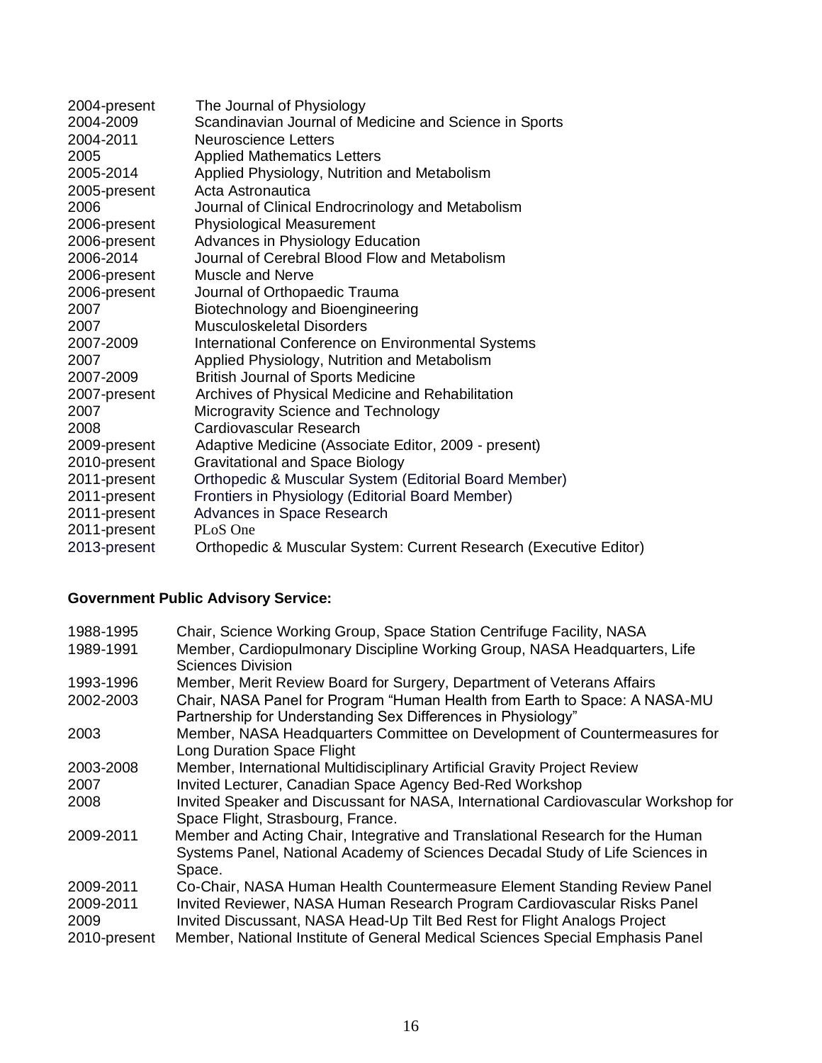| | |
|---|---|
| 2004-present | The Journal of Physiology |
| 2004-2009 | Scandinavian Journal of Medicine and Science in Sports |
| 2004-2011 | Neuroscience Letters |
| 2005 | Applied Mathematics Letters |
| 2005-2014 | Applied Physiology, Nutrition and Metabolism |
| 2005-present | Acta Astronautica |
| 2006 | Journal of Clinical Endrocrinology and Metabolism |
| 2006-present | Physiological Measurement |
| 2006-present | Advances in Physiology Education |
| 2006-2014 | Journal of Cerebral Blood Flow and Metabolism |
| 2006-present | Muscle and Nerve |
| 2006-present | Journal of Orthopaedic Trauma |
| 2007 | Biotechnology and Bioengineering |
| 2007 | Musculoskeletal Disorders |
| 2007-2009 | International Conference on Environmental Systems |
| 2007 | Applied Physiology, Nutrition and Metabolism |
| 2007-2009 | British Journal of Sports Medicine |
| 2007-present | Archives of Physical Medicine and Rehabilitation |
| 2007 | Microgravity Science and Technology |
| 2008 | Cardiovascular Research |
| 2009-present | Adaptive Medicine (Associate Editor, 2009 - present) |
| 2010-present | Gravitational and Space Biology |
| 2011-present | Orthopedic & Muscular System (Editorial Board Member) |
| 2011-present | Frontiers in Physiology (Editorial Board Member) |
| 2011-present | Advances in Space Research |
| 2011-present | PLoS One |
| 2013-present | Orthopedic & Muscular System: Current Research (Executive Editor) |

**Government Public Advisory Service:**

| | |
|---|---|
| 1988-1995 | Chair, Science Working Group, Space Station Centrifuge Facility, NASA |
| 1989-1991 | Member, Cardiopulmonary Discipline Working Group, NASA Headquarters, Life Sciences Division |
| 1993-1996 | Member, Merit Review Board for Surgery, Department of Veterans Affairs |
| 2002-2003 | Chair, NASA Panel for Program "Human Health from Earth to Space: A NASA-MU Partnership for Understanding Sex Differences in Physiology" |
| 2003 | Member, NASA Headquarters Committee on Development of Countermeasures for Long Duration Space Flight |
| 2003-2008 | Member, International Multidisciplinary Artificial Gravity Project Review |
| 2007 | Invited Lecturer, Canadian Space Agency Bed-Red Workshop |
| 2008 | Invited Speaker and Discussant for NASA, International Cardiovascular Workshop for Space Flight, Strasbourg, France. |
| 2009-2011 | Member and Acting Chair, Integrative and Translational Research for the Human Systems Panel, National Academy of Sciences Decadal Study of Life Sciences in Space. |
| 2009-2011 | Co-Chair, NASA Human Health Countermeasure Element Standing Review Panel |
| 2009-2011 | Invited Reviewer, NASA Human Research Program Cardiovascular Risks Panel |
| 2009 | Invited Discussant, NASA Head-Up Tilt Bed Rest for Flight Analogs Project |
| 2010-present | Member, National Institute of General Medical Sciences Special Emphasis Panel |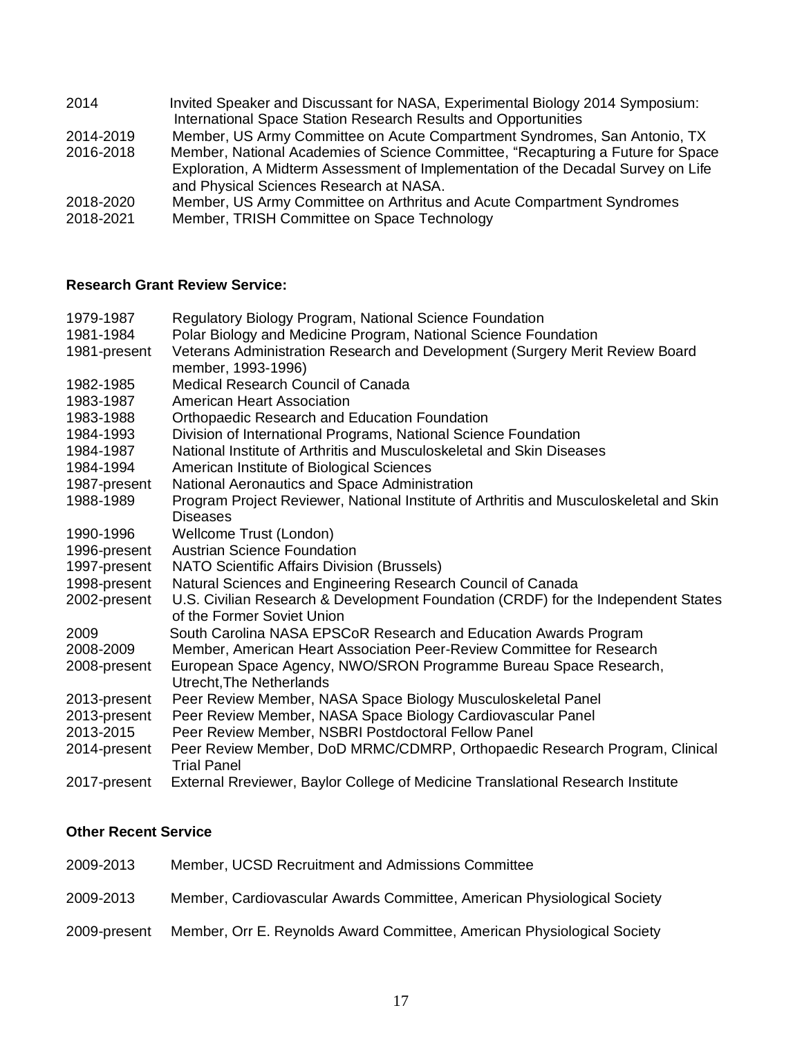2014 Invited Speaker and Discussant for NASA, Experimental Biology 2014 Symposium: International Space Station Research Results and Opportunities

2014-2019 Member, US Army Committee on Acute Compartment Syndromes, San Antonio, TX

2016-2018 Member, National Academies of Science Committee, "Recapturing a Future for Space Exploration, A Midterm Assessment of Implementation of the Decadal Survey on Life and Physical Sciences Research at NASA.

2018-2020 Member, US Army Committee on Arthritus and Acute Compartment Syndromes

2018-2021 Member, TRISH Committee on Space Technology

**Research Grant Review Service:**

1979-1987 Regulatory Biology Program, National Science Foundation

1981-1984 Polar Biology and Medicine Program, National Science Foundation

1981-present Veterans Administration Research and Development (Surgery Merit Review Board member, 1993-1996)

1982-1985 Medical Research Council of Canada

1983-1987 American Heart Association

1983-1988 Orthopaedic Research and Education Foundation

1984-1993 Division of International Programs, National Science Foundation

1984-1987 National Institute of Arthritis and Musculoskeletal and Skin Diseases

1984-1994 American Institute of Biological Sciences

1987-present National Aeronautics and Space Administration

1988-1989 Program Project Reviewer, National Institute of Arthritis and Musculoskeletal and Skin Diseases

1990-1996 Wellcome Trust (London)

1996-present Austrian Science Foundation

1997-present NATO Scientific Affairs Division (Brussels)

1998-present Natural Sciences and Engineering Research Council of Canada

2002-present U.S. Civilian Research & Development Foundation (CRDF) for the Independent States of the Former Soviet Union

2009 South Carolina NASA EPSCoR Research and Education Awards Program

2008-2009 Member, American Heart Association Peer-Review Committee for Research

2008-present European Space Agency, NWO/SRON Programme Bureau Space Research, Utrecht,The Netherlands

2013-present Peer Review Member, NASA Space Biology Musculoskeletal Panel

2013-present Peer Review Member, NASA Space Biology Cardiovascular Panel

2013-2015 Peer Review Member, NSBRI Postdoctoral Fellow Panel

2014-present Peer Review Member, DoD MRMC/CDMRP, Orthopaedic Research Program, Clinical Trial Panel

2017-present External Rreviewer, Baylor College of Medicine Translational Research Institute

**Other Recent Service**

2009-2013 Member, UCSD Recruitment and Admissions Committee

2009-2013 Member, Cardiovascular Awards Committee, American Physiological Society

2009-present Member, Orr E. Reynolds Award Committee, American Physiological Society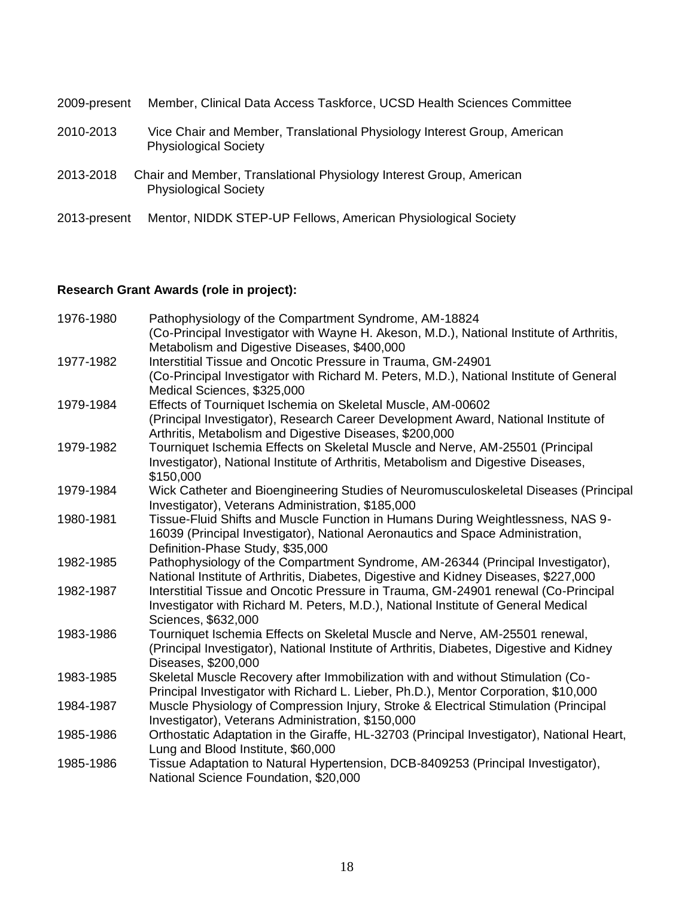2009-present Member, Clinical Data Access Taskforce, UCSD Health Sciences Committee

2010-2013 Vice Chair and Member, Translational Physiology Interest Group, American Physiological Society

2013-2018 Chair and Member, Translational Physiology Interest Group, American Physiological Society

2013-present Mentor, NIDDK STEP-UP Fellows, American Physiological Society

**Research Grant Awards (role in project):**

1976-1980 Pathophysiology of the Compartment Syndrome, AM-18824 (Co-Principal Investigator with Wayne H. Akeson, M.D.), National Institute of Arthritis, Metabolism and Digestive Diseases, $400,000

1977-1982 Interstitial Tissue and Oncotic Pressure in Trauma, GM-24901 (Co-Principal Investigator with Richard M. Peters, M.D.), National Institute of General Medical Sciences, $325,000

1979-1984 Effects of Tourniquet Ischemia on Skeletal Muscle, AM-00602 (Principal Investigator), Research Career Development Award, National Institute of Arthritis, Metabolism and Digestive Diseases, $200,000

1979-1982 Tourniquet Ischemia Effects on Skeletal Muscle and Nerve, AM-25501 (Principal Investigator), National Institute of Arthritis, Metabolism and Digestive Diseases, $150,000

1979-1984 Wick Catheter and Bioengineering Studies of Neuromusculoskeletal Diseases (Principal Investigator), Veterans Administration, $185,000

1980-1981 Tissue-Fluid Shifts and Muscle Function in Humans During Weightlessness, NAS 9-16039 (Principal Investigator), National Aeronautics and Space Administration, Definition-Phase Study, $35,000

1982-1985 Pathophysiology of the Compartment Syndrome, AM-26344 (Principal Investigator), National Institute of Arthritis, Diabetes, Digestive and Kidney Diseases, $227,000

1982-1987 Interstitial Tissue and Oncotic Pressure in Trauma, GM-24901 renewal (Co-Principal Investigator with Richard M. Peters, M.D.), National Institute of General Medical Sciences, $632,000

1983-1986 Tourniquet Ischemia Effects on Skeletal Muscle and Nerve, AM-25501 renewal, (Principal Investigator), National Institute of Arthritis, Diabetes, Digestive and Kidney Diseases, $200,000

1983-1985 Skeletal Muscle Recovery after Immobilization with and without Stimulation (Co-Principal Investigator with Richard L. Lieber, Ph.D.), Mentor Corporation, $10,000

1984-1987 Muscle Physiology of Compression Injury, Stroke & Electrical Stimulation (Principal Investigator), Veterans Administration, $150,000

1985-1986 Orthostatic Adaptation in the Giraffe, HL-32703 (Principal Investigator), National Heart, Lung and Blood Institute, $60,000

1985-1986 Tissue Adaptation to Natural Hypertension, DCB-8409253 (Principal Investigator), National Science Foundation, $20,000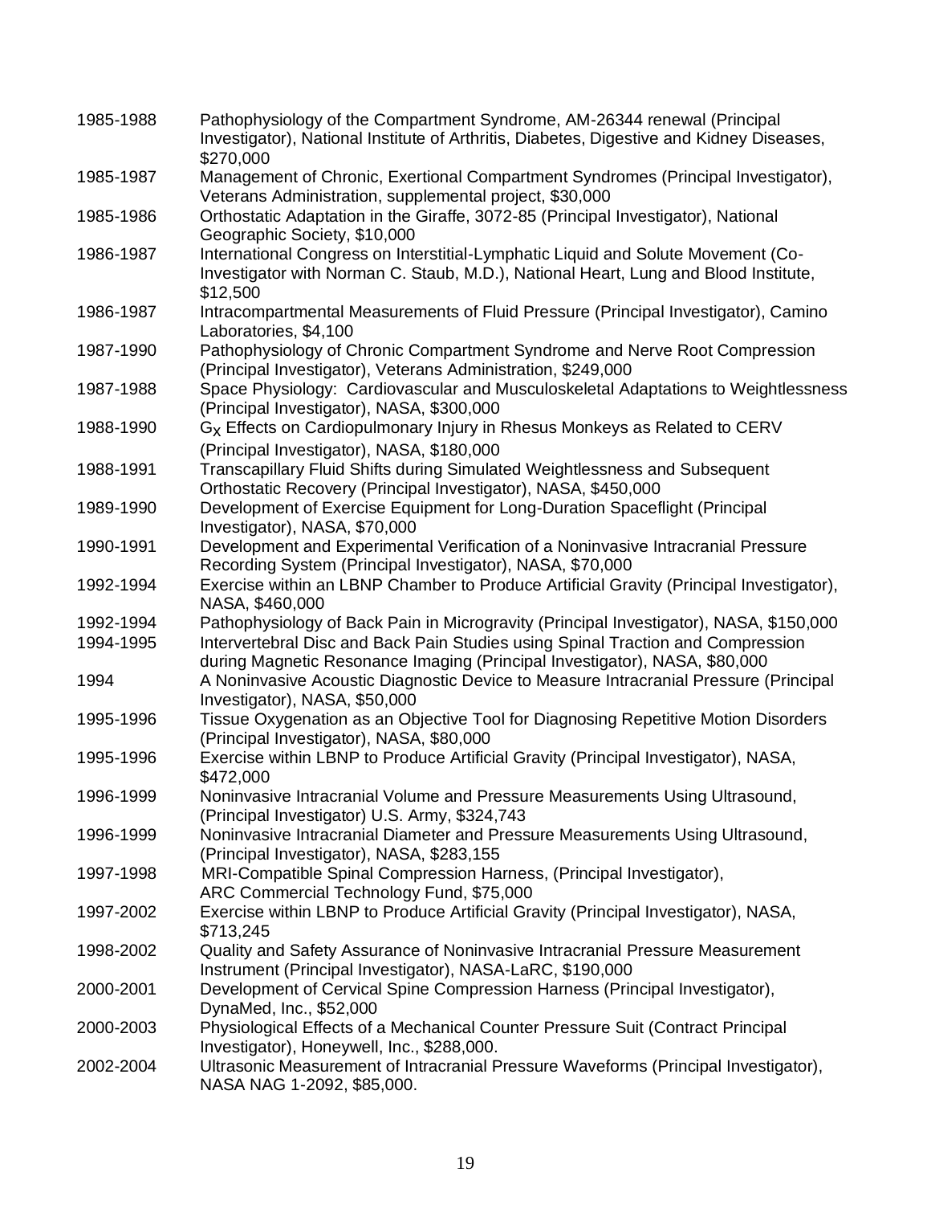| | |
|---|---|
| 1985-1988 | Pathophysiology of the Compartment Syndrome, AM-26344 renewal (Principal Investigator), National Institute of Arthritis, Diabetes, Digestive and Kidney Diseases, $270,000 |
| 1985-1987 | Management of Chronic, Exertional Compartment Syndromes (Principal Investigator), Veterans Administration, supplemental project, $30,000 |
| 1985-1986 | Orthostatic Adaptation in the Giraffe, 3072-85 (Principal Investigator), National Geographic Society, $10,000 |
| 1986-1987 | International Congress on Interstitial-Lymphatic Liquid and Solute Movement (Co-Investigator with Norman C. Staub, M.D.), National Heart, Lung and Blood Institute, $12,500 |
| 1986-1987 | Intracompartmental Measurements of Fluid Pressure (Principal Investigator), Camino Laboratories, $4,100 |
| 1987-1990 | Pathophysiology of Chronic Compartment Syndrome and Nerve Root Compression (Principal Investigator), Veterans Administration, $249,000 |
| 1987-1988 | Space Physiology: Cardiovascular and Musculoskeletal Adaptations to Weightlessness (Principal Investigator), NASA, $300,000 |
| 1988-1990 | $G_X$ Effects on Cardiopulmonary Injury in Rhesus Monkeys as Related to CERV (Principal Investigator), NASA, $180,000 |
| 1988-1991 | Transcapillary Fluid Shifts during Simulated Weightlessness and Subsequent Orthostatic Recovery (Principal Investigator), NASA, $450,000 |
| 1989-1990 | Development of Exercise Equipment for Long-Duration Spaceflight (Principal Investigator), NASA, $70,000 |
| 1990-1991 | Development and Experimental Verification of a Noninvasive Intracranial Pressure Recording System (Principal Investigator), NASA, $70,000 |
| 1992-1994 | Exercise within an LBNP Chamber to Produce Artificial Gravity (Principal Investigator), NASA, $460,000 |
| 1992-1994 | Pathophysiology of Back Pain in Microgravity (Principal Investigator), NASA, $150,000 |
| 1994-1995 | Intervertebral Disc and Back Pain Studies using Spinal Traction and Compression during Magnetic Resonance Imaging (Principal Investigator), NASA, $80,000 |
| 1994 | A Noninvasive Acoustic Diagnostic Device to Measure Intracranial Pressure (Principal Investigator), NASA, $50,000 |
| 1995-1996 | Tissue Oxygenation as an Objective Tool for Diagnosing Repetitive Motion Disorders (Principal Investigator), NASA, $80,000 |
| 1995-1996 | Exercise within LBNP to Produce Artificial Gravity (Principal Investigator), NASA, $472,000 |
| 1996-1999 | Noninvasive Intracranial Volume and Pressure Measurements Using Ultrasound, (Principal Investigator) U.S. Army, $324,743 |
| 1996-1999 | Noninvasive Intracranial Diameter and Pressure Measurements Using Ultrasound, (Principal Investigator), NASA, $283,155 |
| 1997-1998 | MRI-Compatible Spinal Compression Harness, (Principal Investigator), ARC Commercial Technology Fund, $75,000 |
| 1997-2002 | Exercise within LBNP to Produce Artificial Gravity (Principal Investigator), NASA, $713,245 |
| 1998-2002 | Quality and Safety Assurance of Noninvasive Intracranial Pressure Measurement Instrument (Principal Investigator), NASA-LaRC, $190,000 |
| 2000-2001 | Development of Cervical Spine Compression Harness (Principal Investigator), DynaMed, Inc., $52,000 |
| 2000-2003 | Physiological Effects of a Mechanical Counter Pressure Suit (Contract Principal Investigator), Honeywell, Inc., $288,000. |
| 2002-2004 | Ultrasonic Measurement of Intracranial Pressure Waveforms (Principal Investigator), NASA NAG 1-2092, $85,000. |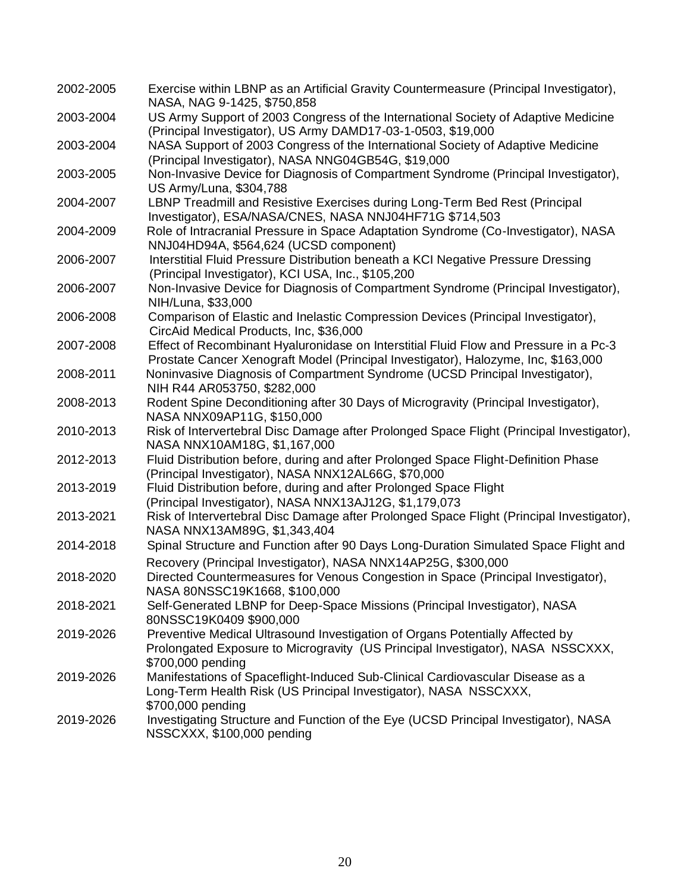2002-2005 Exercise within LBNP as an Artificial Gravity Countermeasure (Principal Investigator), NASA, NAG 9-1425, $750,858

2003-2004 US Army Support of 2003 Congress of the International Society of Adaptive Medicine (Principal Investigator), US Army DAMD17-03-1-0503, $19,000

2003-2004 NASA Support of 2003 Congress of the International Society of Adaptive Medicine (Principal Investigator), NASA NNG04GB54G, $19,000

2003-2005 Non-Invasive Device for Diagnosis of Compartment Syndrome (Principal Investigator), US Army/Luna, $304,788

2004-2007 LBNP Treadmill and Resistive Exercises during Long-Term Bed Rest (Principal Investigator), ESA/NASA/CNES, NASA NNJ04HF71G $714,503

2004-2009 Role of Intracranial Pressure in Space Adaptation Syndrome (Co-Investigator), NASA NNJ04HD94A, $564,624 (UCSD component)

2006-2007 Interstitial Fluid Pressure Distribution beneath a KCI Negative Pressure Dressing (Principal Investigator), KCI USA, Inc., $105,200

2006-2007 Non-Invasive Device for Diagnosis of Compartment Syndrome (Principal Investigator), NIH/Luna, $33,000

2006-2008 Comparison of Elastic and Inelastic Compression Devices (Principal Investigator), CircAid Medical Products, Inc, $36,000

2007-2008 Effect of Recombinant Hyaluronidase on Interstitial Fluid Flow and Pressure in a Pc-3 Prostate Cancer Xenograft Model (Principal Investigator), Halozyme, Inc, $163,000

2008-2011 Noninvasive Diagnosis of Compartment Syndrome (UCSD Principal Investigator), NIH R44 AR053750, $282,000

2008-2013 Rodent Spine Deconditioning after 30 Days of Microgravity (Principal Investigator), NASA NNX09AP11G, $150,000

2010-2013 Risk of Intervertebral Disc Damage after Prolonged Space Flight (Principal Investigator), NASA NNX10AM18G, $1,167,000

2012-2013 Fluid Distribution before, during and after Prolonged Space Flight-Definition Phase (Principal Investigator), NASA NNX12AL66G, $70,000

2013-2019 Fluid Distribution before, during and after Prolonged Space Flight (Principal Investigator), NASA NNX13AJ12G, $1,179,073

2013-2021 Risk of Intervertebral Disc Damage after Prolonged Space Flight (Principal Investigator), NASA NNX13AM89G, $1,343,404

2014-2018 Spinal Structure and Function after 90 Days Long-Duration Simulated Space Flight and Recovery (Principal Investigator), NASA NNX14AP25G, $300,000

2018-2020 Directed Countermeasures for Venous Congestion in Space (Principal Investigator), NASA 80NSSC19K1668, $100,000

2018-2021 Self-Generated LBNP for Deep-Space Missions (Principal Investigator), NASA 80NSSC19K0409 $900,000

2019-2026 Preventive Medical Ultrasound Investigation of Organs Potentially Affected by Prolongated Exposure to Microgravity (US Principal Investigator), NASA NSSCXXX, $700,000 pending

2019-2026 Manifestations of Spaceflight-Induced Sub-Clinical Cardiovascular Disease as a Long-Term Health Risk (US Principal Investigator), NASA NSSCXXX, $700,000 pending

2019-2026 Investigating Structure and Function of the Eye (UCSD Principal Investigator), NASA NSSCXXX, $100,000 pending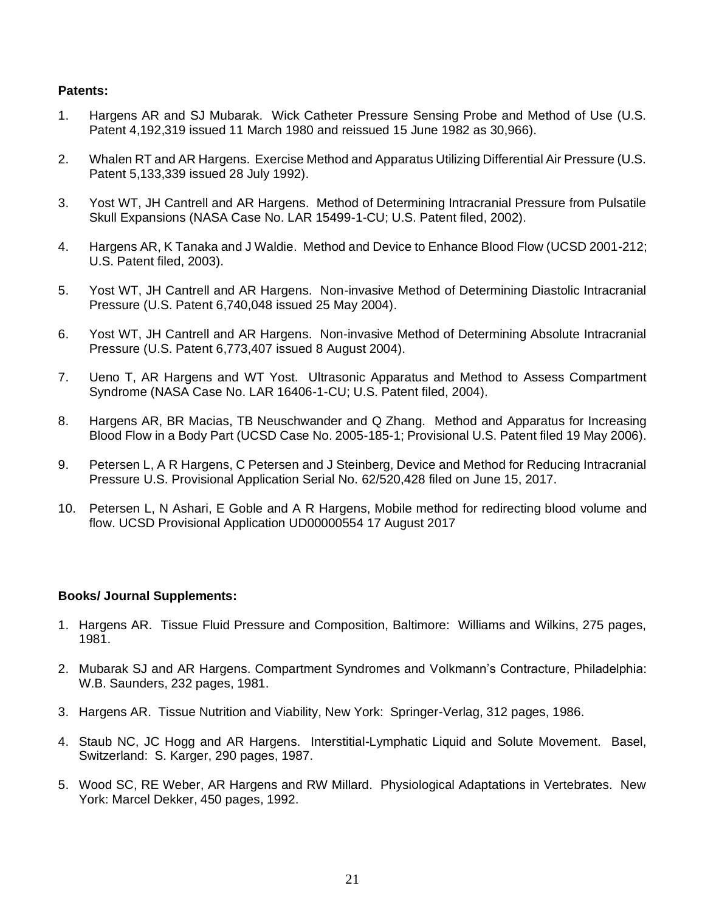**Patents:**

1. Hargens AR and SJ Mubarak. Wick Catheter Pressure Sensing Probe and Method of Use (U.S. Patent 4,192,319 issued 11 March 1980 and reissued 15 June 1982 as 30,966).

2. Whalen RT and AR Hargens. Exercise Method and Apparatus Utilizing Differential Air Pressure (U.S. Patent 5,133,339 issued 28 July 1992).

3. Yost WT, JH Cantrell and AR Hargens. Method of Determining Intracranial Pressure from Pulsatile Skull Expansions (NASA Case No. LAR 15499-1-CU; U.S. Patent filed, 2002).

4. Hargens AR, K Tanaka and J Waldie. Method and Device to Enhance Blood Flow (UCSD 2001-212; U.S. Patent filed, 2003).

5. Yost WT, JH Cantrell and AR Hargens. Non-invasive Method of Determining Diastolic Intracranial Pressure (U.S. Patent 6,740,048 issued 25 May 2004).

6. Yost WT, JH Cantrell and AR Hargens. Non-invasive Method of Determining Absolute Intracranial Pressure (U.S. Patent 6,773,407 issued 8 August 2004).

7. Ueno T, AR Hargens and WT Yost. Ultrasonic Apparatus and Method to Assess Compartment Syndrome (NASA Case No. LAR 16406-1-CU; U.S. Patent filed, 2004).

8. Hargens AR, BR Macias, TB Neuschwander and Q Zhang. Method and Apparatus for Increasing Blood Flow in a Body Part (UCSD Case No. 2005-185-1; Provisional U.S. Patent filed 19 May 2006).

9. Petersen L, A R Hargens, C Petersen and J Steinberg, Device and Method for Reducing Intracranial Pressure U.S. Provisional Application Serial No. 62/520,428 filed on June 15, 2017.

10. Petersen L, N Ashari, E Goble and A R Hargens, Mobile method for redirecting blood volume and flow. UCSD Provisional Application UD00000554 17 August 2017

**Books/ Journal Supplements:**

1. Hargens AR. Tissue Fluid Pressure and Composition, Baltimore: Williams and Wilkins, 275 pages, 1981.

2. Mubarak SJ and AR Hargens. Compartment Syndromes and Volkmann's Contracture, Philadelphia: W.B. Saunders, 232 pages, 1981.

3. Hargens AR. Tissue Nutrition and Viability, New York: Springer-Verlag, 312 pages, 1986.

4. Staub NC, JC Hogg and AR Hargens. Interstitial-Lymphatic Liquid and Solute Movement. Basel, Switzerland: S. Karger, 290 pages, 1987.

5. Wood SC, RE Weber, AR Hargens and RW Millard. Physiological Adaptations in Vertebrates. New York: Marcel Dekker, 450 pages, 1992.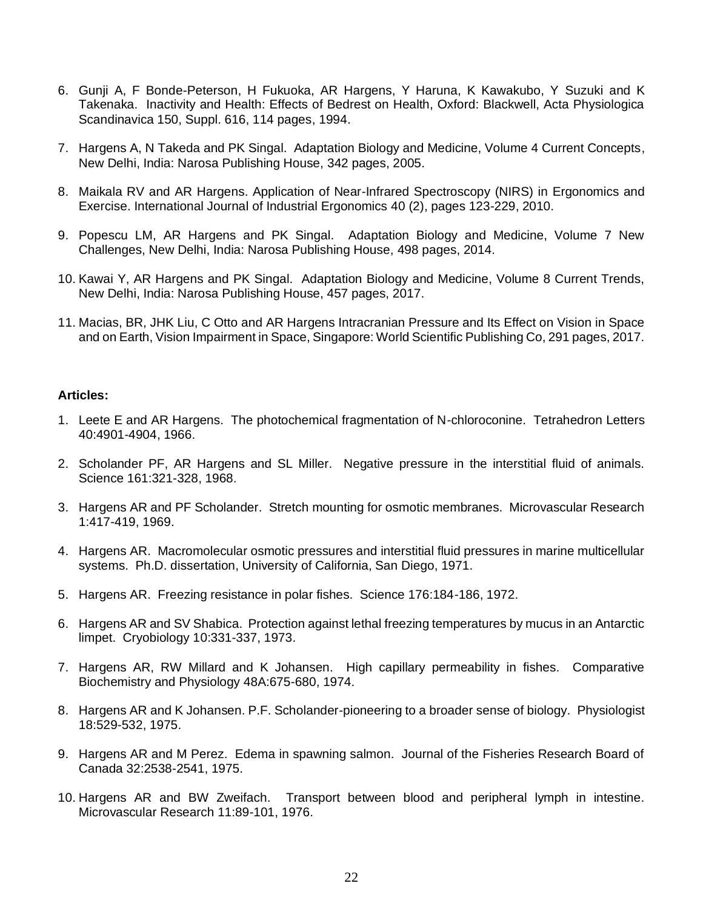6. Gunji A, F Bonde-Peterson, H Fukuoka, AR Hargens, Y Haruna, K Kawakubo, Y Suzuki and K Takenaka. Inactivity and Health: Effects of Bedrest on Health, Oxford: Blackwell, Acta Physiologica Scandinavica 150, Suppl. 616, 114 pages, 1994.

7. Hargens A, N Takeda and PK Singal. Adaptation Biology and Medicine, Volume 4 Current Concepts, New Delhi, India: Narosa Publishing House, 342 pages, 2005.

8. Maikala RV and AR Hargens. Application of Near-Infrared Spectroscopy (NIRS) in Ergonomics and Exercise. International Journal of Industrial Ergonomics 40 (2), pages 123-229, 2010.

9. Popescu LM, AR Hargens and PK Singal. Adaptation Biology and Medicine, Volume 7 New Challenges, New Delhi, India: Narosa Publishing House, 498 pages, 2014.

10. Kawai Y, AR Hargens and PK Singal. Adaptation Biology and Medicine, Volume 8 Current Trends, New Delhi, India: Narosa Publishing House, 457 pages, 2017.

11. Macias, BR, JHK Liu, C Otto and AR Hargens Intracranian Pressure and Its Effect on Vision in Space and on Earth, Vision Impairment in Space, Singapore: World Scientific Publishing Co, 291 pages, 2017.

**Articles:**

1. Leete E and AR Hargens. The photochemical fragmentation of N-chloroconine. Tetrahedron Letters 40:4901-4904, 1966.

2. Scholander PF, AR Hargens and SL Miller. Negative pressure in the interstitial fluid of animals. Science 161:321-328, 1968.

3. Hargens AR and PF Scholander. Stretch mounting for osmotic membranes. Microvascular Research 1:417-419, 1969.

4. Hargens AR. Macromolecular osmotic pressures and interstitial fluid pressures in marine multicellular systems. Ph.D. dissertation, University of California, San Diego, 1971.

5. Hargens AR. Freezing resistance in polar fishes. Science 176:184-186, 1972.

6. Hargens AR and SV Shabica. Protection against lethal freezing temperatures by mucus in an Antarctic limpet. Cryobiology 10:331-337, 1973.

7. Hargens AR, RW Millard and K Johansen. High capillary permeability in fishes. Comparative Biochemistry and Physiology 48A:675-680, 1974.

8. Hargens AR and K Johansen. P.F. Scholander-pioneering to a broader sense of biology. Physiologist 18:529-532, 1975.

9. Hargens AR and M Perez. Edema in spawning salmon. Journal of the Fisheries Research Board of Canada 32:2538-2541, 1975.

10. Hargens AR and BW Zweifach. Transport between blood and peripheral lymph in intestine. Microvascular Research 11:89-101, 1976.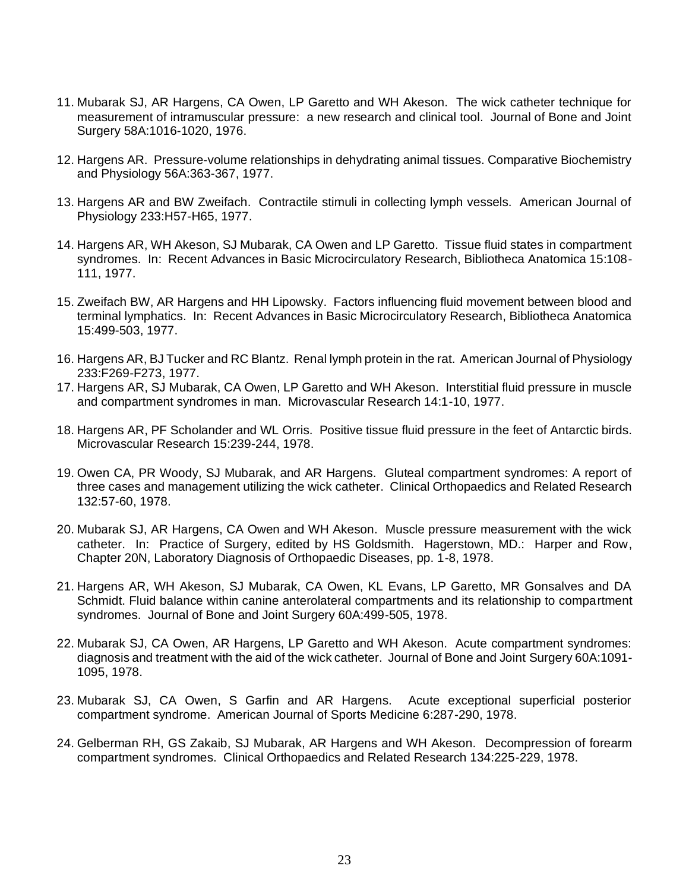11. Mubarak SJ, AR Hargens, CA Owen, LP Garetto and WH Akeson. The wick catheter technique for measurement of intramuscular pressure: a new research and clinical tool. Journal of Bone and Joint Surgery 58A:1016-1020, 1976.

12. Hargens AR. Pressure-volume relationships in dehydrating animal tissues. Comparative Biochemistry and Physiology 56A:363-367, 1977.

13. Hargens AR and BW Zweifach. Contractile stimuli in collecting lymph vessels. American Journal of Physiology 233:H57-H65, 1977.

14. Hargens AR, WH Akeson, SJ Mubarak, CA Owen and LP Garetto. Tissue fluid states in compartment syndromes. In: Recent Advances in Basic Microcirculatory Research, Bibliotheca Anatomica 15:108-111, 1977.

15. Zweifach BW, AR Hargens and HH Lipowsky. Factors influencing fluid movement between blood and terminal lymphatics. In: Recent Advances in Basic Microcirculatory Research, Bibliotheca Anatomica 15:499-503, 1977.

16. Hargens AR, BJ Tucker and RC Blantz. Renal lymph protein in the rat. American Journal of Physiology 233:F269-F273, 1977.

17. Hargens AR, SJ Mubarak, CA Owen, LP Garetto and WH Akeson. Interstitial fluid pressure in muscle and compartment syndromes in man. Microvascular Research 14:1-10, 1977.

18. Hargens AR, PF Scholander and WL Orris. Positive tissue fluid pressure in the feet of Antarctic birds. Microvascular Research 15:239-244, 1978.

19. Owen CA, PR Woody, SJ Mubarak, and AR Hargens. Gluteal compartment syndromes: A report of three cases and management utilizing the wick catheter. Clinical Orthopaedics and Related Research 132:57-60, 1978.

20. Mubarak SJ, AR Hargens, CA Owen and WH Akeson. Muscle pressure measurement with the wick catheter. In: Practice of Surgery, edited by HS Goldsmith. Hagerstown, MD.: Harper and Row, Chapter 20N, Laboratory Diagnosis of Orthopaedic Diseases, pp. 1-8, 1978.

21. Hargens AR, WH Akeson, SJ Mubarak, CA Owen, KL Evans, LP Garetto, MR Gonsalves and DA Schmidt. Fluid balance within canine anterolateral compartments and its relationship to compartment syndromes. Journal of Bone and Joint Surgery 60A:499-505, 1978.

22. Mubarak SJ, CA Owen, AR Hargens, LP Garetto and WH Akeson. Acute compartment syndromes: diagnosis and treatment with the aid of the wick catheter. Journal of Bone and Joint Surgery 60A:1091-1095, 1978.

23. Mubarak SJ, CA Owen, S Garfin and AR Hargens. Acute exceptional superficial posterior compartment syndrome. American Journal of Sports Medicine 6:287-290, 1978.

24. Gelberman RH, GS Zakaib, SJ Mubarak, AR Hargens and WH Akeson. Decompression of forearm compartment syndromes. Clinical Orthopaedics and Related Research 134:225-229, 1978.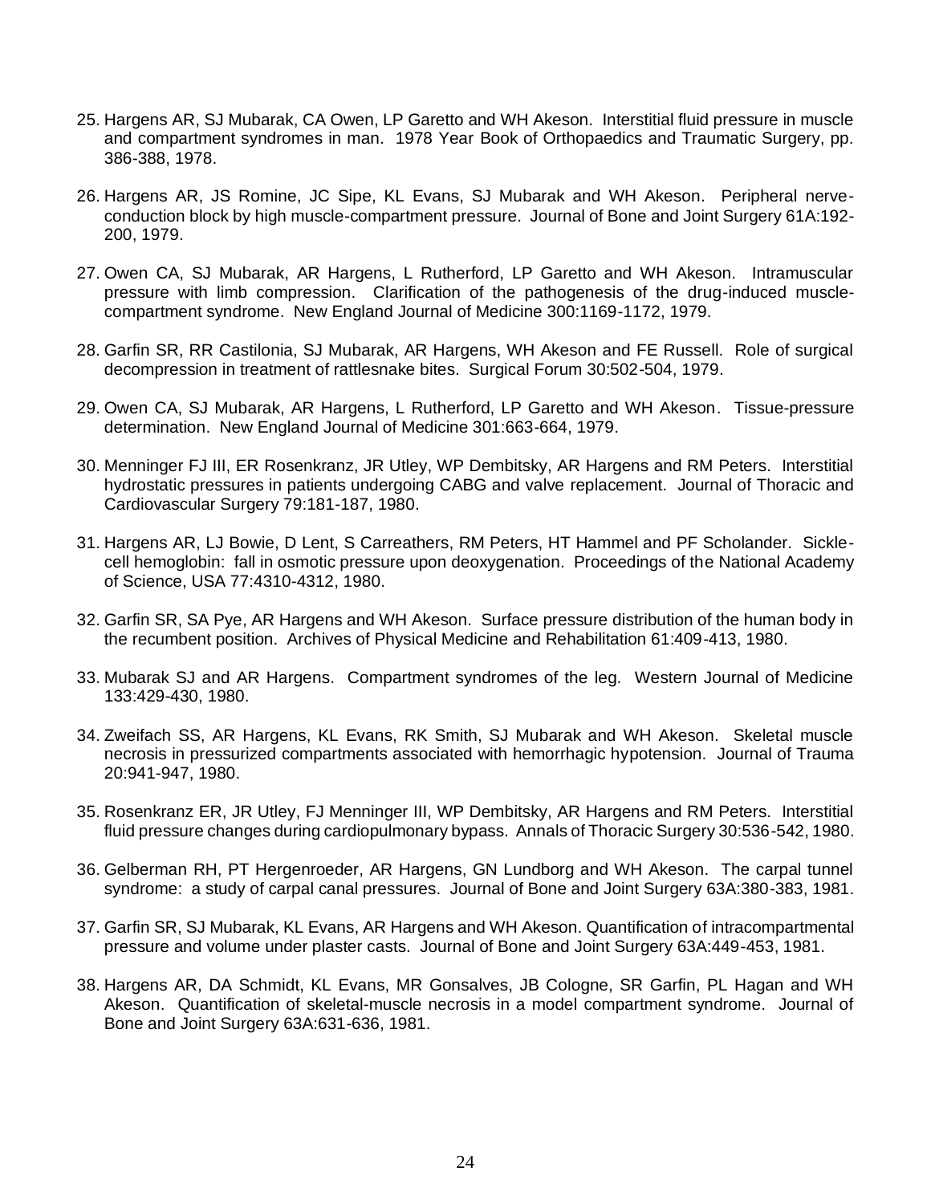25. Hargens AR, SJ Mubarak, CA Owen, LP Garetto and WH Akeson. Interstitial fluid pressure in muscle and compartment syndromes in man. 1978 Year Book of Orthopaedics and Traumatic Surgery, pp. 386-388, 1978.

26. Hargens AR, JS Romine, JC Sipe, KL Evans, SJ Mubarak and WH Akeson. Peripheral nerve-conduction block by high muscle-compartment pressure. Journal of Bone and Joint Surgery 61A:192-200, 1979.

27. Owen CA, SJ Mubarak, AR Hargens, L Rutherford, LP Garetto and WH Akeson. Intramuscular pressure with limb compression. Clarification of the pathogenesis of the drug-induced muscle-compartment syndrome. New England Journal of Medicine 300:1169-1172, 1979.

28. Garfin SR, RR Castilonia, SJ Mubarak, AR Hargens, WH Akeson and FE Russell. Role of surgical decompression in treatment of rattlesnake bites. Surgical Forum 30:502-504, 1979.

29. Owen CA, SJ Mubarak, AR Hargens, L Rutherford, LP Garetto and WH Akeson. Tissue-pressure determination. New England Journal of Medicine 301:663-664, 1979.

30. Menninger FJ III, ER Rosenkranz, JR Utley, WP Dembitsky, AR Hargens and RM Peters. Interstitial hydrostatic pressures in patients undergoing CABG and valve replacement. Journal of Thoracic and Cardiovascular Surgery 79:181-187, 1980.

31. Hargens AR, LJ Bowie, D Lent, S Carreathers, RM Peters, HT Hammel and PF Scholander. Sickle-cell hemoglobin: fall in osmotic pressure upon deoxygenation. Proceedings of the National Academy of Science, USA 77:4310-4312, 1980.

32. Garfin SR, SA Pye, AR Hargens and WH Akeson. Surface pressure distribution of the human body in the recumbent position. Archives of Physical Medicine and Rehabilitation 61:409-413, 1980.

33. Mubarak SJ and AR Hargens. Compartment syndromes of the leg. Western Journal of Medicine 133:429-430, 1980.

34. Zweifach SS, AR Hargens, KL Evans, RK Smith, SJ Mubarak and WH Akeson. Skeletal muscle necrosis in pressurized compartments associated with hemorrhagic hypotension. Journal of Trauma 20:941-947, 1980.

35. Rosenkranz ER, JR Utley, FJ Menninger III, WP Dembitsky, AR Hargens and RM Peters. Interstitial fluid pressure changes during cardiopulmonary bypass. Annals of Thoracic Surgery 30:536-542, 1980.

36. Gelberman RH, PT Hergenroeder, AR Hargens, GN Lundborg and WH Akeson. The carpal tunnel syndrome: a study of carpal canal pressures. Journal of Bone and Joint Surgery 63A:380-383, 1981.

37. Garfin SR, SJ Mubarak, KL Evans, AR Hargens and WH Akeson. Quantification of intracompartmental pressure and volume under plaster casts. Journal of Bone and Joint Surgery 63A:449-453, 1981.

38. Hargens AR, DA Schmidt, KL Evans, MR Gonsalves, JB Cologne, SR Garfin, PL Hagan and WH Akeson. Quantification of skeletal-muscle necrosis in a model compartment syndrome. Journal of Bone and Joint Surgery 63A:631-636, 1981.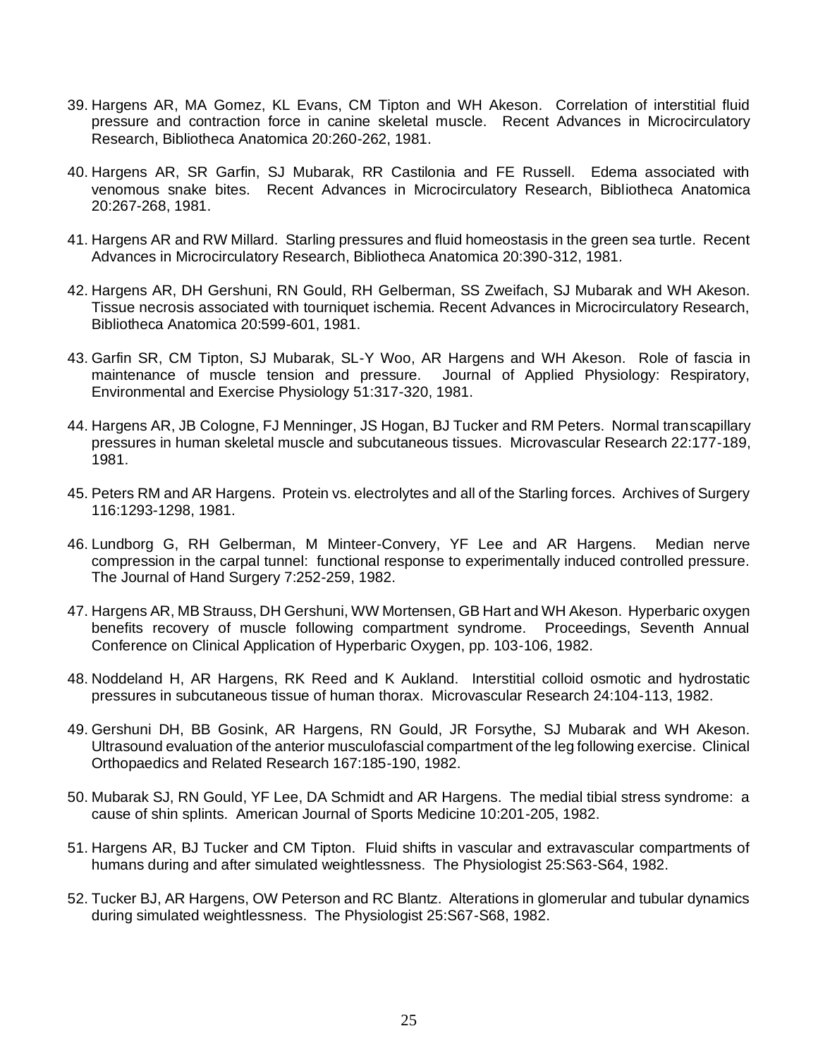39. Hargens AR, MA Gomez, KL Evans, CM Tipton and WH Akeson. Correlation of interstitial fluid pressure and contraction force in canine skeletal muscle. Recent Advances in Microcirculatory Research, Bibliotheca Anatomica 20:260-262, 1981.

40. Hargens AR, SR Garfin, SJ Mubarak, RR Castilonia and FE Russell. Edema associated with venomous snake bites. Recent Advances in Microcirculatory Research, Bibliotheca Anatomica 20:267-268, 1981.

41. Hargens AR and RW Millard. Starling pressures and fluid homeostasis in the green sea turtle. Recent Advances in Microcirculatory Research, Bibliotheca Anatomica 20:390-312, 1981.

42. Hargens AR, DH Gershuni, RN Gould, RH Gelberman, SS Zweifach, SJ Mubarak and WH Akeson. Tissue necrosis associated with tourniquet ischemia. Recent Advances in Microcirculatory Research, Bibliotheca Anatomica 20:599-601, 1981.

43. Garfin SR, CM Tipton, SJ Mubarak, SL-Y Woo, AR Hargens and WH Akeson. Role of fascia in maintenance of muscle tension and pressure. Journal of Applied Physiology: Respiratory, Environmental and Exercise Physiology 51:317-320, 1981.

44. Hargens AR, JB Cologne, FJ Menninger, JS Hogan, BJ Tucker and RM Peters. Normal transcapillary pressures in human skeletal muscle and subcutaneous tissues. Microvascular Research 22:177-189, 1981.

45. Peters RM and AR Hargens. Protein vs. electrolytes and all of the Starling forces. Archives of Surgery 116:1293-1298, 1981.

46. Lundborg G, RH Gelberman, M Minteer-Convery, YF Lee and AR Hargens. Median nerve compression in the carpal tunnel: functional response to experimentally induced controlled pressure. The Journal of Hand Surgery 7:252-259, 1982.

47. Hargens AR, MB Strauss, DH Gershuni, WW Mortensen, GB Hart and WH Akeson. Hyperbaric oxygen benefits recovery of muscle following compartment syndrome. Proceedings, Seventh Annual Conference on Clinical Application of Hyperbaric Oxygen, pp. 103-106, 1982.

48. Noddeland H, AR Hargens, RK Reed and K Aukland. Interstitial colloid osmotic and hydrostatic pressures in subcutaneous tissue of human thorax. Microvascular Research 24:104-113, 1982.

49. Gershuni DH, BB Gosink, AR Hargens, RN Gould, JR Forsythe, SJ Mubarak and WH Akeson. Ultrasound evaluation of the anterior musculofascial compartment of the leg following exercise. Clinical Orthopaedics and Related Research 167:185-190, 1982.

50. Mubarak SJ, RN Gould, YF Lee, DA Schmidt and AR Hargens. The medial tibial stress syndrome: a cause of shin splints. American Journal of Sports Medicine 10:201-205, 1982.

51. Hargens AR, BJ Tucker and CM Tipton. Fluid shifts in vascular and extravascular compartments of humans during and after simulated weightlessness. The Physiologist 25:S63-S64, 1982.

52. Tucker BJ, AR Hargens, OW Peterson and RC Blantz. Alterations in glomerular and tubular dynamics during simulated weightlessness. The Physiologist 25:S67-S68, 1982.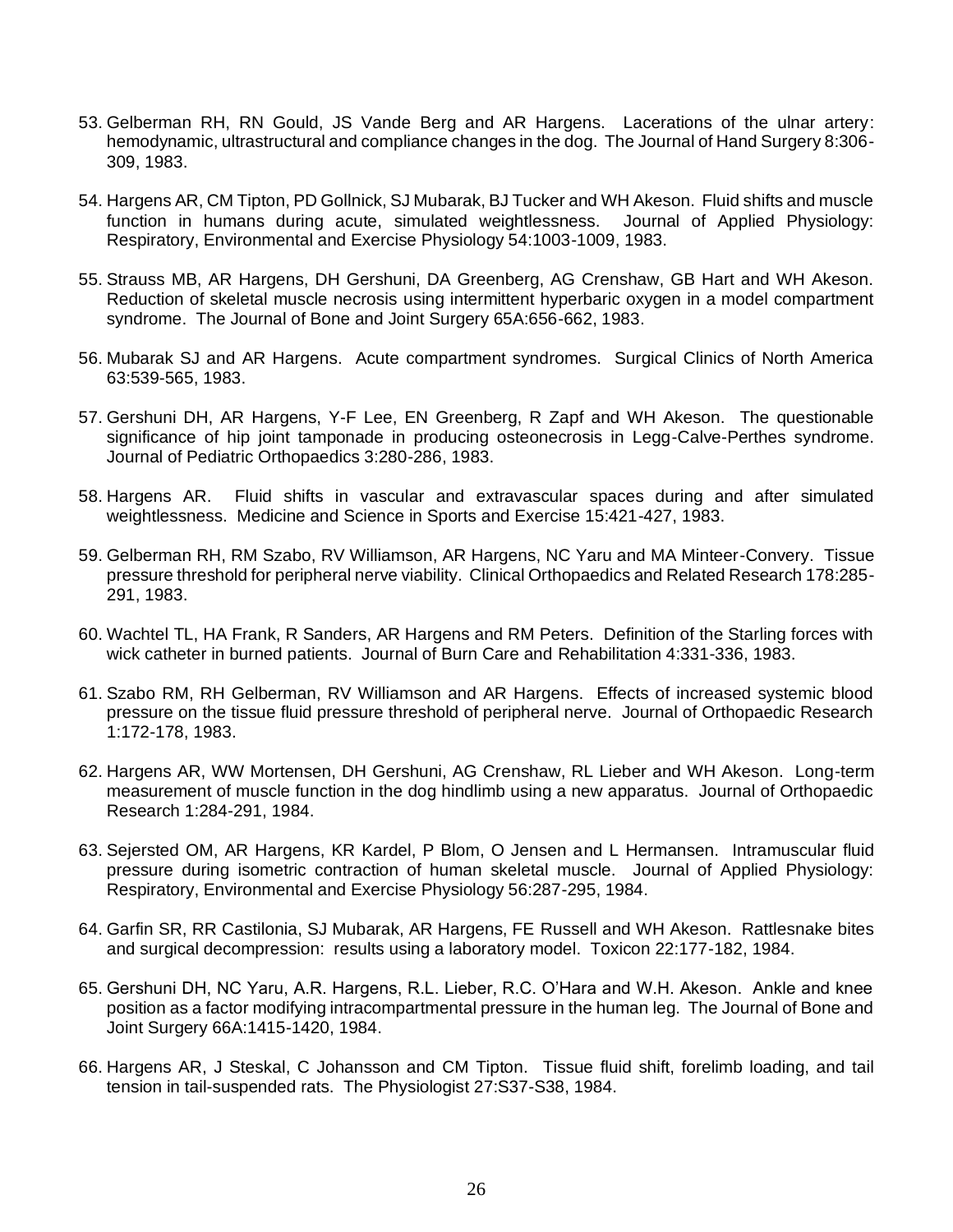53. Gelberman RH, RN Gould, JS Vande Berg and AR Hargens. Lacerations of the ulnar artery: hemodynamic, ultrastructural and compliance changes in the dog. The Journal of Hand Surgery 8:306-309, 1983.

54. Hargens AR, CM Tipton, PD Gollnick, SJ Mubarak, BJ Tucker and WH Akeson. Fluid shifts and muscle function in humans during acute, simulated weightlessness. Journal of Applied Physiology: Respiratory, Environmental and Exercise Physiology 54:1003-1009, 1983.

55. Strauss MB, AR Hargens, DH Gershuni, DA Greenberg, AG Crenshaw, GB Hart and WH Akeson. Reduction of skeletal muscle necrosis using intermittent hyperbaric oxygen in a model compartment syndrome. The Journal of Bone and Joint Surgery 65A:656-662, 1983.

56. Mubarak SJ and AR Hargens. Acute compartment syndromes. Surgical Clinics of North America 63:539-565, 1983.

57. Gershuni DH, AR Hargens, Y-F Lee, EN Greenberg, R Zapf and WH Akeson. The questionable significance of hip joint tamponade in producing osteonecrosis in Legg-Calve-Perthes syndrome. Journal of Pediatric Orthopaedics 3:280-286, 1983.

58. Hargens AR. Fluid shifts in vascular and extravascular spaces during and after simulated weightlessness. Medicine and Science in Sports and Exercise 15:421-427, 1983.

59. Gelberman RH, RM Szabo, RV Williamson, AR Hargens, NC Yaru and MA Minteer-Convery. Tissue pressure threshold for peripheral nerve viability. Clinical Orthopaedics and Related Research 178:285-291, 1983.

60. Wachtel TL, HA Frank, R Sanders, AR Hargens and RM Peters. Definition of the Starling forces with wick catheter in burned patients. Journal of Burn Care and Rehabilitation 4:331-336, 1983.

61. Szabo RM, RH Gelberman, RV Williamson and AR Hargens. Effects of increased systemic blood pressure on the tissue fluid pressure threshold of peripheral nerve. Journal of Orthopaedic Research 1:172-178, 1983.

62. Hargens AR, WW Mortensen, DH Gershuni, AG Crenshaw, RL Lieber and WH Akeson. Long-term measurement of muscle function in the dog hindlimb using a new apparatus. Journal of Orthopaedic Research 1:284-291, 1984.

63. Sejersted OM, AR Hargens, KR Kardel, P Blom, O Jensen and L Hermansen. Intramuscular fluid pressure during isometric contraction of human skeletal muscle. Journal of Applied Physiology: Respiratory, Environmental and Exercise Physiology 56:287-295, 1984.

64. Garfin SR, RR Castilonia, SJ Mubarak, AR Hargens, FE Russell and WH Akeson. Rattlesnake bites and surgical decompression: results using a laboratory model. Toxicon 22:177-182, 1984.

65. Gershuni DH, NC Yaru, A.R. Hargens, R.L. Lieber, R.C. O'Hara and W.H. Akeson. Ankle and knee position as a factor modifying intracompartmental pressure in the human leg. The Journal of Bone and Joint Surgery 66A:1415-1420, 1984.

66. Hargens AR, J Steskal, C Johansson and CM Tipton. Tissue fluid shift, forelimb loading, and tail tension in tail-suspended rats. The Physiologist 27:S37-S38, 1984.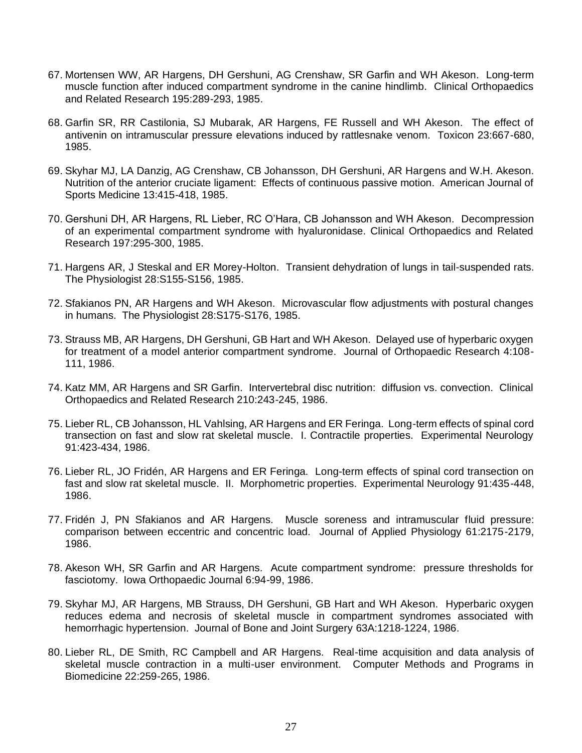67. Mortensen WW, AR Hargens, DH Gershuni, AG Crenshaw, SR Garfin and WH Akeson. Long-term muscle function after induced compartment syndrome in the canine hindlimb. Clinical Orthopaedics and Related Research 195:289-293, 1985.

68. Garfin SR, RR Castilonia, SJ Mubarak, AR Hargens, FE Russell and WH Akeson. The effect of antivenin on intramuscular pressure elevations induced by rattlesnake venom. Toxicon 23:667-680, 1985.

69. Skyhar MJ, LA Danzig, AG Crenshaw, CB Johansson, DH Gershuni, AR Hargens and W.H. Akeson. Nutrition of the anterior cruciate ligament: Effects of continuous passive motion. American Journal of Sports Medicine 13:415-418, 1985.

70. Gershuni DH, AR Hargens, RL Lieber, RC O'Hara, CB Johansson and WH Akeson. Decompression of an experimental compartment syndrome with hyaluronidase. Clinical Orthopaedics and Related Research 197:295-300, 1985.

71. Hargens AR, J Steskal and ER Morey-Holton. Transient dehydration of lungs in tail-suspended rats. The Physiologist 28:S155-S156, 1985.

72. Sfakianos PN, AR Hargens and WH Akeson. Microvascular flow adjustments with postural changes in humans. The Physiologist 28:S175-S176, 1985.

73. Strauss MB, AR Hargens, DH Gershuni, GB Hart and WH Akeson. Delayed use of hyperbaric oxygen for treatment of a model anterior compartment syndrome. Journal of Orthopaedic Research 4:108-111, 1986.

74. Katz MM, AR Hargens and SR Garfin. Intervertebral disc nutrition: diffusion vs. convection. Clinical Orthopaedics and Related Research 210:243-245, 1986.

75. Lieber RL, CB Johansson, HL Vahlsing, AR Hargens and ER Feringa. Long-term effects of spinal cord transection on fast and slow rat skeletal muscle. I. Contractile properties. Experimental Neurology 91:423-434, 1986.

76. Lieber RL, JO Fridén, AR Hargens and ER Feringa. Long-term effects of spinal cord transection on fast and slow rat skeletal muscle. II. Morphometric properties. Experimental Neurology 91:435-448, 1986.

77. Fridén J, PN Sfakianos and AR Hargens. Muscle soreness and intramuscular fluid pressure: comparison between eccentric and concentric load. Journal of Applied Physiology 61:2175-2179, 1986.

78. Akeson WH, SR Garfin and AR Hargens. Acute compartment syndrome: pressure thresholds for fasciotomy. Iowa Orthopaedic Journal 6:94-99, 1986.

79. Skyhar MJ, AR Hargens, MB Strauss, DH Gershuni, GB Hart and WH Akeson. Hyperbaric oxygen reduces edema and necrosis of skeletal muscle in compartment syndromes associated with hemorrhagic hypertension. Journal of Bone and Joint Surgery 63A:1218-1224, 1986.

80. Lieber RL, DE Smith, RC Campbell and AR Hargens. Real-time acquisition and data analysis of skeletal muscle contraction in a multi-user environment. Computer Methods and Programs in Biomedicine 22:259-265, 1986.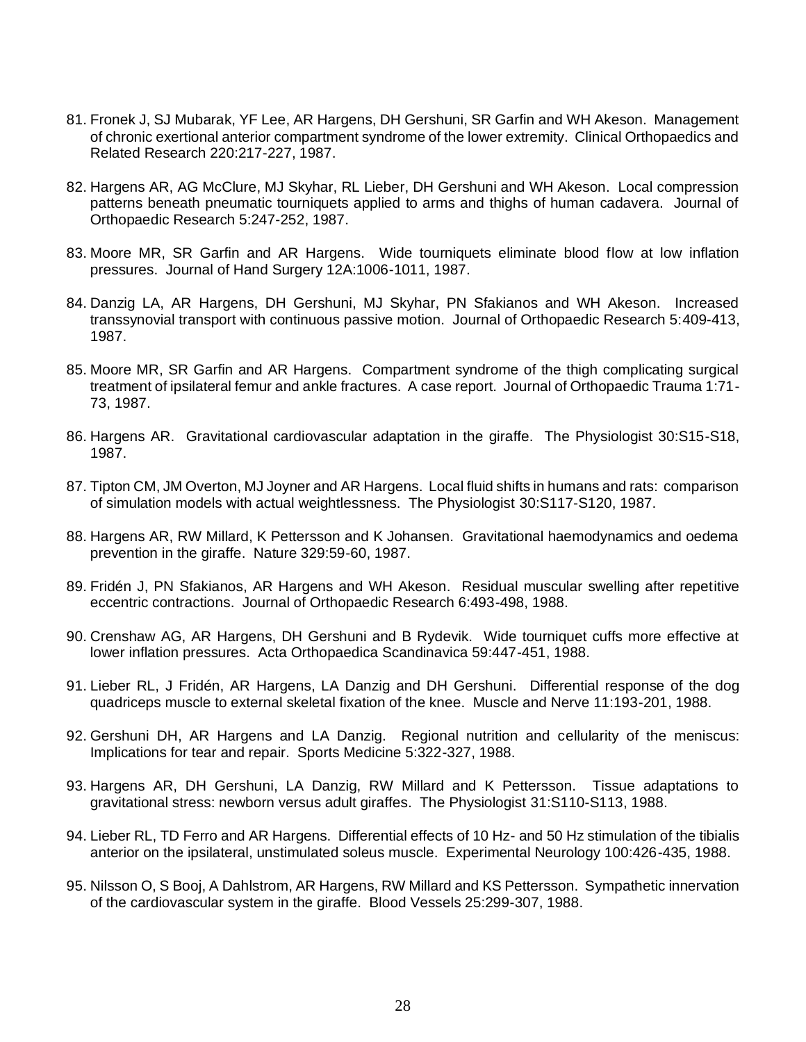81. Fronek J, SJ Mubarak, YF Lee, AR Hargens, DH Gershuni, SR Garfin and WH Akeson. Management of chronic exertional anterior compartment syndrome of the lower extremity. Clinical Orthopaedics and Related Research 220:217-227, 1987.

82. Hargens AR, AG McClure, MJ Skyhar, RL Lieber, DH Gershuni and WH Akeson. Local compression patterns beneath pneumatic tourniquets applied to arms and thighs of human cadavera. Journal of Orthopaedic Research 5:247-252, 1987.

83. Moore MR, SR Garfin and AR Hargens. Wide tourniquets eliminate blood flow at low inflation pressures. Journal of Hand Surgery 12A:1006-1011, 1987.

84. Danzig LA, AR Hargens, DH Gershuni, MJ Skyhar, PN Sfakianos and WH Akeson. Increased transsynovial transport with continuous passive motion. Journal of Orthopaedic Research 5:409-413, 1987.

85. Moore MR, SR Garfin and AR Hargens. Compartment syndrome of the thigh complicating surgical treatment of ipsilateral femur and ankle fractures. A case report. Journal of Orthopaedic Trauma 1:71-73, 1987.

86. Hargens AR. Gravitational cardiovascular adaptation in the giraffe. The Physiologist 30:S15-S18, 1987.

87. Tipton CM, JM Overton, MJ Joyner and AR Hargens. Local fluid shifts in humans and rats: comparison of simulation models with actual weightlessness. The Physiologist 30:S117-S120, 1987.

88. Hargens AR, RW Millard, K Pettersson and K Johansen. Gravitational haemodynamics and oedema prevention in the giraffe. Nature 329:59-60, 1987.

89. Fridén J, PN Sfakianos, AR Hargens and WH Akeson. Residual muscular swelling after repetitive eccentric contractions. Journal of Orthopaedic Research 6:493-498, 1988.

90. Crenshaw AG, AR Hargens, DH Gershuni and B Rydevik. Wide tourniquet cuffs more effective at lower inflation pressures. Acta Orthopaedica Scandinavica 59:447-451, 1988.

91. Lieber RL, J Fridén, AR Hargens, LA Danzig and DH Gershuni. Differential response of the dog quadriceps muscle to external skeletal fixation of the knee. Muscle and Nerve 11:193-201, 1988.

92. Gershuni DH, AR Hargens and LA Danzig. Regional nutrition and cellularity of the meniscus: Implications for tear and repair. Sports Medicine 5:322-327, 1988.

93. Hargens AR, DH Gershuni, LA Danzig, RW Millard and K Pettersson. Tissue adaptations to gravitational stress: newborn versus adult giraffes. The Physiologist 31:S110-S113, 1988.

94. Lieber RL, TD Ferro and AR Hargens. Differential effects of 10 Hz- and 50 Hz stimulation of the tibialis anterior on the ipsilateral, unstimulated soleus muscle. Experimental Neurology 100:426-435, 1988.

95. Nilsson O, S Booj, A Dahlstrom, AR Hargens, RW Millard and KS Pettersson. Sympathetic innervation of the cardiovascular system in the giraffe. Blood Vessels 25:299-307, 1988.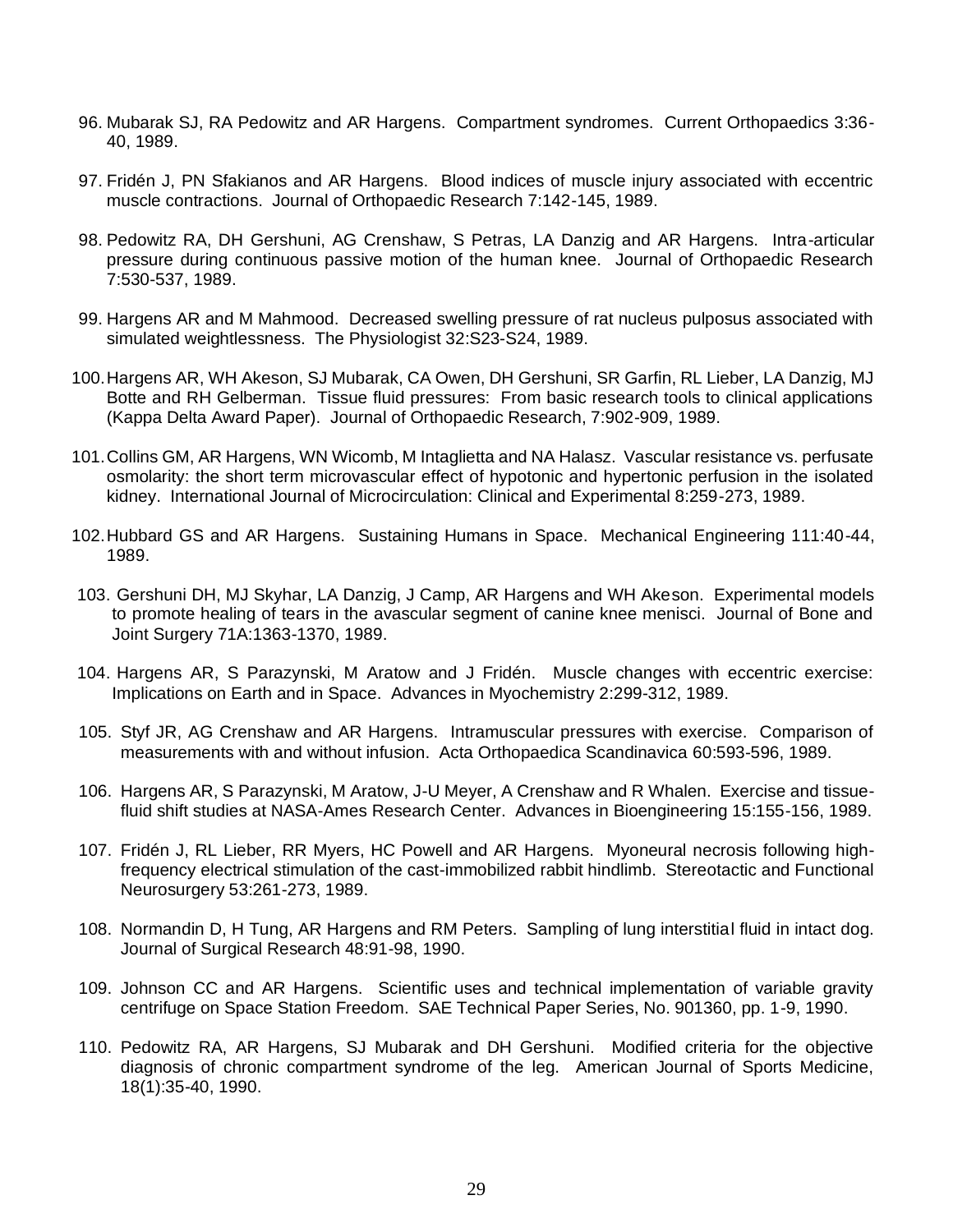96. Mubarak SJ, RA Pedowitz and AR Hargens. Compartment syndromes. Current Orthopaedics 3:36-40, 1989.

97. Fridén J, PN Sfakianos and AR Hargens. Blood indices of muscle injury associated with eccentric muscle contractions. Journal of Orthopaedic Research 7:142-145, 1989.

98. Pedowitz RA, DH Gershuni, AG Crenshaw, S Petras, LA Danzig and AR Hargens. Intra-articular pressure during continuous passive motion of the human knee. Journal of Orthopaedic Research 7:530-537, 1989.

99. Hargens AR and M Mahmood. Decreased swelling pressure of rat nucleus pulposus associated with simulated weightlessness. The Physiologist 32:S23-S24, 1989.

100. Hargens AR, WH Akeson, SJ Mubarak, CA Owen, DH Gershuni, SR Garfin, RL Lieber, LA Danzig, MJ Botte and RH Gelberman. Tissue fluid pressures: From basic research tools to clinical applications (Kappa Delta Award Paper). Journal of Orthopaedic Research, 7:902-909, 1989.

101. Collins GM, AR Hargens, WN Wicomb, M Intaglietta and NA Halasz. Vascular resistance vs. perfusate osmolarity: the short term microvascular effect of hypotonic and hypertonic perfusion in the isolated kidney. International Journal of Microcirculation: Clinical and Experimental 8:259-273, 1989.

102. Hubbard GS and AR Hargens. Sustaining Humans in Space. Mechanical Engineering 111:40-44, 1989.

103. Gershuni DH, MJ Skyhar, LA Danzig, J Camp, AR Hargens and WH Akeson. Experimental models to promote healing of tears in the avascular segment of canine knee menisci. Journal of Bone and Joint Surgery 71A:1363-1370, 1989.

104. Hargens AR, S Parazynski, M Aratow and J Fridén. Muscle changes with eccentric exercise: Implications on Earth and in Space. Advances in Myochemistry 2:299-312, 1989.

105. Styf JR, AG Crenshaw and AR Hargens. Intramuscular pressures with exercise. Comparison of measurements with and without infusion. Acta Orthopaedica Scandinavica 60:593-596, 1989.

106. Hargens AR, S Parazynski, M Aratow, J-U Meyer, A Crenshaw and R Whalen. Exercise and tissue-fluid shift studies at NASA-Ames Research Center. Advances in Bioengineering 15:155-156, 1989.

107. Fridén J, RL Lieber, RR Myers, HC Powell and AR Hargens. Myoneural necrosis following high-frequency electrical stimulation of the cast-immobilized rabbit hindlimb. Stereotactic and Functional Neurosurgery 53:261-273, 1989.

108. Normandin D, H Tung, AR Hargens and RM Peters. Sampling of lung interstitial fluid in intact dog. Journal of Surgical Research 48:91-98, 1990.

109. Johnson CC and AR Hargens. Scientific uses and technical implementation of variable gravity centrifuge on Space Station Freedom. SAE Technical Paper Series, No. 901360, pp. 1-9, 1990.

110. Pedowitz RA, AR Hargens, SJ Mubarak and DH Gershuni. Modified criteria for the objective diagnosis of chronic compartment syndrome of the leg. American Journal of Sports Medicine, 18(1):35-40, 1990.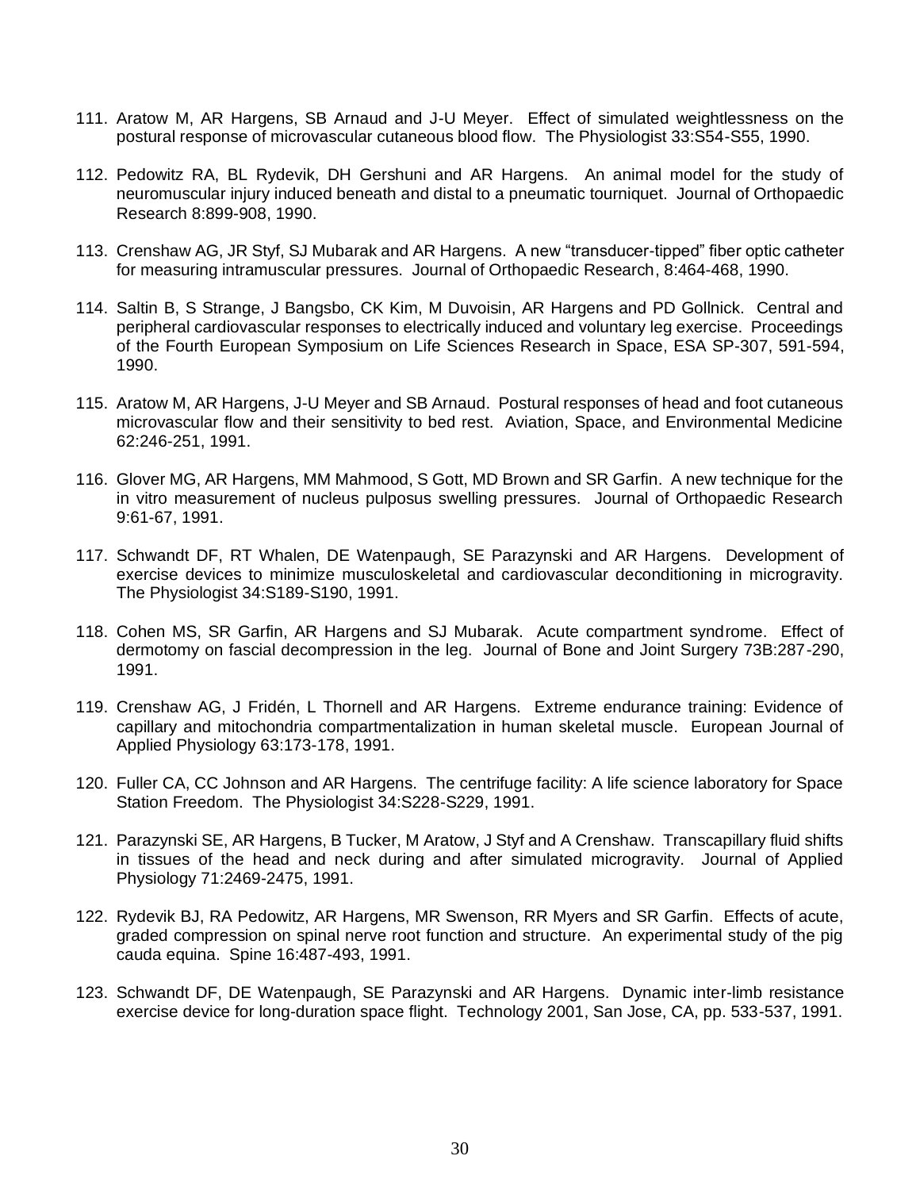111. Aratow M, AR Hargens, SB Arnaud and J-U Meyer. Effect of simulated weightlessness on the postural response of microvascular cutaneous blood flow. The Physiologist 33:S54-S55, 1990.

112. Pedowitz RA, BL Rydevik, DH Gershuni and AR Hargens. An animal model for the study of neuromuscular injury induced beneath and distal to a pneumatic tourniquet. Journal of Orthopaedic Research 8:899-908, 1990.

113. Crenshaw AG, JR Styf, SJ Mubarak and AR Hargens. A new "transducer-tipped" fiber optic catheter for measuring intramuscular pressures. Journal of Orthopaedic Research, 8:464-468, 1990.

114. Saltin B, S Strange, J Bangsbo, CK Kim, M Duvoisin, AR Hargens and PD Gollnick. Central and peripheral cardiovascular responses to electrically induced and voluntary leg exercise. Proceedings of the Fourth European Symposium on Life Sciences Research in Space, ESA SP-307, 591-594, 1990.

115. Aratow M, AR Hargens, J-U Meyer and SB Arnaud. Postural responses of head and foot cutaneous microvascular flow and their sensitivity to bed rest. Aviation, Space, and Environmental Medicine 62:246-251, 1991.

116. Glover MG, AR Hargens, MM Mahmood, S Gott, MD Brown and SR Garfin. A new technique for the in vitro measurement of nucleus pulposus swelling pressures. Journal of Orthopaedic Research 9:61-67, 1991.

117. Schwandt DF, RT Whalen, DE Watenpaugh, SE Parazynski and AR Hargens. Development of exercise devices to minimize musculoskeletal and cardiovascular deconditioning in microgravity. The Physiologist 34:S189-S190, 1991.

118. Cohen MS, SR Garfin, AR Hargens and SJ Mubarak. Acute compartment syndrome. Effect of dermotomy on fascial decompression in the leg. Journal of Bone and Joint Surgery 73B:287-290, 1991.

119. Crenshaw AG, J Fridén, L Thornell and AR Hargens. Extreme endurance training: Evidence of capillary and mitochondria compartmentalization in human skeletal muscle. European Journal of Applied Physiology 63:173-178, 1991.

120. Fuller CA, CC Johnson and AR Hargens. The centrifuge facility: A life science laboratory for Space Station Freedom. The Physiologist 34:S228-S229, 1991.

121. Parazynski SE, AR Hargens, B Tucker, M Aratow, J Styf and A Crenshaw. Transcapillary fluid shifts in tissues of the head and neck during and after simulated microgravity. Journal of Applied Physiology 71:2469-2475, 1991.

122. Rydevik BJ, RA Pedowitz, AR Hargens, MR Swenson, RR Myers and SR Garfin. Effects of acute, graded compression on spinal nerve root function and structure. An experimental study of the pig cauda equina. Spine 16:487-493, 1991.

123. Schwandt DF, DE Watenpaugh, SE Parazynski and AR Hargens. Dynamic inter-limb resistance exercise device for long-duration space flight. Technology 2001, San Jose, CA, pp. 533-537, 1991.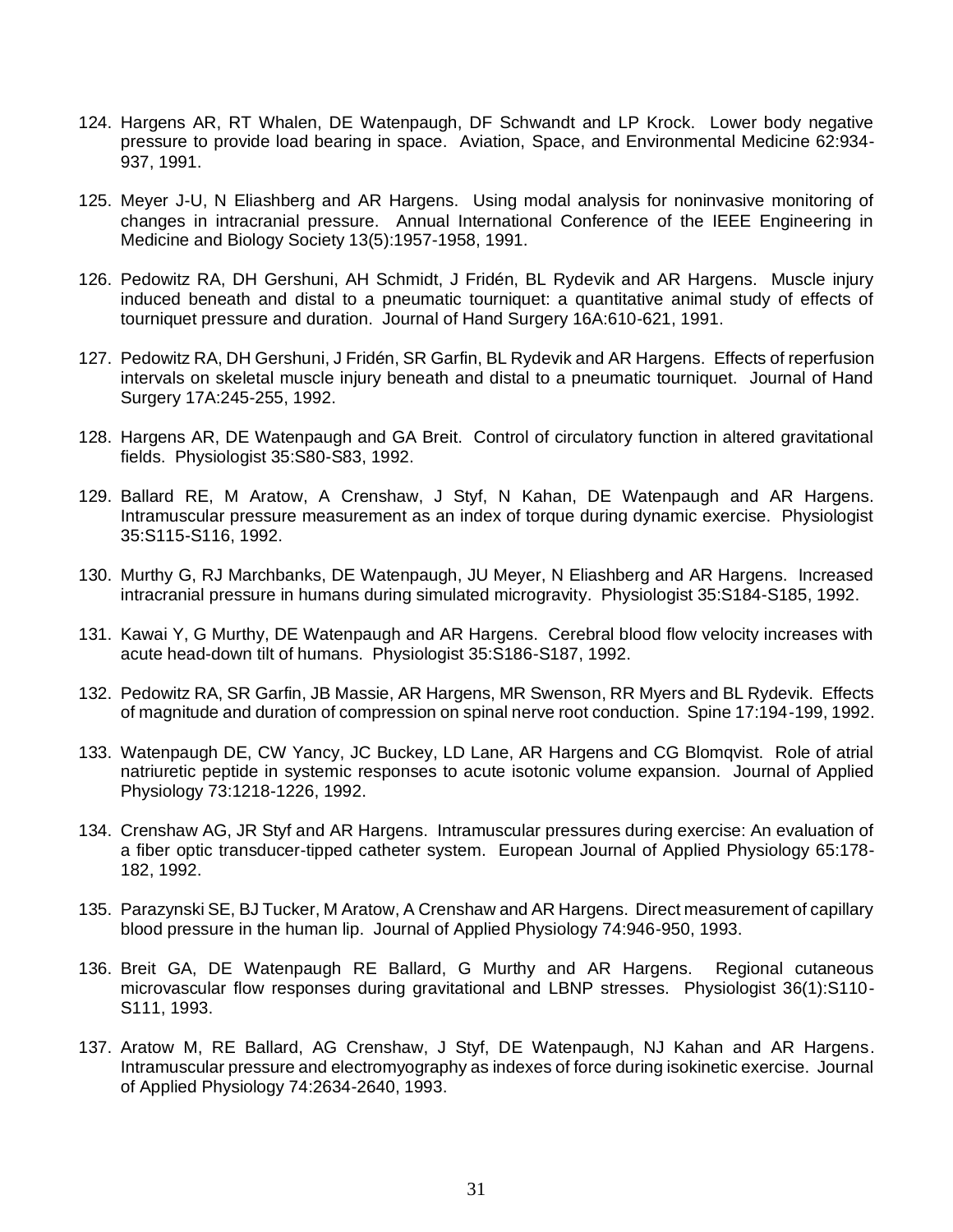124. Hargens AR, RT Whalen, DE Watenpaugh, DF Schwandt and LP Krock. Lower body negative pressure to provide load bearing in space. Aviation, Space, and Environmental Medicine 62:934-937, 1991.

125. Meyer J-U, N Eliashberg and AR Hargens. Using modal analysis for noninvasive monitoring of changes in intracranial pressure. Annual International Conference of the IEEE Engineering in Medicine and Biology Society 13(5):1957-1958, 1991.

126. Pedowitz RA, DH Gershuni, AH Schmidt, J Fridén, BL Rydevik and AR Hargens. Muscle injury induced beneath and distal to a pneumatic tourniquet: a quantitative animal study of effects of tourniquet pressure and duration. Journal of Hand Surgery 16A:610-621, 1991.

127. Pedowitz RA, DH Gershuni, J Fridén, SR Garfin, BL Rydevik and AR Hargens. Effects of reperfusion intervals on skeletal muscle injury beneath and distal to a pneumatic tourniquet. Journal of Hand Surgery 17A:245-255, 1992.

128. Hargens AR, DE Watenpaugh and GA Breit. Control of circulatory function in altered gravitational fields. Physiologist 35:S80-S83, 1992.

129. Ballard RE, M Aratow, A Crenshaw, J Styf, N Kahan, DE Watenpaugh and AR Hargens. Intramuscular pressure measurement as an index of torque during dynamic exercise. Physiologist 35:S115-S116, 1992.

130. Murthy G, RJ Marchbanks, DE Watenpaugh, JU Meyer, N Eliashberg and AR Hargens. Increased intracranial pressure in humans during simulated microgravity. Physiologist 35:S184-S185, 1992.

131. Kawai Y, G Murthy, DE Watenpaugh and AR Hargens. Cerebral blood flow velocity increases with acute head-down tilt of humans. Physiologist 35:S186-S187, 1992.

132. Pedowitz RA, SR Garfin, JB Massie, AR Hargens, MR Swenson, RR Myers and BL Rydevik. Effects of magnitude and duration of compression on spinal nerve root conduction. Spine 17:194-199, 1992.

133. Watenpaugh DE, CW Yancy, JC Buckey, LD Lane, AR Hargens and CG Blomqvist. Role of atrial natriuretic peptide in systemic responses to acute isotonic volume expansion. Journal of Applied Physiology 73:1218-1226, 1992.

134. Crenshaw AG, JR Styf and AR Hargens. Intramuscular pressures during exercise: An evaluation of a fiber optic transducer-tipped catheter system. European Journal of Applied Physiology 65:178-182, 1992.

135. Parazynski SE, BJ Tucker, M Aratow, A Crenshaw and AR Hargens. Direct measurement of capillary blood pressure in the human lip. Journal of Applied Physiology 74:946-950, 1993.

136. Breit GA, DE Watenpaugh RE Ballard, G Murthy and AR Hargens. Regional cutaneous microvascular flow responses during gravitational and LBNP stresses. Physiologist 36(1):S110-S111, 1993.

137. Aratow M, RE Ballard, AG Crenshaw, J Styf, DE Watenpaugh, NJ Kahan and AR Hargens. Intramuscular pressure and electromyography as indexes of force during isokinetic exercise. Journal of Applied Physiology 74:2634-2640, 1993.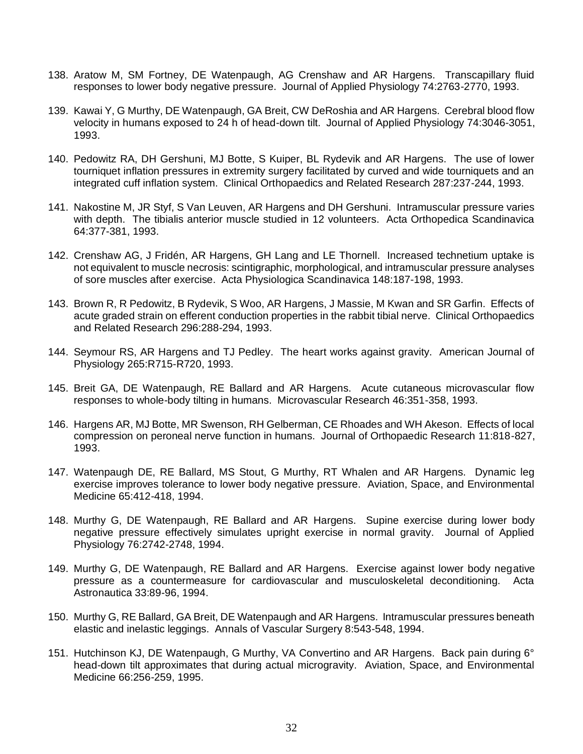138. Aratow M, SM Fortney, DE Watenpaugh, AG Crenshaw and AR Hargens. Transcapillary fluid responses to lower body negative pressure. Journal of Applied Physiology 74:2763-2770, 1993.

139. Kawai Y, G Murthy, DE Watenpaugh, GA Breit, CW DeRoshia and AR Hargens. Cerebral blood flow velocity in humans exposed to 24 h of head-down tilt. Journal of Applied Physiology 74:3046-3051, 1993.

140. Pedowitz RA, DH Gershuni, MJ Botte, S Kuiper, BL Rydevik and AR Hargens. The use of lower tourniquet inflation pressures in extremity surgery facilitated by curved and wide tourniquets and an integrated cuff inflation system. Clinical Orthopaedics and Related Research 287:237-244, 1993.

141. Nakostine M, JR Styf, S Van Leuven, AR Hargens and DH Gershuni. Intramuscular pressure varies with depth. The tibialis anterior muscle studied in 12 volunteers. Acta Orthopedica Scandinavica 64:377-381, 1993.

142. Crenshaw AG, J Fridén, AR Hargens, GH Lang and LE Thornell. Increased technetium uptake is not equivalent to muscle necrosis: scintigraphic, morphological, and intramuscular pressure analyses of sore muscles after exercise. Acta Physiologica Scandinavica 148:187-198, 1993.

143. Brown R, R Pedowitz, B Rydevik, S Woo, AR Hargens, J Massie, M Kwan and SR Garfin. Effects of acute graded strain on efferent conduction properties in the rabbit tibial nerve. Clinical Orthopaedics and Related Research 296:288-294, 1993.

144. Seymour RS, AR Hargens and TJ Pedley. The heart works against gravity. American Journal of Physiology 265:R715-R720, 1993.

145. Breit GA, DE Watenpaugh, RE Ballard and AR Hargens. Acute cutaneous microvascular flow responses to whole-body tilting in humans. Microvascular Research 46:351-358, 1993.

146. Hargens AR, MJ Botte, MR Swenson, RH Gelberman, CE Rhoades and WH Akeson. Effects of local compression on peroneal nerve function in humans. Journal of Orthopaedic Research 11:818-827, 1993.

147. Watenpaugh DE, RE Ballard, MS Stout, G Murthy, RT Whalen and AR Hargens. Dynamic leg exercise improves tolerance to lower body negative pressure. Aviation, Space, and Environmental Medicine 65:412-418, 1994.

148. Murthy G, DE Watenpaugh, RE Ballard and AR Hargens. Supine exercise during lower body negative pressure effectively simulates upright exercise in normal gravity. Journal of Applied Physiology 76:2742-2748, 1994.

149. Murthy G, DE Watenpaugh, RE Ballard and AR Hargens. Exercise against lower body negative pressure as a countermeasure for cardiovascular and musculoskeletal deconditioning. Acta Astronautica 33:89-96, 1994.

150. Murthy G, RE Ballard, GA Breit, DE Watenpaugh and AR Hargens. Intramuscular pressures beneath elastic and inelastic leggings. Annals of Vascular Surgery 8:543-548, 1994.

151. Hutchinson KJ, DE Watenpaugh, G Murthy, VA Convertino and AR Hargens. Back pain during 6° head-down tilt approximates that during actual microgravity. Aviation, Space, and Environmental Medicine 66:256-259, 1995.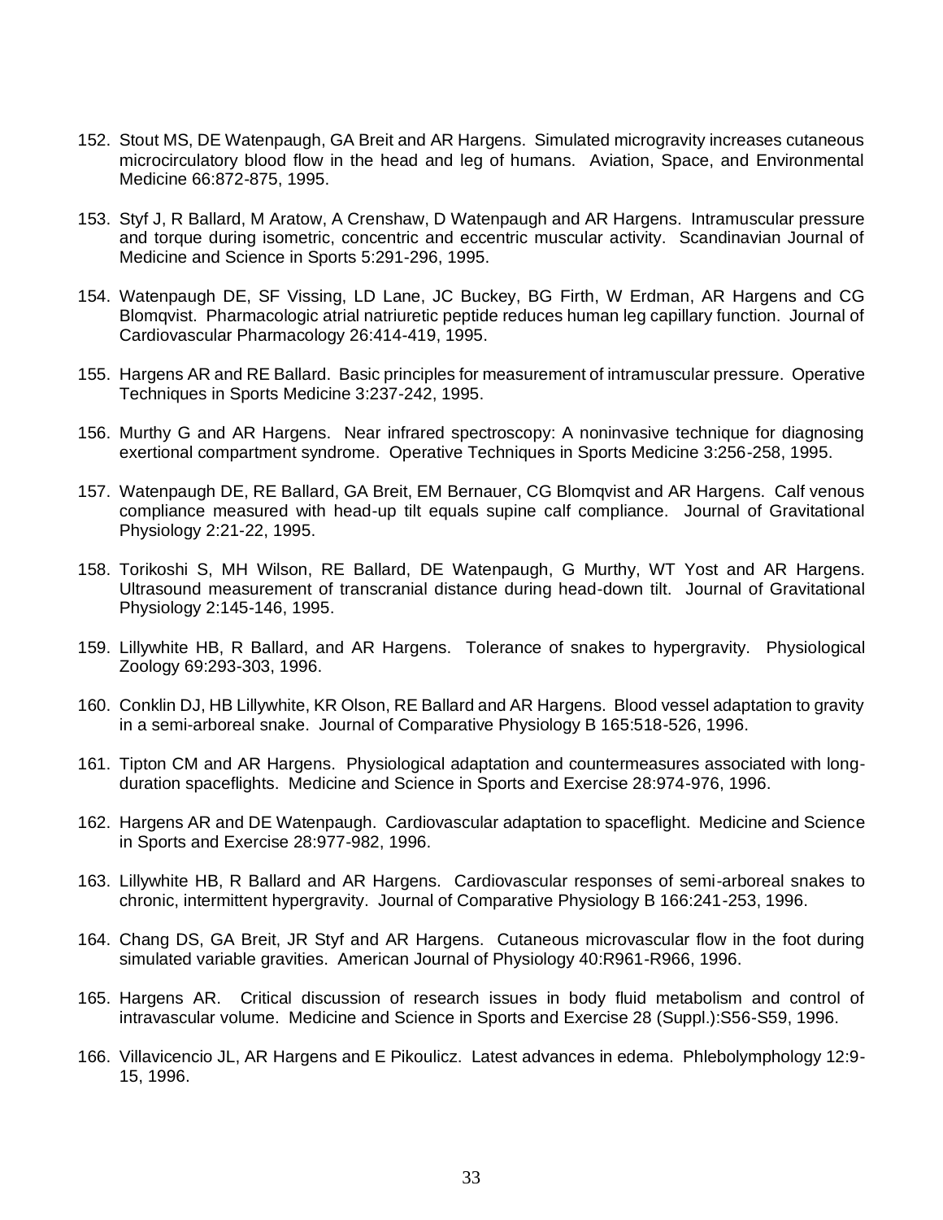152. Stout MS, DE Watenpaugh, GA Breit and AR Hargens. Simulated microgravity increases cutaneous microcirculatory blood flow in the head and leg of humans. Aviation, Space, and Environmental Medicine 66:872-875, 1995.

153. Styf J, R Ballard, M Aratow, A Crenshaw, D Watenpaugh and AR Hargens. Intramuscular pressure and torque during isometric, concentric and eccentric muscular activity. Scandinavian Journal of Medicine and Science in Sports 5:291-296, 1995.

154. Watenpaugh DE, SF Vissing, LD Lane, JC Buckey, BG Firth, W Erdman, AR Hargens and CG Blomqvist. Pharmacologic atrial natriuretic peptide reduces human leg capillary function. Journal of Cardiovascular Pharmacology 26:414-419, 1995.

155. Hargens AR and RE Ballard. Basic principles for measurement of intramuscular pressure. Operative Techniques in Sports Medicine 3:237-242, 1995.

156. Murthy G and AR Hargens. Near infrared spectroscopy: A noninvasive technique for diagnosing exertional compartment syndrome. Operative Techniques in Sports Medicine 3:256-258, 1995.

157. Watenpaugh DE, RE Ballard, GA Breit, EM Bernauer, CG Blomqvist and AR Hargens. Calf venous compliance measured with head-up tilt equals supine calf compliance. Journal of Gravitational Physiology 2:21-22, 1995.

158. Torikoshi S, MH Wilson, RE Ballard, DE Watenpaugh, G Murthy, WT Yost and AR Hargens. Ultrasound measurement of transcranial distance during head-down tilt. Journal of Gravitational Physiology 2:145-146, 1995.

159. Lillywhite HB, R Ballard, and AR Hargens. Tolerance of snakes to hypergravity. Physiological Zoology 69:293-303, 1996.

160. Conklin DJ, HB Lillywhite, KR Olson, RE Ballard and AR Hargens. Blood vessel adaptation to gravity in a semi-arboreal snake. Journal of Comparative Physiology B 165:518-526, 1996.

161. Tipton CM and AR Hargens. Physiological adaptation and countermeasures associated with long-duration spaceflights. Medicine and Science in Sports and Exercise 28:974-976, 1996.

162. Hargens AR and DE Watenpaugh. Cardiovascular adaptation to spaceflight. Medicine and Science in Sports and Exercise 28:977-982, 1996.

163. Lillywhite HB, R Ballard and AR Hargens. Cardiovascular responses of semi-arboreal snakes to chronic, intermittent hypergravity. Journal of Comparative Physiology B 166:241-253, 1996.

164. Chang DS, GA Breit, JR Styf and AR Hargens. Cutaneous microvascular flow in the foot during simulated variable gravities. American Journal of Physiology 40:R961-R966, 1996.

165. Hargens AR. Critical discussion of research issues in body fluid metabolism and control of intravascular volume. Medicine and Science in Sports and Exercise 28 (Suppl.):S56-S59, 1996.

166. Villavicencio JL, AR Hargens and E Pikoulicz. Latest advances in edema. Phlebolymphology 12:9-15, 1996.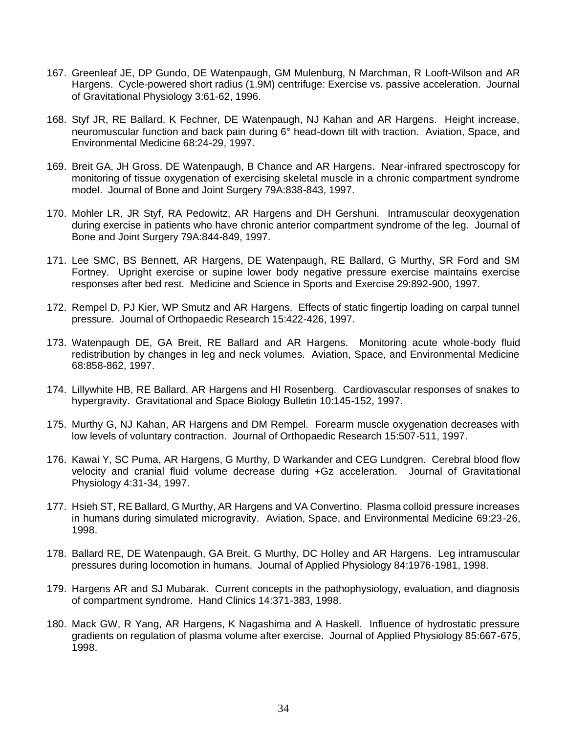167. Greenleaf JE, DP Gundo, DE Watenpaugh, GM Mulenburg, N Marchman, R Looft-Wilson and AR Hargens. Cycle-powered short radius (1.9M) centrifuge: Exercise vs. passive acceleration. Journal of Gravitational Physiology 3:61-62, 1996.

168. Styf JR, RE Ballard, K Fechner, DE Watenpaugh, NJ Kahan and AR Hargens. Height increase, neuromuscular function and back pain during 6° head-down tilt with traction. Aviation, Space, and Environmental Medicine 68:24-29, 1997.

169. Breit GA, JH Gross, DE Watenpaugh, B Chance and AR Hargens. Near-infrared spectroscopy for monitoring of tissue oxygenation of exercising skeletal muscle in a chronic compartment syndrome model. Journal of Bone and Joint Surgery 79A:838-843, 1997.

170. Mohler LR, JR Styf, RA Pedowitz, AR Hargens and DH Gershuni. Intramuscular deoxygenation during exercise in patients who have chronic anterior compartment syndrome of the leg. Journal of Bone and Joint Surgery 79A:844-849, 1997.

171. Lee SMC, BS Bennett, AR Hargens, DE Watenpaugh, RE Ballard, G Murthy, SR Ford and SM Fortney. Upright exercise or supine lower body negative pressure exercise maintains exercise responses after bed rest. Medicine and Science in Sports and Exercise 29:892-900, 1997.

172. Rempel D, PJ Kier, WP Smutz and AR Hargens. Effects of static fingertip loading on carpal tunnel pressure. Journal of Orthopaedic Research 15:422-426, 1997.

173. Watenpaugh DE, GA Breit, RE Ballard and AR Hargens. Monitoring acute whole-body fluid redistribution by changes in leg and neck volumes. Aviation, Space, and Environmental Medicine 68:858-862, 1997.

174. Lillywhite HB, RE Ballard, AR Hargens and HI Rosenberg. Cardiovascular responses of snakes to hypergravity. Gravitational and Space Biology Bulletin 10:145-152, 1997.

175. Murthy G, NJ Kahan, AR Hargens and DM Rempel. Forearm muscle oxygenation decreases with low levels of voluntary contraction. Journal of Orthopaedic Research 15:507-511, 1997.

176. Kawai Y, SC Puma, AR Hargens, G Murthy, D Warkander and CEG Lundgren. Cerebral blood flow velocity and cranial fluid volume decrease during +Gz acceleration. Journal of Gravitational Physiology 4:31-34, 1997.

177. Hsieh ST, RE Ballard, G Murthy, AR Hargens and VA Convertino. Plasma colloid pressure increases in humans during simulated microgravity. Aviation, Space, and Environmental Medicine 69:23-26, 1998.

178. Ballard RE, DE Watenpaugh, GA Breit, G Murthy, DC Holley and AR Hargens. Leg intramuscular pressures during locomotion in humans. Journal of Applied Physiology 84:1976-1981, 1998.

179. Hargens AR and SJ Mubarak. Current concepts in the pathophysiology, evaluation, and diagnosis of compartment syndrome. Hand Clinics 14:371-383, 1998.

180. Mack GW, R Yang, AR Hargens, K Nagashima and A Haskell. Influence of hydrostatic pressure gradients on regulation of plasma volume after exercise. Journal of Applied Physiology 85:667-675, 1998.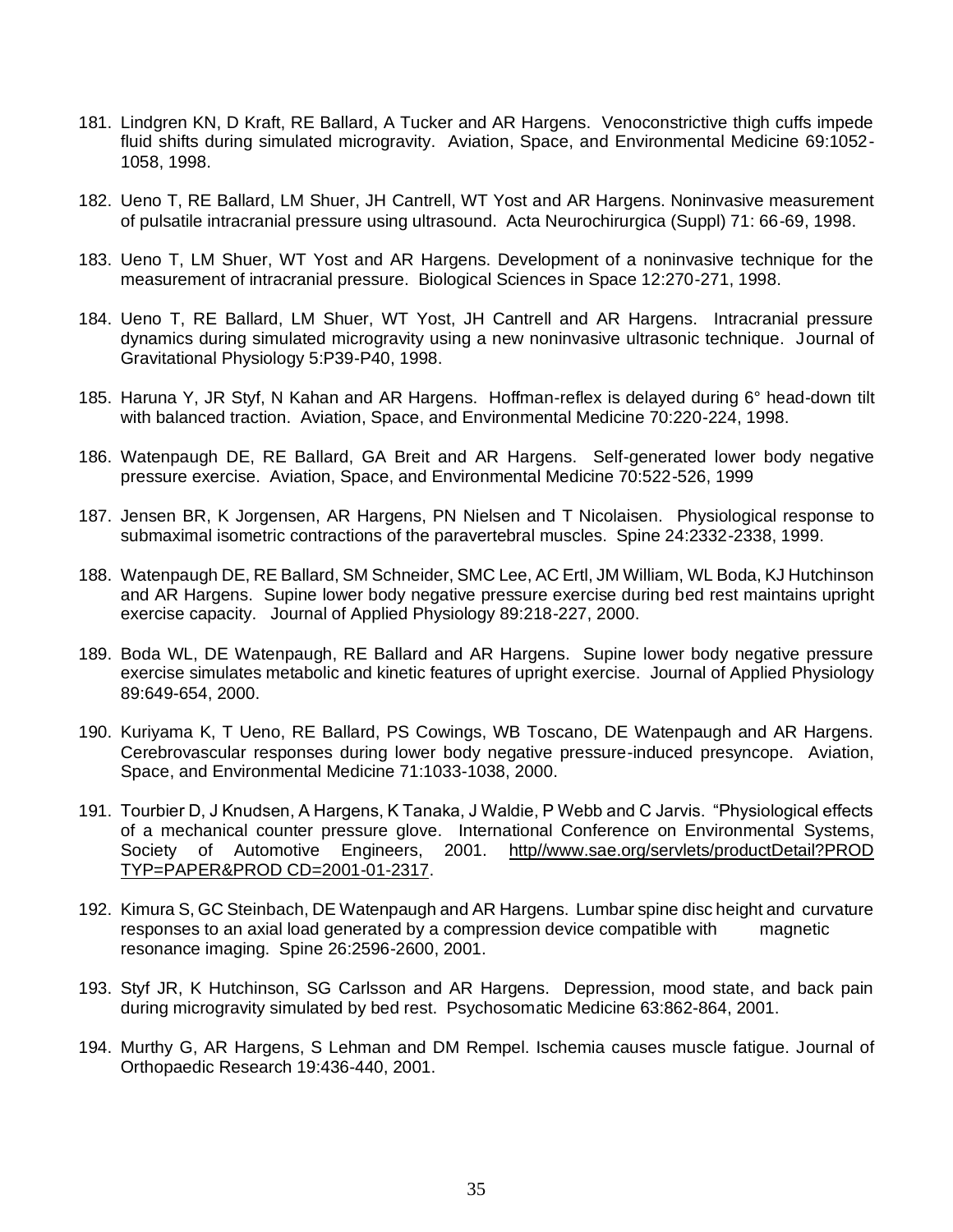181. Lindgren KN, D Kraft, RE Ballard, A Tucker and AR Hargens. Venoconstrictive thigh cuffs impede fluid shifts during simulated microgravity. Aviation, Space, and Environmental Medicine 69:1052-1058, 1998.

182. Ueno T, RE Ballard, LM Shuer, JH Cantrell, WT Yost and AR Hargens. Noninvasive measurement of pulsatile intracranial pressure using ultrasound. Acta Neurochirurgica (Suppl) 71: 66-69, 1998.

183. Ueno T, LM Shuer, WT Yost and AR Hargens. Development of a noninvasive technique for the measurement of intracranial pressure. Biological Sciences in Space 12:270-271, 1998.

184. Ueno T, RE Ballard, LM Shuer, WT Yost, JH Cantrell and AR Hargens. Intracranial pressure dynamics during simulated microgravity using a new noninvasive ultrasonic technique. Journal of Gravitational Physiology 5:P39-P40, 1998.

185. Haruna Y, JR Styf, N Kahan and AR Hargens. Hoffman-reflex is delayed during 6° head-down tilt with balanced traction. Aviation, Space, and Environmental Medicine 70:220-224, 1998.

186. Watenpaugh DE, RE Ballard, GA Breit and AR Hargens. Self-generated lower body negative pressure exercise. Aviation, Space, and Environmental Medicine 70:522-526, 1999

187. Jensen BR, K Jorgensen, AR Hargens, PN Nielsen and T Nicolaisen. Physiological response to submaximal isometric contractions of the paravertebral muscles. Spine 24:2332-2338, 1999.

188. Watenpaugh DE, RE Ballard, SM Schneider, SMC Lee, AC Ertl, JM William, WL Boda, KJ Hutchinson and AR Hargens. Supine lower body negative pressure exercise during bed rest maintains upright exercise capacity. Journal of Applied Physiology 89:218-227, 2000.

189. Boda WL, DE Watenpaugh, RE Ballard and AR Hargens. Supine lower body negative pressure exercise simulates metabolic and kinetic features of upright exercise. Journal of Applied Physiology 89:649-654, 2000.

190. Kuriyama K, T Ueno, RE Ballard, PS Cowings, WB Toscano, DE Watenpaugh and AR Hargens. Cerebrovascular responses during lower body negative pressure-induced presyncope. Aviation, Space, and Environmental Medicine 71:1033-1038, 2000.

191. Tourbier D, J Knudsen, A Hargens, K Tanaka, J Waldie, P Webb and C Jarvis. "Physiological effects of a mechanical counter pressure glove. International Conference on Environmental Systems, Society of Automotive Engineers, 2001. http//www.sae.org/servlets/productDetail?PROD TYP=PAPER&PROD CD=2001-01-2317.

192. Kimura S, GC Steinbach, DE Watenpaugh and AR Hargens. Lumbar spine disc height and curvature responses to an axial load generated by a compression device compatible with magnetic resonance imaging. Spine 26:2596-2600, 2001.

193. Styf JR, K Hutchinson, SG Carlsson and AR Hargens. Depression, mood state, and back pain during microgravity simulated by bed rest. Psychosomatic Medicine 63:862-864, 2001.

194. Murthy G, AR Hargens, S Lehman and DM Rempel. Ischemia causes muscle fatigue. Journal of Orthopaedic Research 19:436-440, 2001.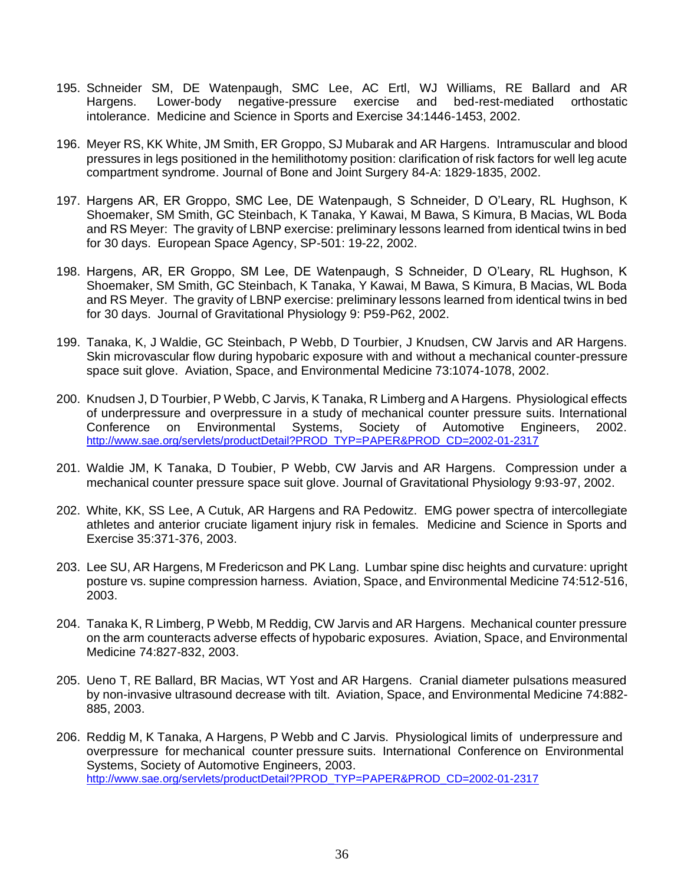195. Schneider SM, DE Watenpaugh, SMC Lee, AC Ertl, WJ Williams, RE Ballard and AR Hargens. Lower-body negative-pressure exercise and bed-rest-mediated orthostatic intolerance. Medicine and Science in Sports and Exercise 34:1446-1453, 2002.

196. Meyer RS, KK White, JM Smith, ER Groppo, SJ Mubarak and AR Hargens. Intramuscular and blood pressures in legs positioned in the hemilithotomy position: clarification of risk factors for well leg acute compartment syndrome. Journal of Bone and Joint Surgery 84-A: 1829-1835, 2002.

197. Hargens AR, ER Groppo, SMC Lee, DE Watenpaugh, S Schneider, D O'Leary, RL Hughson, K Shoemaker, SM Smith, GC Steinbach, K Tanaka, Y Kawai, M Bawa, S Kimura, B Macias, WL Boda and RS Meyer: The gravity of LBNP exercise: preliminary lessons learned from identical twins in bed for 30 days. European Space Agency, SP-501: 19-22, 2002.

198. Hargens, AR, ER Groppo, SM Lee, DE Watenpaugh, S Schneider, D O'Leary, RL Hughson, K Shoemaker, SM Smith, GC Steinbach, K Tanaka, Y Kawai, M Bawa, S Kimura, B Macias, WL Boda and RS Meyer. The gravity of LBNP exercise: preliminary lessons learned from identical twins in bed for 30 days. Journal of Gravitational Physiology 9: P59-P62, 2002.

199. Tanaka, K, J Waldie, GC Steinbach, P Webb, D Tourbier, J Knudsen, CW Jarvis and AR Hargens. Skin microvascular flow during hypobaric exposure with and without a mechanical counter-pressure space suit glove. Aviation, Space, and Environmental Medicine 73:1074-1078, 2002.

200. Knudsen J, D Tourbier, P Webb, C Jarvis, K Tanaka, R Limberg and A Hargens. Physiological effects of underpressure and overpressure in a study of mechanical counter pressure suits. International Conference on Environmental Systems, Society of Automotive Engineers, 2002. http://www.sae.org/servlets/productDetail?PROD_TYP=PAPER&PROD_CD=2002-01-2317

201. Waldie JM, K Tanaka, D Toubier, P Webb, CW Jarvis and AR Hargens. Compression under a mechanical counter pressure space suit glove. Journal of Gravitational Physiology 9:93-97, 2002.

202. White, KK, SS Lee, A Cutuk, AR Hargens and RA Pedowitz. EMG power spectra of intercollegiate athletes and anterior cruciate ligament injury risk in females. Medicine and Science in Sports and Exercise 35:371-376, 2003.

203. Lee SU, AR Hargens, M Fredericson and PK Lang. Lumbar spine disc heights and curvature: upright posture vs. supine compression harness. Aviation, Space, and Environmental Medicine 74:512-516, 2003.

204. Tanaka K, R Limberg, P Webb, M Reddig, CW Jarvis and AR Hargens. Mechanical counter pressure on the arm counteracts adverse effects of hypobaric exposures. Aviation, Space, and Environmental Medicine 74:827-832, 2003.

205. Ueno T, RE Ballard, BR Macias, WT Yost and AR Hargens. Cranial diameter pulsations measured by non-invasive ultrasound decrease with tilt. Aviation, Space, and Environmental Medicine 74:882-885, 2003.

206. Reddig M, K Tanaka, A Hargens, P Webb and C Jarvis. Physiological limits of underpressure and overpressure for mechanical counter pressure suits. International Conference on Environmental Systems, Society of Automotive Engineers, 2003. http://www.sae.org/servlets/productDetail?PROD_TYP=PAPER&PROD_CD=2002-01-2317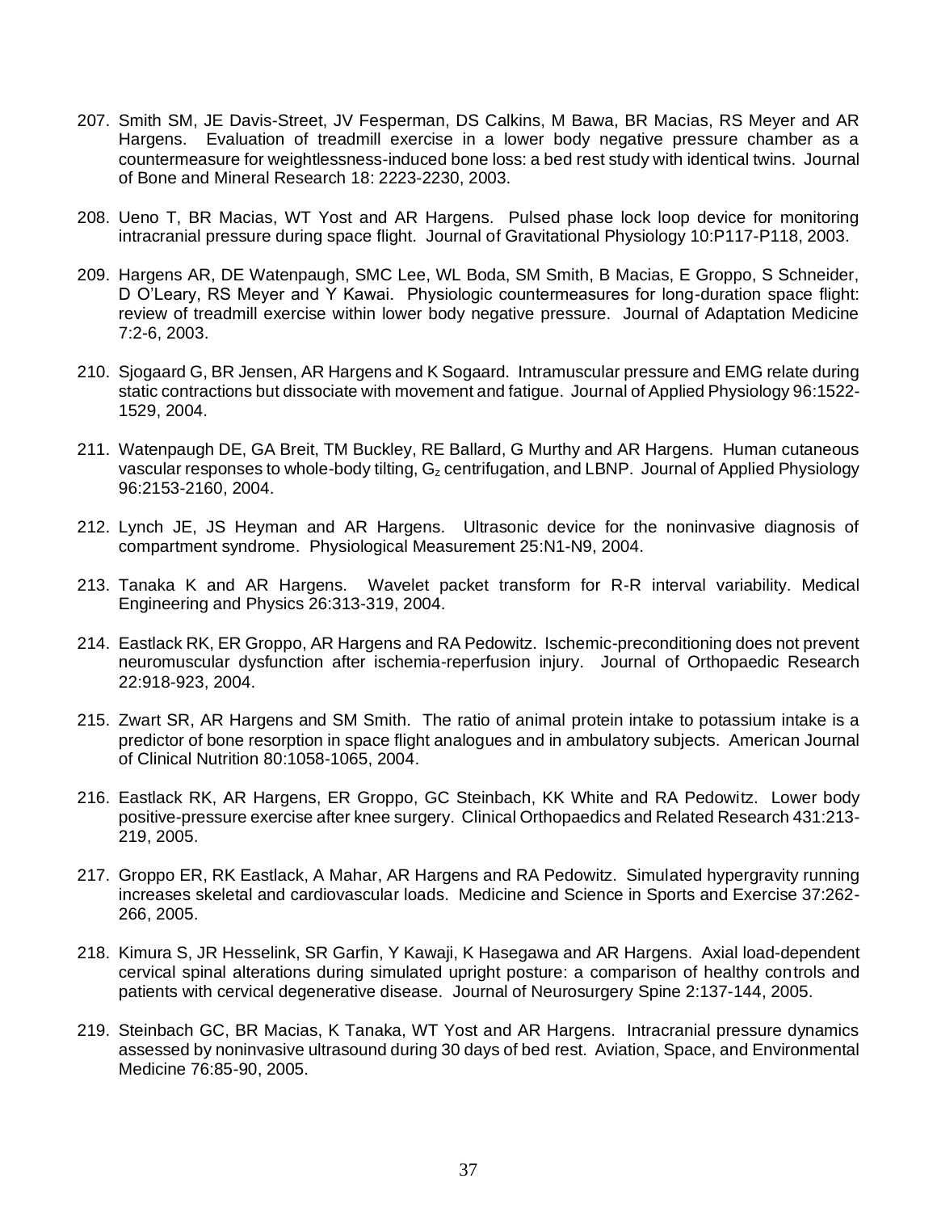207. Smith SM, JE Davis-Street, JV Fesperman, DS Calkins, M Bawa, BR Macias, RS Meyer and AR Hargens. Evaluation of treadmill exercise in a lower body negative pressure chamber as a countermeasure for weightlessness-induced bone loss: a bed rest study with identical twins. Journal of Bone and Mineral Research 18: 2223-2230, 2003.

208. Ueno T, BR Macias, WT Yost and AR Hargens. Pulsed phase lock loop device for monitoring intracranial pressure during space flight. Journal of Gravitational Physiology 10:P117-P118, 2003.

209. Hargens AR, DE Watenpaugh, SMC Lee, WL Boda, SM Smith, B Macias, E Groppo, S Schneider, D O'Leary, RS Meyer and Y Kawai. Physiologic countermeasures for long-duration space flight: review of treadmill exercise within lower body negative pressure. Journal of Adaptation Medicine 7:2-6, 2003.

210. Sjogaard G, BR Jensen, AR Hargens and K Sogaard. Intramuscular pressure and EMG relate during static contractions but dissociate with movement and fatigue. Journal of Applied Physiology 96:1522-1529, 2004.

211. Watenpaugh DE, GA Breit, TM Buckley, RE Ballard, G Murthy and AR Hargens. Human cutaneous vascular responses to whole-body tilting, $G_z$ centrifugation, and LBNP. Journal of Applied Physiology 96:2153-2160, 2004.

212. Lynch JE, JS Heyman and AR Hargens. Ultrasonic device for the noninvasive diagnosis of compartment syndrome. Physiological Measurement 25:N1-N9, 2004.

213. Tanaka K and AR Hargens. Wavelet packet transform for R-R interval variability. Medical Engineering and Physics 26:313-319, 2004.

214. Eastlack RK, ER Groppo, AR Hargens and RA Pedowitz. Ischemic-preconditioning does not prevent neuromuscular dysfunction after ischemia-reperfusion injury. Journal of Orthopaedic Research 22:918-923, 2004.

215. Zwart SR, AR Hargens and SM Smith. The ratio of animal protein intake to potassium intake is a predictor of bone resorption in space flight analogues and in ambulatory subjects. American Journal of Clinical Nutrition 80:1058-1065, 2004.

216. Eastlack RK, AR Hargens, ER Groppo, GC Steinbach, KK White and RA Pedowitz. Lower body positive-pressure exercise after knee surgery. Clinical Orthopaedics and Related Research 431:213-219, 2005.

217. Groppo ER, RK Eastlack, A Mahar, AR Hargens and RA Pedowitz. Simulated hypergravity running increases skeletal and cardiovascular loads. Medicine and Science in Sports and Exercise 37:262-266, 2005.

218. Kimura S, JR Hesselink, SR Garfin, Y Kawaji, K Hasegawa and AR Hargens. Axial load-dependent cervical spinal alterations during simulated upright posture: a comparison of healthy controls and patients with cervical degenerative disease. Journal of Neurosurgery Spine 2:137-144, 2005.

219. Steinbach GC, BR Macias, K Tanaka, WT Yost and AR Hargens. Intracranial pressure dynamics assessed by noninvasive ultrasound during 30 days of bed rest. Aviation, Space, and Environmental Medicine 76:85-90, 2005.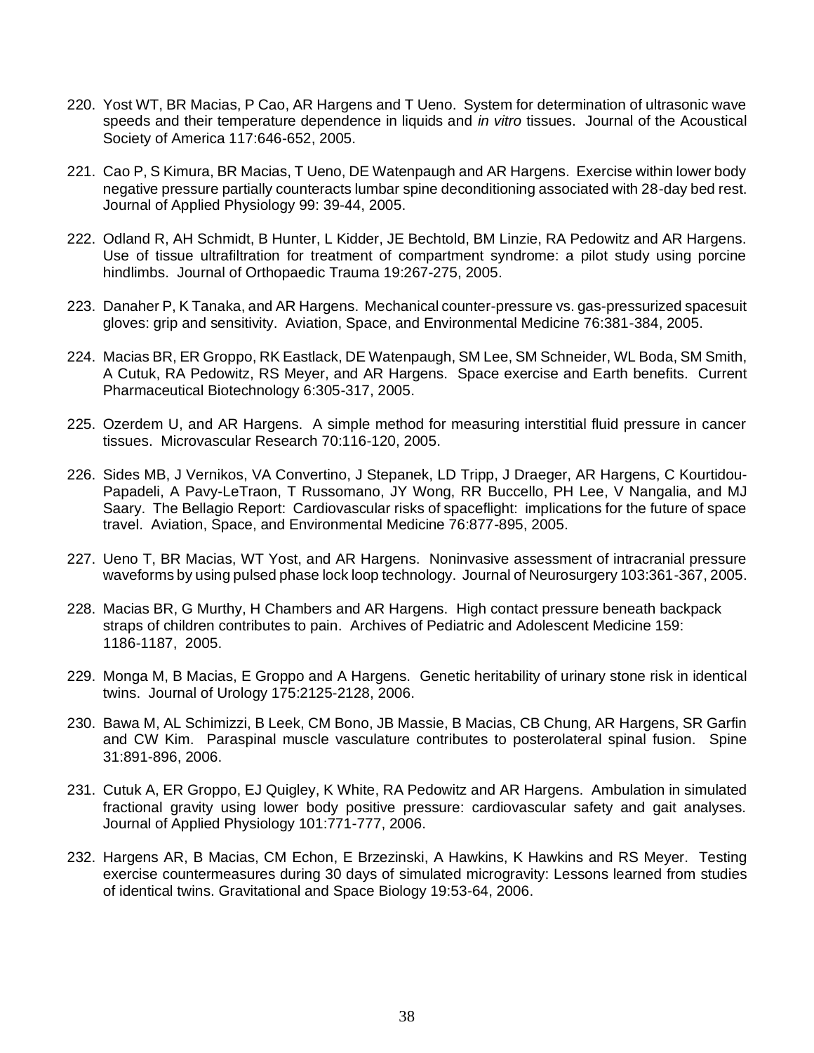220. Yost WT, BR Macias, P Cao, AR Hargens and T Ueno. System for determination of ultrasonic wave speeds and their temperature dependence in liquids and *in vitro* tissues. Journal of the Acoustical Society of America 117:646-652, 2005.

221. Cao P, S Kimura, BR Macias, T Ueno, DE Watenpaugh and AR Hargens. Exercise within lower body negative pressure partially counteracts lumbar spine deconditioning associated with 28-day bed rest. Journal of Applied Physiology 99: 39-44, 2005.

222. Odland R, AH Schmidt, B Hunter, L Kidder, JE Bechtold, BM Linzie, RA Pedowitz and AR Hargens. Use of tissue ultrafiltration for treatment of compartment syndrome: a pilot study using porcine hindlimbs. Journal of Orthopaedic Trauma 19:267-275, 2005.

223. Danaher P, K Tanaka, and AR Hargens. Mechanical counter-pressure vs. gas-pressurized spacesuit gloves: grip and sensitivity. Aviation, Space, and Environmental Medicine 76:381-384, 2005.

224. Macias BR, ER Groppo, RK Eastlack, DE Watenpaugh, SM Lee, SM Schneider, WL Boda, SM Smith, A Cutuk, RA Pedowitz, RS Meyer, and AR Hargens. Space exercise and Earth benefits. Current Pharmaceutical Biotechnology 6:305-317, 2005.

225. Ozerdem U, and AR Hargens. A simple method for measuring interstitial fluid pressure in cancer tissues. Microvascular Research 70:116-120, 2005.

226. Sides MB, J Vernikos, VA Convertino, J Stepanek, LD Tripp, J Draeger, AR Hargens, C Kourtidou-Papadeli, A Pavy-LeTraon, T Russomano, JY Wong, RR Buccello, PH Lee, V Nangalia, and MJ Saary. The Bellagio Report: Cardiovascular risks of spaceflight: implications for the future of space travel. Aviation, Space, and Environmental Medicine 76:877-895, 2005.

227. Ueno T, BR Macias, WT Yost, and AR Hargens. Noninvasive assessment of intracranial pressure waveforms by using pulsed phase lock loop technology. Journal of Neurosurgery 103:361-367, 2005.

228. Macias BR, G Murthy, H Chambers and AR Hargens. High contact pressure beneath backpack straps of children contributes to pain. Archives of Pediatric and Adolescent Medicine 159: 1186-1187, 2005.

229. Monga M, B Macias, E Groppo and A Hargens. Genetic heritability of urinary stone risk in identical twins. Journal of Urology 175:2125-2128, 2006.

230. Bawa M, AL Schimizzi, B Leek, CM Bono, JB Massie, B Macias, CB Chung, AR Hargens, SR Garfin and CW Kim. Paraspinal muscle vasculature contributes to posterolateral spinal fusion. Spine 31:891-896, 2006.

231. Cutuk A, ER Groppo, EJ Quigley, K White, RA Pedowitz and AR Hargens. Ambulation in simulated fractional gravity using lower body positive pressure: cardiovascular safety and gait analyses. Journal of Applied Physiology 101:771-777, 2006.

232. Hargens AR, B Macias, CM Echon, E Brzezinski, A Hawkins, K Hawkins and RS Meyer. Testing exercise countermeasures during 30 days of simulated microgravity: Lessons learned from studies of identical twins. Gravitational and Space Biology 19:53-64, 2006.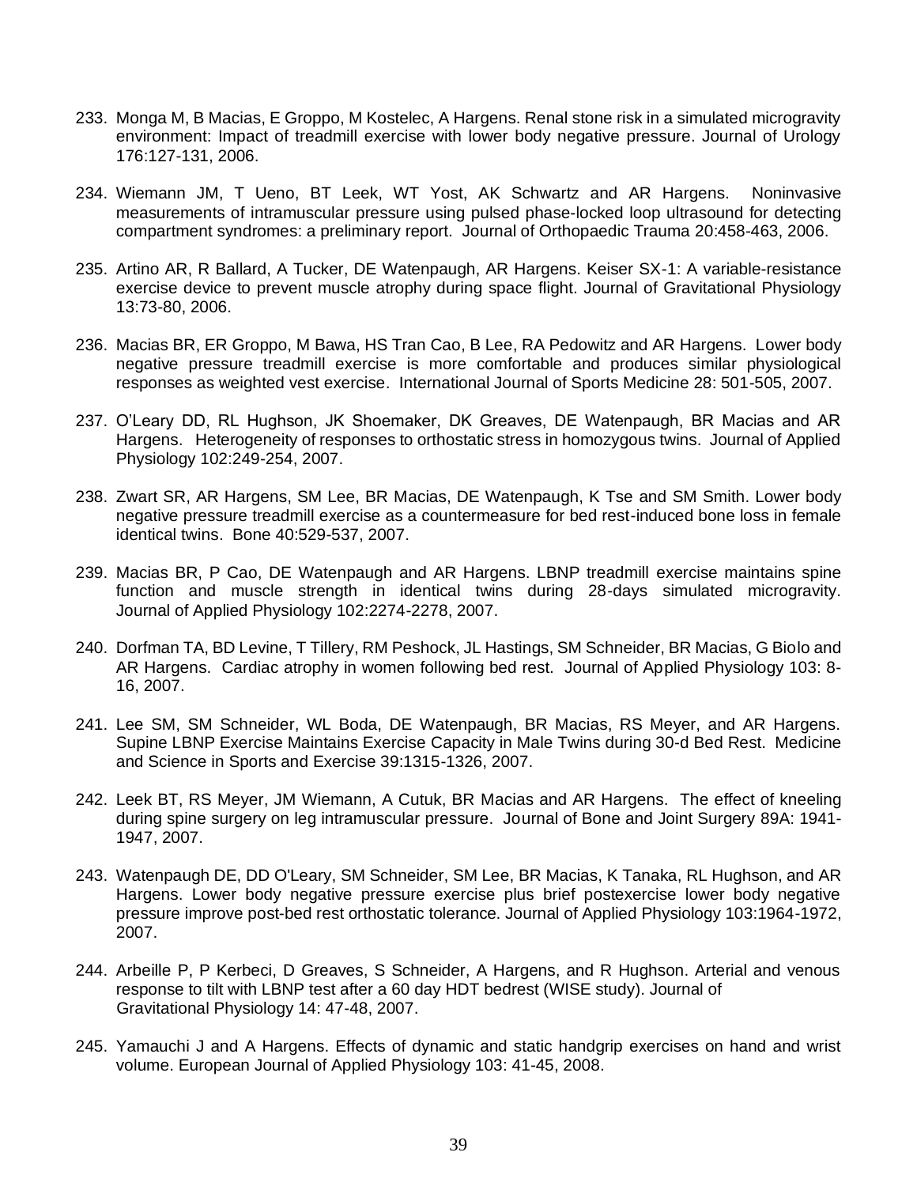233. Monga M, B Macias, E Groppo, M Kostelec, A Hargens. Renal stone risk in a simulated microgravity environment: Impact of treadmill exercise with lower body negative pressure. Journal of Urology 176:127-131, 2006.

234. Wiemann JM, T Ueno, BT Leek, WT Yost, AK Schwartz and AR Hargens. Noninvasive measurements of intramuscular pressure using pulsed phase-locked loop ultrasound for detecting compartment syndromes: a preliminary report. Journal of Orthopaedic Trauma 20:458-463, 2006.

235. Artino AR, R Ballard, A Tucker, DE Watenpaugh, AR Hargens. Keiser SX-1: A variable-resistance exercise device to prevent muscle atrophy during space flight. Journal of Gravitational Physiology 13:73-80, 2006.

236. Macias BR, ER Groppo, M Bawa, HS Tran Cao, B Lee, RA Pedowitz and AR Hargens. Lower body negative pressure treadmill exercise is more comfortable and produces similar physiological responses as weighted vest exercise. International Journal of Sports Medicine 28: 501-505, 2007.

237. O'Leary DD, RL Hughson, JK Shoemaker, DK Greaves, DE Watenpaugh, BR Macias and AR Hargens. Heterogeneity of responses to orthostatic stress in homozygous twins. Journal of Applied Physiology 102:249-254, 2007.

238. Zwart SR, AR Hargens, SM Lee, BR Macias, DE Watenpaugh, K Tse and SM Smith. Lower body negative pressure treadmill exercise as a countermeasure for bed rest-induced bone loss in female identical twins. Bone 40:529-537, 2007.

239. Macias BR, P Cao, DE Watenpaugh and AR Hargens. LBNP treadmill exercise maintains spine function and muscle strength in identical twins during 28-days simulated microgravity. Journal of Applied Physiology 102:2274-2278, 2007.

240. Dorfman TA, BD Levine, T Tillery, RM Peshock, JL Hastings, SM Schneider, BR Macias, G Biolo and AR Hargens. Cardiac atrophy in women following bed rest. Journal of Applied Physiology 103: 8-16, 2007.

241. Lee SM, SM Schneider, WL Boda, DE Watenpaugh, BR Macias, RS Meyer, and AR Hargens. Supine LBNP Exercise Maintains Exercise Capacity in Male Twins during 30-d Bed Rest. Medicine and Science in Sports and Exercise 39:1315-1326, 2007.

242. Leek BT, RS Meyer, JM Wiemann, A Cutuk, BR Macias and AR Hargens. The effect of kneeling during spine surgery on leg intramuscular pressure. Journal of Bone and Joint Surgery 89A: 1941-1947, 2007.

243. Watenpaugh DE, DD O'Leary, SM Schneider, SM Lee, BR Macias, K Tanaka, RL Hughson, and AR Hargens. Lower body negative pressure exercise plus brief postexercise lower body negative pressure improve post-bed rest orthostatic tolerance. Journal of Applied Physiology 103:1964-1972, 2007.

244. Arbeille P, P Kerbeci, D Greaves, S Schneider, A Hargens, and R Hughson. Arterial and venous response to tilt with LBNP test after a 60 day HDT bedrest (WISE study). Journal of Gravitational Physiology 14: 47-48, 2007.

245. Yamauchi J and A Hargens. Effects of dynamic and static handgrip exercises on hand and wrist volume. European Journal of Applied Physiology 103: 41-45, 2008.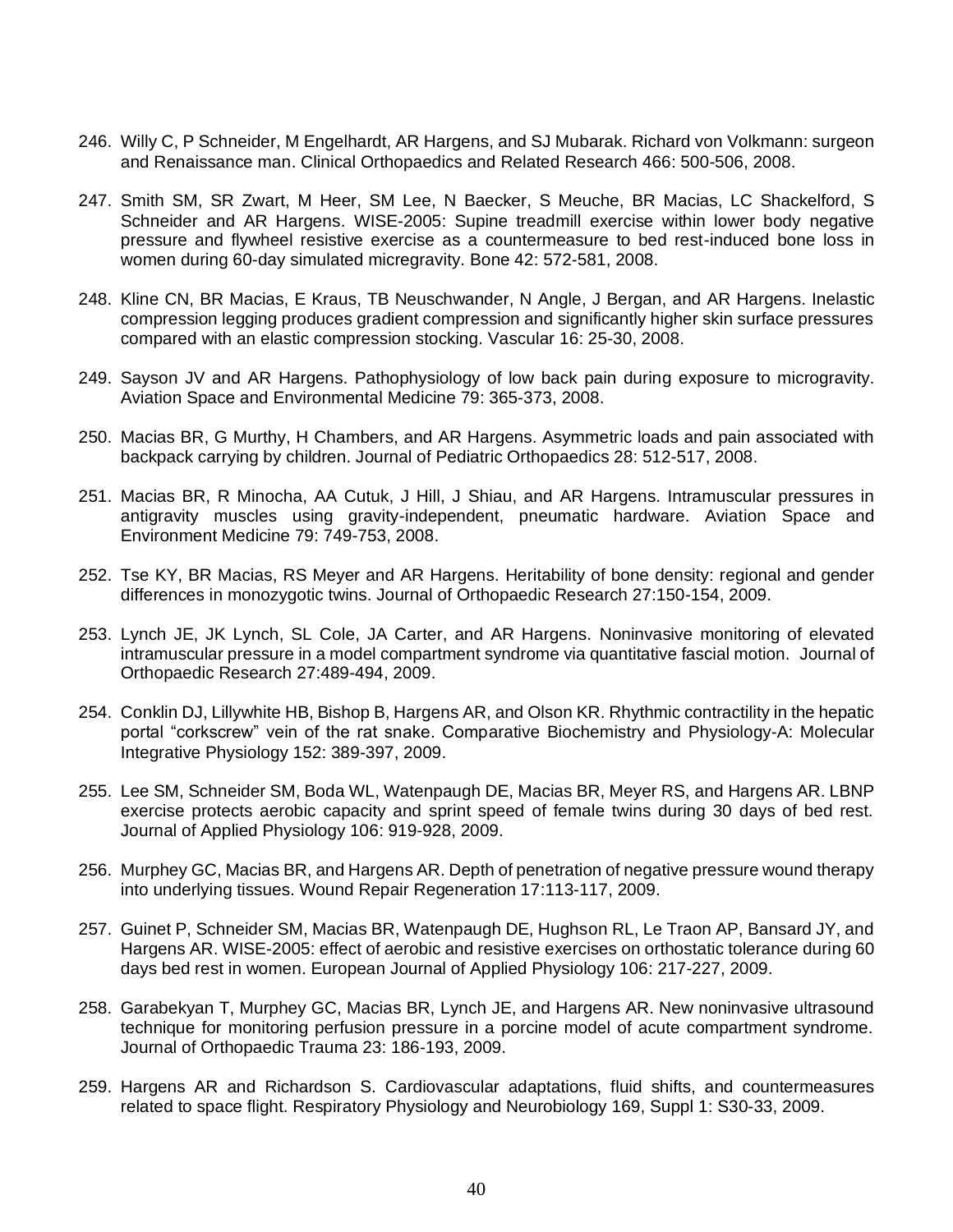246. Willy C, P Schneider, M Engelhardt, AR Hargens, and SJ Mubarak. Richard von Volkmann: surgeon and Renaissance man. Clinical Orthopaedics and Related Research 466: 500-506, 2008.

247. Smith SM, SR Zwart, M Heer, SM Lee, N Baecker, S Meuche, BR Macias, LC Shackelford, S Schneider and AR Hargens. WISE-2005: Supine treadmill exercise within lower body negative pressure and flywheel resistive exercise as a countermeasure to bed rest-induced bone loss in women during 60-day simulated micregravity. Bone 42: 572-581, 2008.

248. Kline CN, BR Macias, E Kraus, TB Neuschwander, N Angle, J Bergan, and AR Hargens. Inelastic compression legging produces gradient compression and significantly higher skin surface pressures compared with an elastic compression stocking. Vascular 16: 25-30, 2008.

249. Sayson JV and AR Hargens. Pathophysiology of low back pain during exposure to microgravity. Aviation Space and Environmental Medicine 79: 365-373, 2008.

250. Macias BR, G Murthy, H Chambers, and AR Hargens. Asymmetric loads and pain associated with backpack carrying by children. Journal of Pediatric Orthopaedics 28: 512-517, 2008.

251. Macias BR, R Minocha, AA Cutuk, J Hill, J Shiau, and AR Hargens. Intramuscular pressures in antigravity muscles using gravity-independent, pneumatic hardware. Aviation Space and Environment Medicine 79: 749-753, 2008.

252. Tse KY, BR Macias, RS Meyer and AR Hargens. Heritability of bone density: regional and gender differences in monozygotic twins. Journal of Orthopaedic Research 27:150-154, 2009.

253. Lynch JE, JK Lynch, SL Cole, JA Carter, and AR Hargens. Noninvasive monitoring of elevated intramuscular pressure in a model compartment syndrome via quantitative fascial motion. Journal of Orthopaedic Research 27:489-494, 2009.

254. Conklin DJ, Lillywhite HB, Bishop B, Hargens AR, and Olson KR. Rhythmic contractility in the hepatic portal "corkscrew" vein of the rat snake. Comparative Biochemistry and Physiology-A: Molecular Integrative Physiology 152: 389-397, 2009.

255. Lee SM, Schneider SM, Boda WL, Watenpaugh DE, Macias BR, Meyer RS, and Hargens AR. LBNP exercise protects aerobic capacity and sprint speed of female twins during 30 days of bed rest. Journal of Applied Physiology 106: 919-928, 2009.

256. Murphey GC, Macias BR, and Hargens AR. Depth of penetration of negative pressure wound therapy into underlying tissues. Wound Repair Regeneration 17:113-117, 2009.

257. Guinet P, Schneider SM, Macias BR, Watenpaugh DE, Hughson RL, Le Traon AP, Bansard JY, and Hargens AR. WISE-2005: effect of aerobic and resistive exercises on orthostatic tolerance during 60 days bed rest in women. European Journal of Applied Physiology 106: 217-227, 2009.

258. Garabekyan T, Murphey GC, Macias BR, Lynch JE, and Hargens AR. New noninvasive ultrasound technique for monitoring perfusion pressure in a porcine model of acute compartment syndrome. Journal of Orthopaedic Trauma 23: 186-193, 2009.

259. Hargens AR and Richardson S. Cardiovascular adaptations, fluid shifts, and countermeasures related to space flight. Respiratory Physiology and Neurobiology 169, Suppl 1: S30-33, 2009.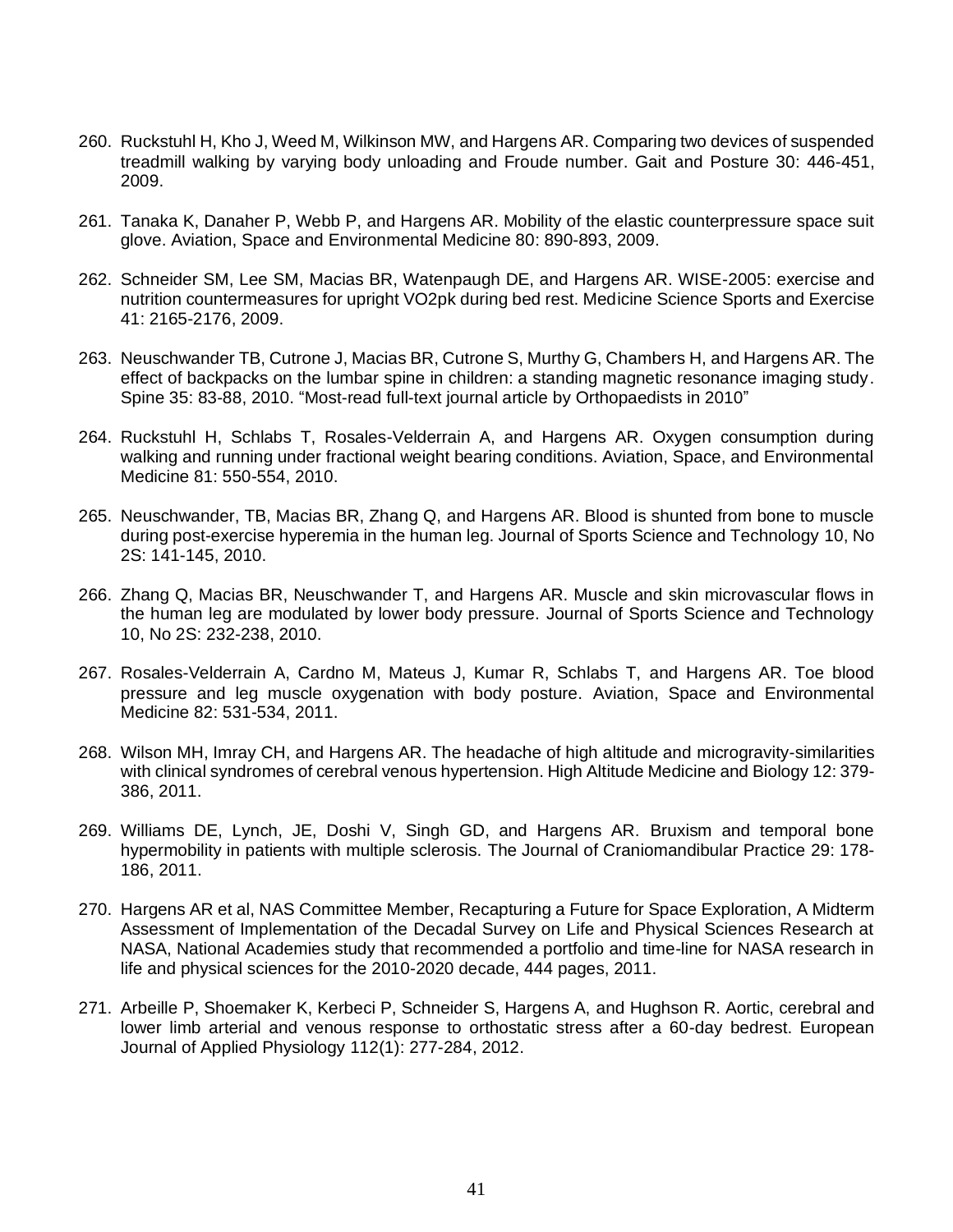260. Ruckstuhl H, Kho J, Weed M, Wilkinson MW, and Hargens AR. Comparing two devices of suspended treadmill walking by varying body unloading and Froude number. Gait and Posture 30: 446-451, 2009.

261. Tanaka K, Danaher P, Webb P, and Hargens AR. Mobility of the elastic counterpressure space suit glove. Aviation, Space and Environmental Medicine 80: 890-893, 2009.

262. Schneider SM, Lee SM, Macias BR, Watenpaugh DE, and Hargens AR. WISE-2005: exercise and nutrition countermeasures for upright VO2pk during bed rest. Medicine Science Sports and Exercise 41: 2165-2176, 2009.

263. Neuschwander TB, Cutrone J, Macias BR, Cutrone S, Murthy G, Chambers H, and Hargens AR. The effect of backpacks on the lumbar spine in children: a standing magnetic resonance imaging study. Spine 35: 83-88, 2010. "Most-read full-text journal article by Orthopaedists in 2010"

264. Ruckstuhl H, Schlabs T, Rosales-Velderrain A, and Hargens AR. Oxygen consumption during walking and running under fractional weight bearing conditions. Aviation, Space, and Environmental Medicine 81: 550-554, 2010.

265. Neuschwander, TB, Macias BR, Zhang Q, and Hargens AR. Blood is shunted from bone to muscle during post-exercise hyperemia in the human leg. Journal of Sports Science and Technology 10, No 2S: 141-145, 2010.

266. Zhang Q, Macias BR, Neuschwander T, and Hargens AR. Muscle and skin microvascular flows in the human leg are modulated by lower body pressure. Journal of Sports Science and Technology 10, No 2S: 232-238, 2010.

267. Rosales-Velderrain A, Cardno M, Mateus J, Kumar R, Schlabs T, and Hargens AR. Toe blood pressure and leg muscle oxygenation with body posture. Aviation, Space and Environmental Medicine 82: 531-534, 2011.

268. Wilson MH, Imray CH, and Hargens AR. The headache of high altitude and microgravity-similarities with clinical syndromes of cerebral venous hypertension. High Altitude Medicine and Biology 12: 379-386, 2011.

269. Williams DE, Lynch, JE, Doshi V, Singh GD, and Hargens AR. Bruxism and temporal bone hypermobility in patients with multiple sclerosis. The Journal of Craniomandibular Practice 29: 178-186, 2011.

270. Hargens AR et al, NAS Committee Member, Recapturing a Future for Space Exploration, A Midterm Assessment of Implementation of the Decadal Survey on Life and Physical Sciences Research at NASA, National Academies study that recommended a portfolio and time-line for NASA research in life and physical sciences for the 2010-2020 decade, 444 pages, 2011.

271. Arbeille P, Shoemaker K, Kerbeci P, Schneider S, Hargens A, and Hughson R. Aortic, cerebral and lower limb arterial and venous response to orthostatic stress after a 60-day bedrest. European Journal of Applied Physiology 112(1): 277-284, 2012.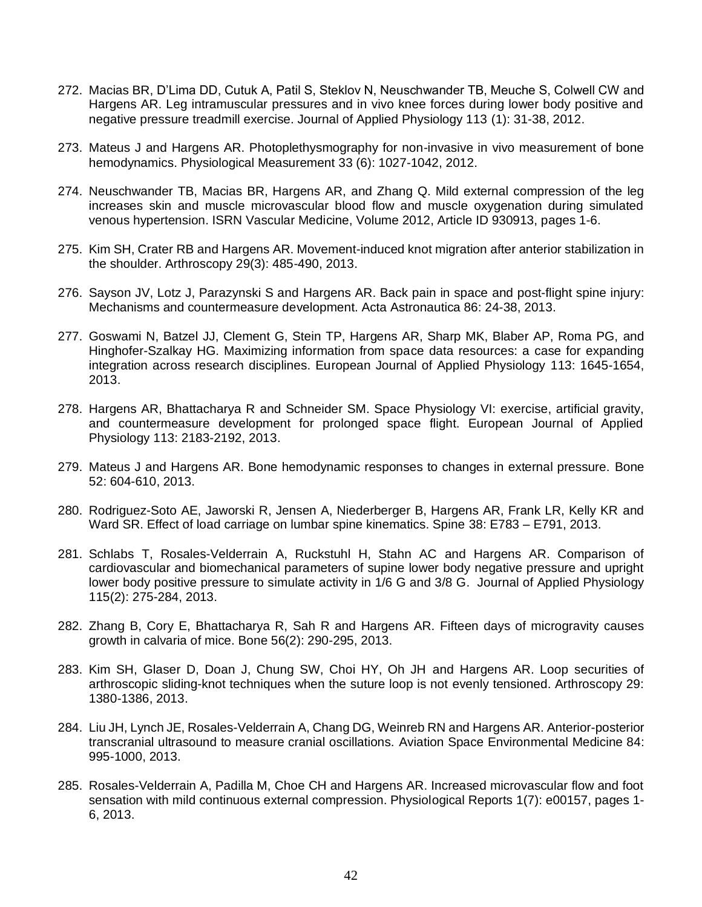272. Macias BR, D'Lima DD, Cutuk A, Patil S, Steklov N, Neuschwander TB, Meuche S, Colwell CW and Hargens AR. Leg intramuscular pressures and in vivo knee forces during lower body positive and negative pressure treadmill exercise. Journal of Applied Physiology 113 (1): 31-38, 2012.

273. Mateus J and Hargens AR. Photoplethysmography for non-invasive in vivo measurement of bone hemodynamics. Physiological Measurement 33 (6): 1027-1042, 2012.

274. Neuschwander TB, Macias BR, Hargens AR, and Zhang Q. Mild external compression of the leg increases skin and muscle microvascular blood flow and muscle oxygenation during simulated venous hypertension. ISRN Vascular Medicine, Volume 2012, Article ID 930913, pages 1-6.

275. Kim SH, Crater RB and Hargens AR. Movement-induced knot migration after anterior stabilization in the shoulder. Arthroscopy 29(3): 485-490, 2013.

276. Sayson JV, Lotz J, Parazynski S and Hargens AR. Back pain in space and post-flight spine injury: Mechanisms and countermeasure development. Acta Astronautica 86: 24-38, 2013.

277. Goswami N, Batzel JJ, Clement G, Stein TP, Hargens AR, Sharp MK, Blaber AP, Roma PG, and Hinghofer-Szalkay HG. Maximizing information from space data resources: a case for expanding integration across research disciplines. European Journal of Applied Physiology 113: 1645-1654, 2013.

278. Hargens AR, Bhattacharya R and Schneider SM. Space Physiology VI: exercise, artificial gravity, and countermeasure development for prolonged space flight. European Journal of Applied Physiology 113: 2183-2192, 2013.

279. Mateus J and Hargens AR. Bone hemodynamic responses to changes in external pressure. Bone 52: 604-610, 2013.

280. Rodriguez-Soto AE, Jaworski R, Jensen A, Niederberger B, Hargens AR, Frank LR, Kelly KR and Ward SR. Effect of load carriage on lumbar spine kinematics. Spine 38: E783 – E791, 2013.

281. Schlabs T, Rosales-Velderrain A, Ruckstuhl H, Stahn AC and Hargens AR. Comparison of cardiovascular and biomechanical parameters of supine lower body negative pressure and upright lower body positive pressure to simulate activity in 1/6 G and 3/8 G. Journal of Applied Physiology 115(2): 275-284, 2013.

282. Zhang B, Cory E, Bhattacharya R, Sah R and Hargens AR. Fifteen days of microgravity causes growth in calvaria of mice. Bone 56(2): 290-295, 2013.

283. Kim SH, Glaser D, Doan J, Chung SW, Choi HY, Oh JH and Hargens AR. Loop securities of arthroscopic sliding-knot techniques when the suture loop is not evenly tensioned. Arthroscopy 29: 1380-1386, 2013.

284. Liu JH, Lynch JE, Rosales-Velderrain A, Chang DG, Weinreb RN and Hargens AR. Anterior-posterior transcranial ultrasound to measure cranial oscillations. Aviation Space Environmental Medicine 84: 995-1000, 2013.

285. Rosales-Velderrain A, Padilla M, Choe CH and Hargens AR. Increased microvascular flow and foot sensation with mild continuous external compression. Physiological Reports 1(7): e00157, pages 1-6, 2013.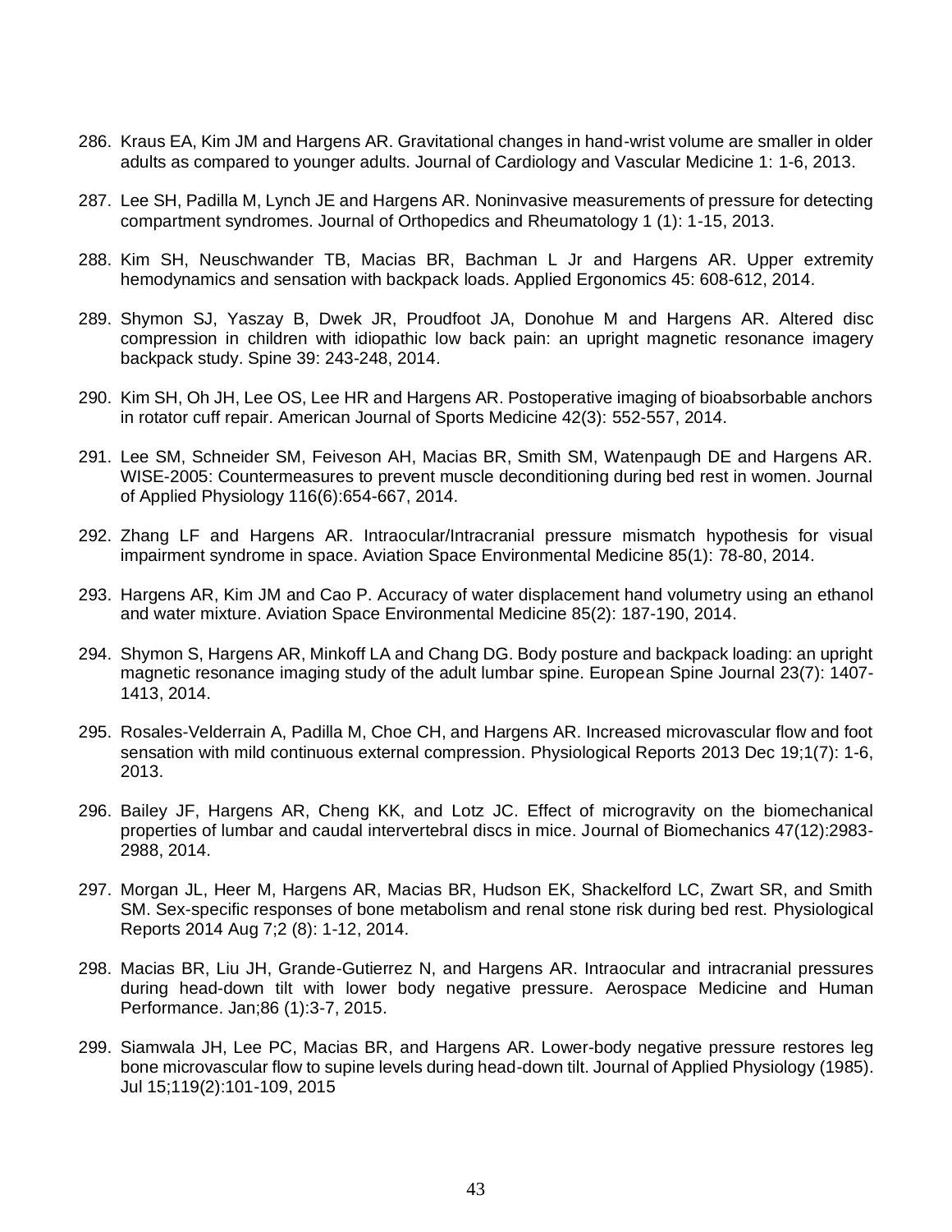286. Kraus EA, Kim JM and Hargens AR. Gravitational changes in hand-wrist volume are smaller in older adults as compared to younger adults. Journal of Cardiology and Vascular Medicine 1: 1-6, 2013.

287. Lee SH, Padilla M, Lynch JE and Hargens AR. Noninvasive measurements of pressure for detecting compartment syndromes. Journal of Orthopedics and Rheumatology 1 (1): 1-15, 2013.

288. Kim SH, Neuschwander TB, Macias BR, Bachman L Jr and Hargens AR. Upper extremity hemodynamics and sensation with backpack loads. Applied Ergonomics 45: 608-612, 2014.

289. Shymon SJ, Yaszay B, Dwek JR, Proudfoot JA, Donohue M and Hargens AR. Altered disc compression in children with idiopathic low back pain: an upright magnetic resonance imagery backpack study. Spine 39: 243-248, 2014.

290. Kim SH, Oh JH, Lee OS, Lee HR and Hargens AR. Postoperative imaging of bioabsorbable anchors in rotator cuff repair. American Journal of Sports Medicine 42(3): 552-557, 2014.

291. Lee SM, Schneider SM, Feiveson AH, Macias BR, Smith SM, Watenpaugh DE and Hargens AR. WISE-2005: Countermeasures to prevent muscle deconditioning during bed rest in women. Journal of Applied Physiology 116(6):654-667, 2014.

292. Zhang LF and Hargens AR. Intraocular/Intracranial pressure mismatch hypothesis for visual impairment syndrome in space. Aviation Space Environmental Medicine 85(1): 78-80, 2014.

293. Hargens AR, Kim JM and Cao P. Accuracy of water displacement hand volumetry using an ethanol and water mixture. Aviation Space Environmental Medicine 85(2): 187-190, 2014.

294. Shymon S, Hargens AR, Minkoff LA and Chang DG. Body posture and backpack loading: an upright magnetic resonance imaging study of the adult lumbar spine. European Spine Journal 23(7): 1407-1413, 2014.

295. Rosales-Velderrain A, Padilla M, Choe CH, and Hargens AR. Increased microvascular flow and foot sensation with mild continuous external compression. Physiological Reports 2013 Dec 19;1(7): 1-6, 2013.

296. Bailey JF, Hargens AR, Cheng KK, and Lotz JC. Effect of microgravity on the biomechanical properties of lumbar and caudal intervertebral discs in mice. Journal of Biomechanics 47(12):2983-2988, 2014.

297. Morgan JL, Heer M, Hargens AR, Macias BR, Hudson EK, Shackelford LC, Zwart SR, and Smith SM. Sex-specific responses of bone metabolism and renal stone risk during bed rest. Physiological Reports 2014 Aug 7;2 (8): 1-12, 2014.

298. Macias BR, Liu JH, Grande-Gutierrez N, and Hargens AR. Intraocular and intracranial pressures during head-down tilt with lower body negative pressure. Aerospace Medicine and Human Performance. Jan;86 (1):3-7, 2015.

299. Siamwala JH, Lee PC, Macias BR, and Hargens AR. Lower-body negative pressure restores leg bone microvascular flow to supine levels during head-down tilt. Journal of Applied Physiology (1985). Jul 15;119(2):101-109, 2015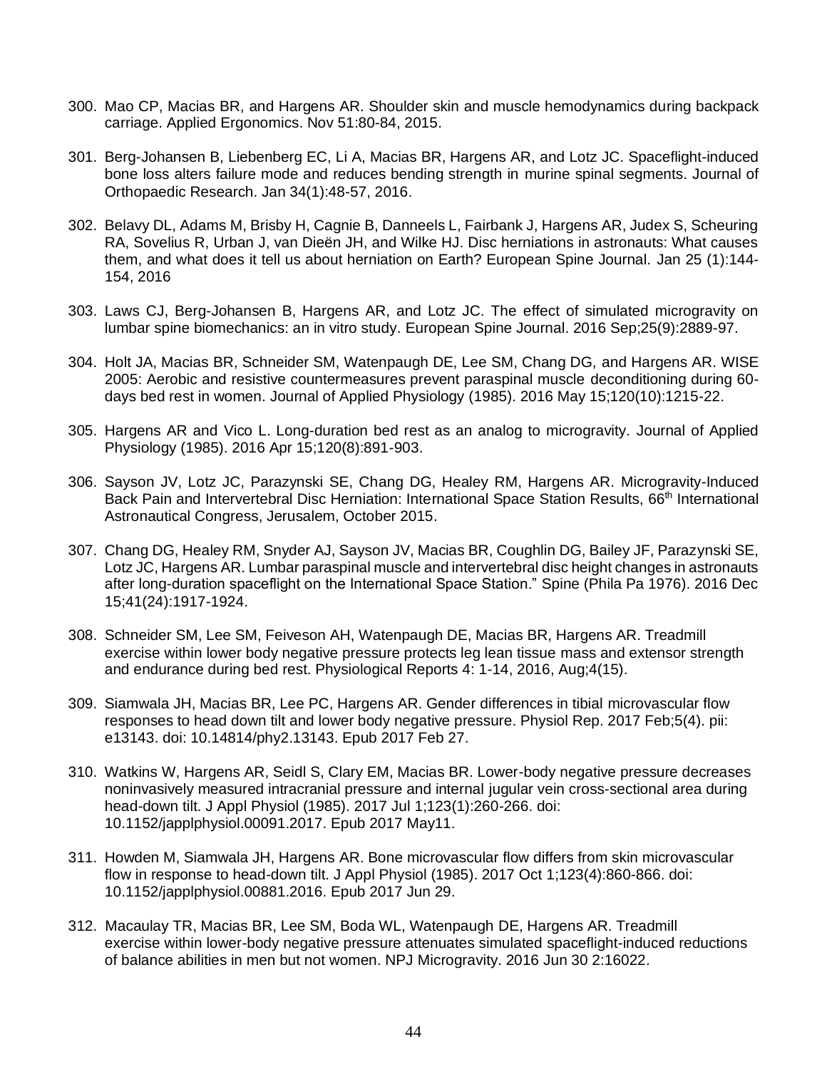300. Mao CP, Macias BR, and Hargens AR. Shoulder skin and muscle hemodynamics during backpack carriage. Applied Ergonomics. Nov 51:80-84, 2015.

301. Berg-Johansen B, Liebenberg EC, Li A, Macias BR, Hargens AR, and Lotz JC. Spaceflight-induced bone loss alters failure mode and reduces bending strength in murine spinal segments. Journal of Orthopaedic Research. Jan 34(1):48-57, 2016.

302. Belavy DL, Adams M, Brisby H, Cagnie B, Danneels L, Fairbank J, Hargens AR, Judex S, Scheuring RA, Sovelius R, Urban J, van Dieën JH, and Wilke HJ. Disc herniations in astronauts: What causes them, and what does it tell us about herniation on Earth? European Spine Journal. Jan 25 (1):144-154, 2016

303. Laws CJ, Berg-Johansen B, Hargens AR, and Lotz JC. The effect of simulated microgravity on lumbar spine biomechanics: an in vitro study. European Spine Journal. 2016 Sep;25(9):2889-97.

304. Holt JA, Macias BR, Schneider SM, Watenpaugh DE, Lee SM, Chang DG, and Hargens AR. WISE 2005: Aerobic and resistive countermeasures prevent paraspinal muscle deconditioning during 60-days bed rest in women. Journal of Applied Physiology (1985). 2016 May 15;120(10):1215-22.

305. Hargens AR and Vico L. Long-duration bed rest as an analog to microgravity. Journal of Applied Physiology (1985). 2016 Apr 15;120(8):891-903.

306. Sayson JV, Lotz JC, Parazynski SE, Chang DG, Healey RM, Hargens AR. Microgravity-Induced Back Pain and Intervertebral Disc Herniation: International Space Station Results, 66th International Astronautical Congress, Jerusalem, October 2015.

307. Chang DG, Healey RM, Snyder AJ, Sayson JV, Macias BR, Coughlin DG, Bailey JF, Parazynski SE, Lotz JC, Hargens AR. Lumbar paraspinal muscle and intervertebral disc height changes in astronauts after long-duration spaceflight on the International Space Station." Spine (Phila Pa 1976). 2016 Dec 15;41(24):1917-1924.

308. Schneider SM, Lee SM, Feiveson AH, Watenpaugh DE, Macias BR, Hargens AR. Treadmill exercise within lower body negative pressure protects leg lean tissue mass and extensor strength and endurance during bed rest. Physiological Reports 4: 1-14, 2016, Aug;4(15).

309. Siamwala JH, Macias BR, Lee PC, Hargens AR. Gender differences in tibial microvascular flow responses to head down tilt and lower body negative pressure. Physiol Rep. 2017 Feb;5(4). pii: e13143. doi: 10.14814/phy2.13143. Epub 2017 Feb 27.

310. Watkins W, Hargens AR, Seidl S, Clary EM, Macias BR. Lower-body negative pressure decreases noninvasively measured intracranial pressure and internal jugular vein cross-sectional area during head-down tilt. J Appl Physiol (1985). 2017 Jul 1;123(1):260-266. doi: 10.1152/japplphysiol.00091.2017. Epub 2017 May11.

311. Howden M, Siamwala JH, Hargens AR. Bone microvascular flow differs from skin microvascular flow in response to head-down tilt. J Appl Physiol (1985). 2017 Oct 1;123(4):860-866. doi: 10.1152/japplphysiol.00881.2016. Epub 2017 Jun 29.

312. Macaulay TR, Macias BR, Lee SM, Boda WL, Watenpaugh DE, Hargens AR. Treadmill exercise within lower-body negative pressure attenuates simulated spaceflight-induced reductions of balance abilities in men but not women. NPJ Microgravity. 2016 Jun 30 2:16022.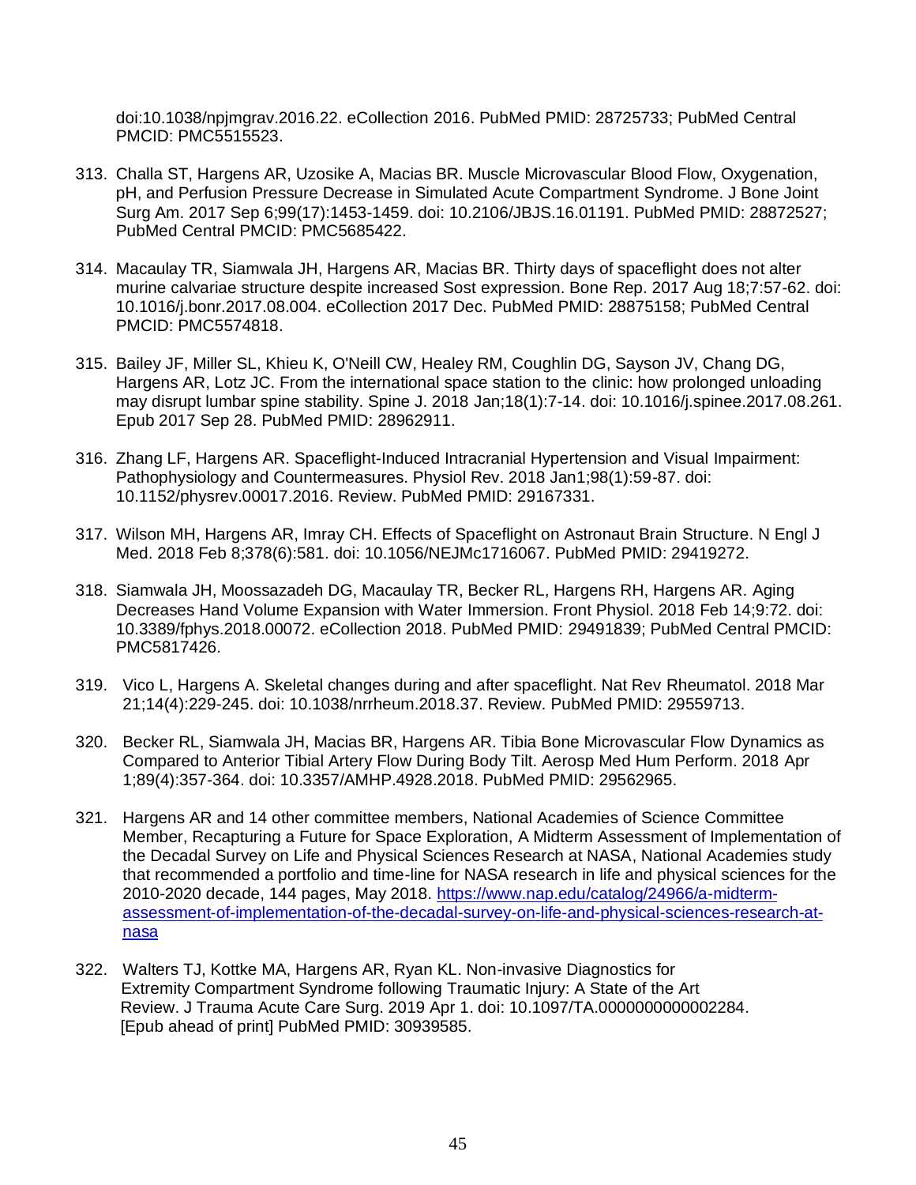doi:10.1038/npjmgrav.2016.22. eCollection 2016. PubMed PMID: 28725733; PubMed Central PMCID: PMC5515523.

313. Challa ST, Hargens AR, Uzosike A, Macias BR. Muscle Microvascular Blood Flow, Oxygenation, pH, and Perfusion Pressure Decrease in Simulated Acute Compartment Syndrome. J Bone Joint Surg Am. 2017 Sep 6;99(17):1453-1459. doi: 10.2106/JBJS.16.01191. PubMed PMID: 28872527; PubMed Central PMCID: PMC5685422.

314. Macaulay TR, Siamwala JH, Hargens AR, Macias BR. Thirty days of spaceflight does not alter murine calvariae structure despite increased Sost expression. Bone Rep. 2017 Aug 18;7:57-62. doi: 10.1016/j.bonr.2017.08.004. eCollection 2017 Dec. PubMed PMID: 28875158; PubMed Central PMCID: PMC5574818.

315. Bailey JF, Miller SL, Khieu K, O'Neill CW, Healey RM, Coughlin DG, Sayson JV, Chang DG, Hargens AR, Lotz JC. From the international space station to the clinic: how prolonged unloading may disrupt lumbar spine stability. Spine J. 2018 Jan;18(1):7-14. doi: 10.1016/j.spinee.2017.08.261. Epub 2017 Sep 28. PubMed PMID: 28962911.

316. Zhang LF, Hargens AR. Spaceflight-Induced Intracranial Hypertension and Visual Impairment: Pathophysiology and Countermeasures. Physiol Rev. 2018 Jan1;98(1):59-87. doi: 10.1152/physrev.00017.2016. Review. PubMed PMID: 29167331.

317. Wilson MH, Hargens AR, Imray CH. Effects of Spaceflight on Astronaut Brain Structure. N Engl J Med. 2018 Feb 8;378(6):581. doi: 10.1056/NEJMc1716067. PubMed PMID: 29419272.

318. Siamwala JH, Moossazadeh DG, Macaulay TR, Becker RL, Hargens RH, Hargens AR. Aging Decreases Hand Volume Expansion with Water Immersion. Front Physiol. 2018 Feb 14;9:72. doi: 10.3389/fphys.2018.00072. eCollection 2018. PubMed PMID: 29491839; PubMed Central PMCID: PMC5817426.

319. Vico L, Hargens A. Skeletal changes during and after spaceflight. Nat Rev Rheumatol. 2018 Mar 21;14(4):229-245. doi: 10.1038/nrrheum.2018.37. Review. PubMed PMID: 29559713.

320. Becker RL, Siamwala JH, Macias BR, Hargens AR. Tibia Bone Microvascular Flow Dynamics as Compared to Anterior Tibial Artery Flow During Body Tilt. Aerosp Med Hum Perform. 2018 Apr 1;89(4):357-364. doi: 10.3357/AMHP.4928.2018. PubMed PMID: 29562965.

321. Hargens AR and 14 other committee members, National Academies of Science Committee Member, Recapturing a Future for Space Exploration, A Midterm Assessment of Implementation of the Decadal Survey on Life and Physical Sciences Research at NASA, National Academies study that recommended a portfolio and time-line for NASA research in life and physical sciences for the 2010-2020 decade, 144 pages, May 2018. [https://www.nap.edu/catalog/24966/a-midterm-assessment-of-implementation-of-the-decadal-survey-on-life-and-physical-sciences-research-at-nasa](https://www.nap.edu/catalog/24966/a-midterm-assessment-of-implementation-of-the-decadal-survey-on-life-and-physical-sciences-research-at-nasa)

322. Walters TJ, Kottke MA, Hargens AR, Ryan KL. Non-invasive Diagnostics for Extremity Compartment Syndrome following Traumatic Injury: A State of the Art Review. J Trauma Acute Care Surg. 2019 Apr 1. doi: 10.1097/TA.0000000000002284. [Epub ahead of print] PubMed PMID: 30939585.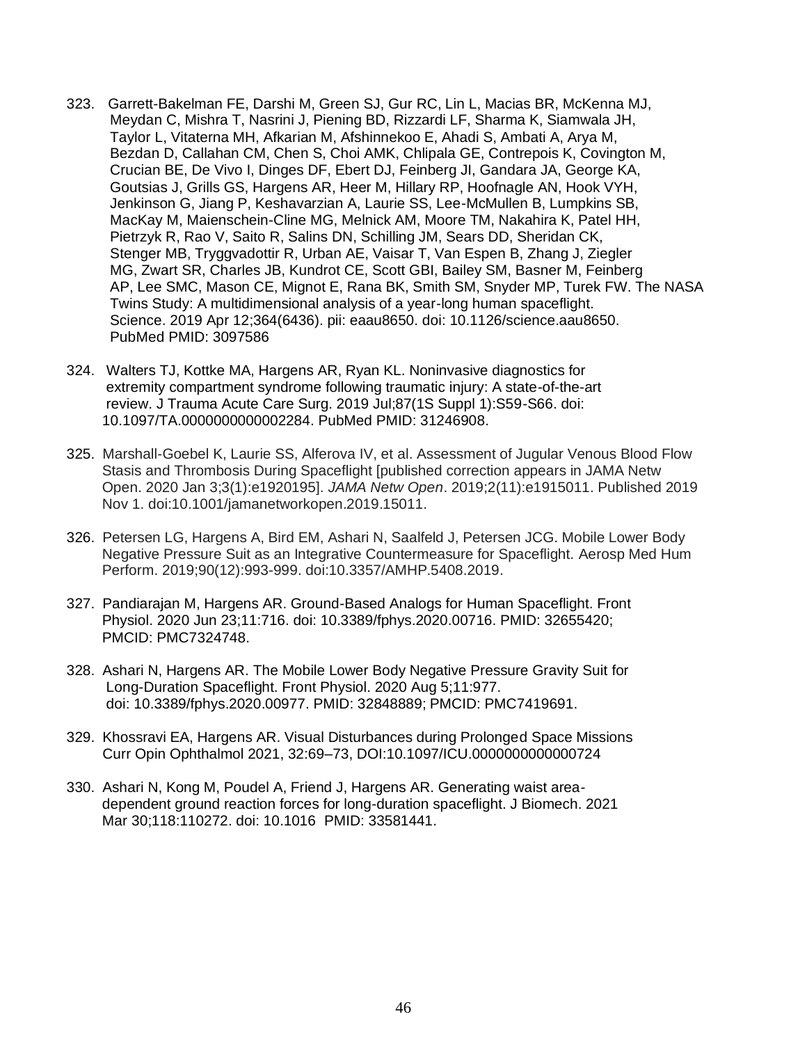323. Garrett-Bakelman FE, Darshi M, Green SJ, Gur RC, Lin L, Macias BR, McKenna MJ, Meydan C, Mishra T, Nasrini J, Piening BD, Rizzardi LF, Sharma K, Siamwala JH, Taylor L, Vitaterna MH, Afkarian M, Afshinnekoo E, Ahadi S, Ambati A, Arya M, Bezdan D, Callahan CM, Chen S, Choi AMK, Chlipala GE, Contrepois K, Covington M, Crucian BE, De Vivo I, Dinges DF, Ebert DJ, Feinberg JI, Gandara JA, George KA, Goutsias J, Grills GS, Hargens AR, Heer M, Hillary RP, Hoofnagle AN, Hook VYH, Jenkinson G, Jiang P, Keshavarzian A, Laurie SS, Lee-McMullen B, Lumpkins SB, MacKay M, Maienschein-Cline MG, Melnick AM, Moore TM, Nakahira K, Patel HH, Pietrzyk R, Rao V, Saito R, Salins DN, Schilling JM, Sears DD, Sheridan CK, Stenger MB, Tryggvadottir R, Urban AE, Vaisar T, Van Espen B, Zhang J, Ziegler MG, Zwart SR, Charles JB, Kundrot CE, Scott GBI, Bailey SM, Basner M, Feinberg AP, Lee SMC, Mason CE, Mignot E, Rana BK, Smith SM, Snyder MP, Turek FW. The NASA Twins Study: A multidimensional analysis of a year-long human spaceflight. Science. 2019 Apr 12;364(6436). pii: eaau8650. doi: 10.1126/science.aau8650. PubMed PMID: 3097586

324. Walters TJ, Kottke MA, Hargens AR, Ryan KL. Noninvasive diagnostics for extremity compartment syndrome following traumatic injury: A state-of-the-art review. J Trauma Acute Care Surg. 2019 Jul;87(1S Suppl 1):S59-S66. doi: 10.1097/TA.0000000000002284. PubMed PMID: 31246908.

325. Marshall-Goebel K, Laurie SS, Alferova IV, et al. Assessment of Jugular Venous Blood Flow Stasis and Thrombosis During Spaceflight [published correction appears in JAMA Netw Open. 2020 Jan 3;3(1):e1920195]. *JAMA Netw Open*. 2019;2(11):e1915011. Published 2019 Nov 1. doi:10.1001/jamanetworkopen.2019.15011.

326. Petersen LG, Hargens A, Bird EM, Ashari N, Saalfeld J, Petersen JCG. Mobile Lower Body Negative Pressure Suit as an Integrative Countermeasure for Spaceflight. Aerosp Med Hum Perform. 2019;90(12):993-999. doi:10.3357/AMHP.5408.2019.

327. Pandiarajan M, Hargens AR. Ground-Based Analogs for Human Spaceflight. Front Physiol. 2020 Jun 23;11:716. doi: 10.3389/fphys.2020.00716. PMID: 32655420; PMCID: PMC7324748.

328. Ashari N, Hargens AR. The Mobile Lower Body Negative Pressure Gravity Suit for Long-Duration Spaceflight. Front Physiol. 2020 Aug 5;11:977. doi: 10.3389/fphys.2020.00977. PMID: 32848889; PMCID: PMC7419691.

329. Khossravi EA, Hargens AR. Visual Disturbances during Prolonged Space Missions Curr Opin Ophthalmol 2021, 32:69–73, DOI:10.1097/ICU.0000000000000724

330. Ashari N, Kong M, Poudel A, Friend J, Hargens AR. Generating waist area-dependent ground reaction forces for long-duration spaceflight. J Biomech. 2021 Mar 30;118:110272. doi: 10.1016 PMID: 33581441.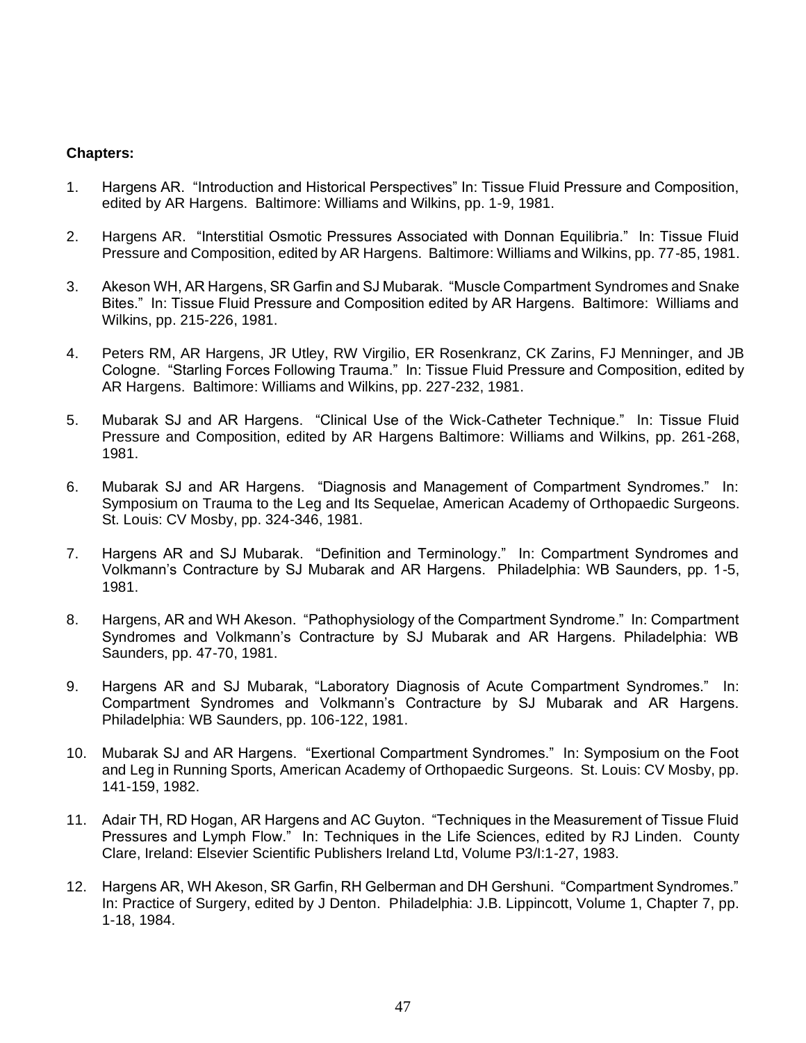**Chapters:**

1. Hargens AR. “Introduction and Historical Perspectives” In: Tissue Fluid Pressure and Composition, edited by AR Hargens. Baltimore: Williams and Wilkins, pp. 1-9, 1981.

2. Hargens AR. “Interstitial Osmotic Pressures Associated with Donnan Equilibria.” In: Tissue Fluid Pressure and Composition, edited by AR Hargens. Baltimore: Williams and Wilkins, pp. 77-85, 1981.

3. Akeson WH, AR Hargens, SR Garfin and SJ Mubarak. “Muscle Compartment Syndromes and Snake Bites.” In: Tissue Fluid Pressure and Composition edited by AR Hargens. Baltimore: Williams and Wilkins, pp. 215-226, 1981.

4. Peters RM, AR Hargens, JR Utley, RW Virgilio, ER Rosenkranz, CK Zarins, FJ Menninger, and JB Cologne. “Starling Forces Following Trauma.” In: Tissue Fluid Pressure and Composition, edited by AR Hargens. Baltimore: Williams and Wilkins, pp. 227-232, 1981.

5. Mubarak SJ and AR Hargens. “Clinical Use of the Wick-Catheter Technique.” In: Tissue Fluid Pressure and Composition, edited by AR Hargens Baltimore: Williams and Wilkins, pp. 261-268, 1981.

6. Mubarak SJ and AR Hargens. “Diagnosis and Management of Compartment Syndromes.” In: Symposium on Trauma to the Leg and Its Sequelae, American Academy of Orthopaedic Surgeons. St. Louis: CV Mosby, pp. 324-346, 1981.

7. Hargens AR and SJ Mubarak. “Definition and Terminology.” In: Compartment Syndromes and Volkmann’s Contracture by SJ Mubarak and AR Hargens. Philadelphia: WB Saunders, pp. 1-5, 1981.

8. Hargens, AR and WH Akeson. “Pathophysiology of the Compartment Syndrome.” In: Compartment Syndromes and Volkmann’s Contracture by SJ Mubarak and AR Hargens. Philadelphia: WB Saunders, pp. 47-70, 1981.

9. Hargens AR and SJ Mubarak, “Laboratory Diagnosis of Acute Compartment Syndromes.” In: Compartment Syndromes and Volkmann’s Contracture by SJ Mubarak and AR Hargens. Philadelphia: WB Saunders, pp. 106-122, 1981.

10. Mubarak SJ and AR Hargens. “Exertional Compartment Syndromes.” In: Symposium on the Foot and Leg in Running Sports, American Academy of Orthopaedic Surgeons. St. Louis: CV Mosby, pp. 141-159, 1982.

11. Adair TH, RD Hogan, AR Hargens and AC Guyton. “Techniques in the Measurement of Tissue Fluid Pressures and Lymph Flow.” In: Techniques in the Life Sciences, edited by RJ Linden. County Clare, Ireland: Elsevier Scientific Publishers Ireland Ltd, Volume P3/I:1-27, 1983.

12. Hargens AR, WH Akeson, SR Garfin, RH Gelberman and DH Gershuni. “Compartment Syndromes.” In: Practice of Surgery, edited by J Denton. Philadelphia: J.B. Lippincott, Volume 1, Chapter 7, pp. 1-18, 1984.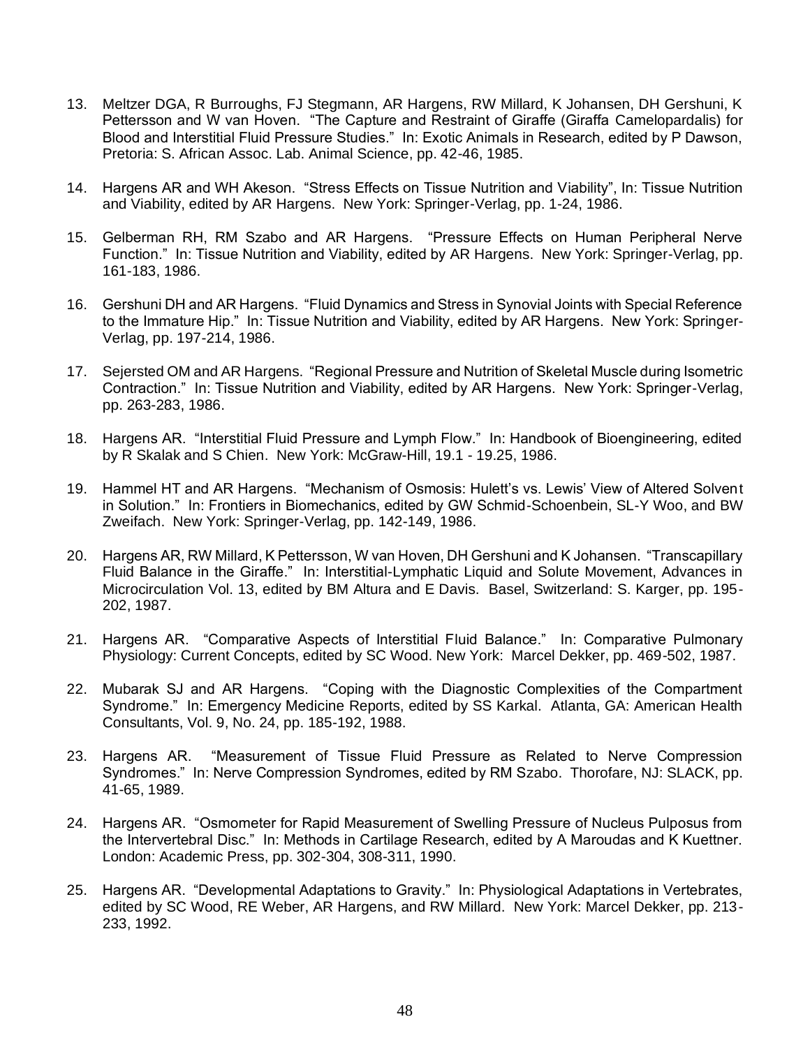13. Meltzer DGA, R Burroughs, FJ Stegmann, AR Hargens, RW Millard, K Johansen, DH Gershuni, K Pettersson and W van Hoven. "The Capture and Restraint of Giraffe (Giraffa Camelopardalis) for Blood and Interstitial Fluid Pressure Studies." In: Exotic Animals in Research, edited by P Dawson, Pretoria: S. African Assoc. Lab. Animal Science, pp. 42-46, 1985.

14. Hargens AR and WH Akeson. "Stress Effects on Tissue Nutrition and Viability", In: Tissue Nutrition and Viability, edited by AR Hargens. New York: Springer-Verlag, pp. 1-24, 1986.

15. Gelberman RH, RM Szabo and AR Hargens. "Pressure Effects on Human Peripheral Nerve Function." In: Tissue Nutrition and Viability, edited by AR Hargens. New York: Springer-Verlag, pp. 161-183, 1986.

16. Gershuni DH and AR Hargens. "Fluid Dynamics and Stress in Synovial Joints with Special Reference to the Immature Hip." In: Tissue Nutrition and Viability, edited by AR Hargens. New York: Springer-Verlag, pp. 197-214, 1986.

17. Sejersted OM and AR Hargens. "Regional Pressure and Nutrition of Skeletal Muscle during Isometric Contraction." In: Tissue Nutrition and Viability, edited by AR Hargens. New York: Springer-Verlag, pp. 263-283, 1986.

18. Hargens AR. "Interstitial Fluid Pressure and Lymph Flow." In: Handbook of Bioengineering, edited by R Skalak and S Chien. New York: McGraw-Hill, 19.1 - 19.25, 1986.

19. Hammel HT and AR Hargens. "Mechanism of Osmosis: Hulett's vs. Lewis' View of Altered Solvent in Solution." In: Frontiers in Biomechanics, edited by GW Schmid-Schoenbein, SL-Y Woo, and BW Zweifach. New York: Springer-Verlag, pp. 142-149, 1986.

20. Hargens AR, RW Millard, K Pettersson, W van Hoven, DH Gershuni and K Johansen. "Transcapillary Fluid Balance in the Giraffe." In: Interstitial-Lymphatic Liquid and Solute Movement, Advances in Microcirculation Vol. 13, edited by BM Altura and E Davis. Basel, Switzerland: S. Karger, pp. 195-202, 1987.

21. Hargens AR. "Comparative Aspects of Interstitial Fluid Balance." In: Comparative Pulmonary Physiology: Current Concepts, edited by SC Wood. New York: Marcel Dekker, pp. 469-502, 1987.

22. Mubarak SJ and AR Hargens. "Coping with the Diagnostic Complexities of the Compartment Syndrome." In: Emergency Medicine Reports, edited by SS Karkal. Atlanta, GA: American Health Consultants, Vol. 9, No. 24, pp. 185-192, 1988.

23. Hargens AR. "Measurement of Tissue Fluid Pressure as Related to Nerve Compression Syndromes." In: Nerve Compression Syndromes, edited by RM Szabo. Thorofare, NJ: SLACK, pp. 41-65, 1989.

24. Hargens AR. "Osmometer for Rapid Measurement of Swelling Pressure of Nucleus Pulposus from the Intervertebral Disc." In: Methods in Cartilage Research, edited by A Maroudas and K Kuettner. London: Academic Press, pp. 302-304, 308-311, 1990.

25. Hargens AR. "Developmental Adaptations to Gravity." In: Physiological Adaptations in Vertebrates, edited by SC Wood, RE Weber, AR Hargens, and RW Millard. New York: Marcel Dekker, pp. 213-233, 1992.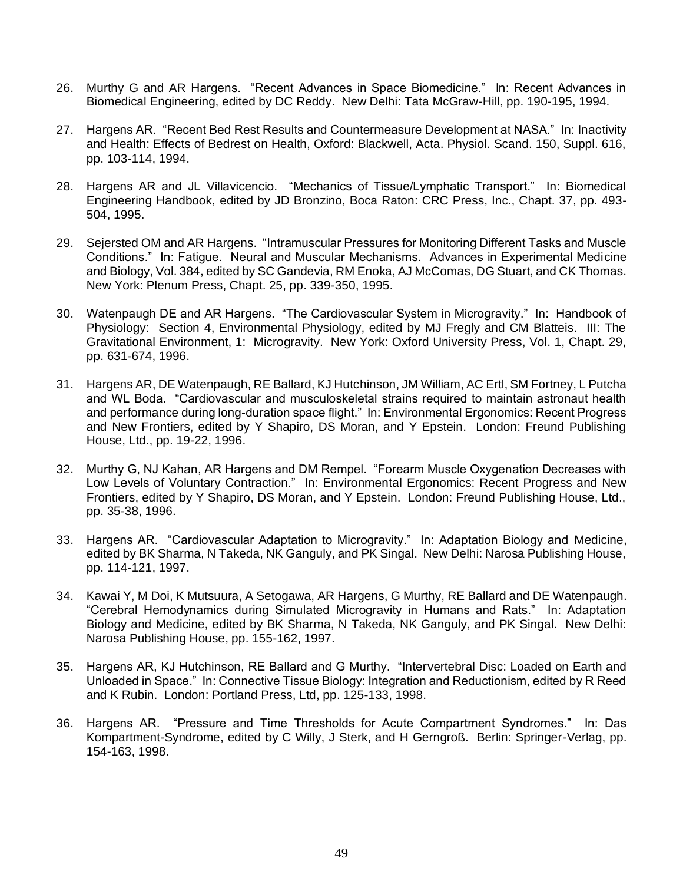26. Murthy G and AR Hargens. “Recent Advances in Space Biomedicine.” In: Recent Advances in Biomedical Engineering, edited by DC Reddy. New Delhi: Tata McGraw-Hill, pp. 190-195, 1994.

27. Hargens AR. “Recent Bed Rest Results and Countermeasure Development at NASA.” In: Inactivity and Health: Effects of Bedrest on Health, Oxford: Blackwell, Acta. Physiol. Scand. 150, Suppl. 616, pp. 103-114, 1994.

28. Hargens AR and JL Villavicencio. “Mechanics of Tissue/Lymphatic Transport.” In: Biomedical Engineering Handbook, edited by JD Bronzino, Boca Raton: CRC Press, Inc., Chapt. 37, pp. 493-504, 1995.

29. Sejersted OM and AR Hargens. “Intramuscular Pressures for Monitoring Different Tasks and Muscle Conditions.” In: Fatigue. Neural and Muscular Mechanisms. Advances in Experimental Medicine and Biology, Vol. 384, edited by SC Gandevia, RM Enoka, AJ McComas, DG Stuart, and CK Thomas. New York: Plenum Press, Chapt. 25, pp. 339-350, 1995.

30. Watenpaugh DE and AR Hargens. “The Cardiovascular System in Microgravity.” In: Handbook of Physiology: Section 4, Environmental Physiology, edited by MJ Fregly and CM Blatteis. III: The Gravitational Environment, 1: Microgravity. New York: Oxford University Press, Vol. 1, Chapt. 29, pp. 631-674, 1996.

31. Hargens AR, DE Watenpaugh, RE Ballard, KJ Hutchinson, JM William, AC Ertl, SM Fortney, L Putcha and WL Boda. “Cardiovascular and musculoskeletal strains required to maintain astronaut health and performance during long-duration space flight.” In: Environmental Ergonomics: Recent Progress and New Frontiers, edited by Y Shapiro, DS Moran, and Y Epstein. London: Freund Publishing House, Ltd., pp. 19-22, 1996.

32. Murthy G, NJ Kahan, AR Hargens and DM Rempel. “Forearm Muscle Oxygenation Decreases with Low Levels of Voluntary Contraction.” In: Environmental Ergonomics: Recent Progress and New Frontiers, edited by Y Shapiro, DS Moran, and Y Epstein. London: Freund Publishing House, Ltd., pp. 35-38, 1996.

33. Hargens AR. “Cardiovascular Adaptation to Microgravity.” In: Adaptation Biology and Medicine, edited by BK Sharma, N Takeda, NK Ganguly, and PK Singal. New Delhi: Narosa Publishing House, pp. 114-121, 1997.

34. Kawai Y, M Doi, K Mutsuura, A Setogawa, AR Hargens, G Murthy, RE Ballard and DE Watenpaugh. “Cerebral Hemodynamics during Simulated Microgravity in Humans and Rats.” In: Adaptation Biology and Medicine, edited by BK Sharma, N Takeda, NK Ganguly, and PK Singal. New Delhi: Narosa Publishing House, pp. 155-162, 1997.

35. Hargens AR, KJ Hutchinson, RE Ballard and G Murthy. “Intervertebral Disc: Loaded on Earth and Unloaded in Space.” In: Connective Tissue Biology: Integration and Reductionism, edited by R Reed and K Rubin. London: Portland Press, Ltd, pp. 125-133, 1998.

36. Hargens AR. “Pressure and Time Thresholds for Acute Compartment Syndromes.” In: Das Kompartment-Syndrome, edited by C Willy, J Sterk, and H Gerngroß. Berlin: Springer-Verlag, pp. 154-163, 1998.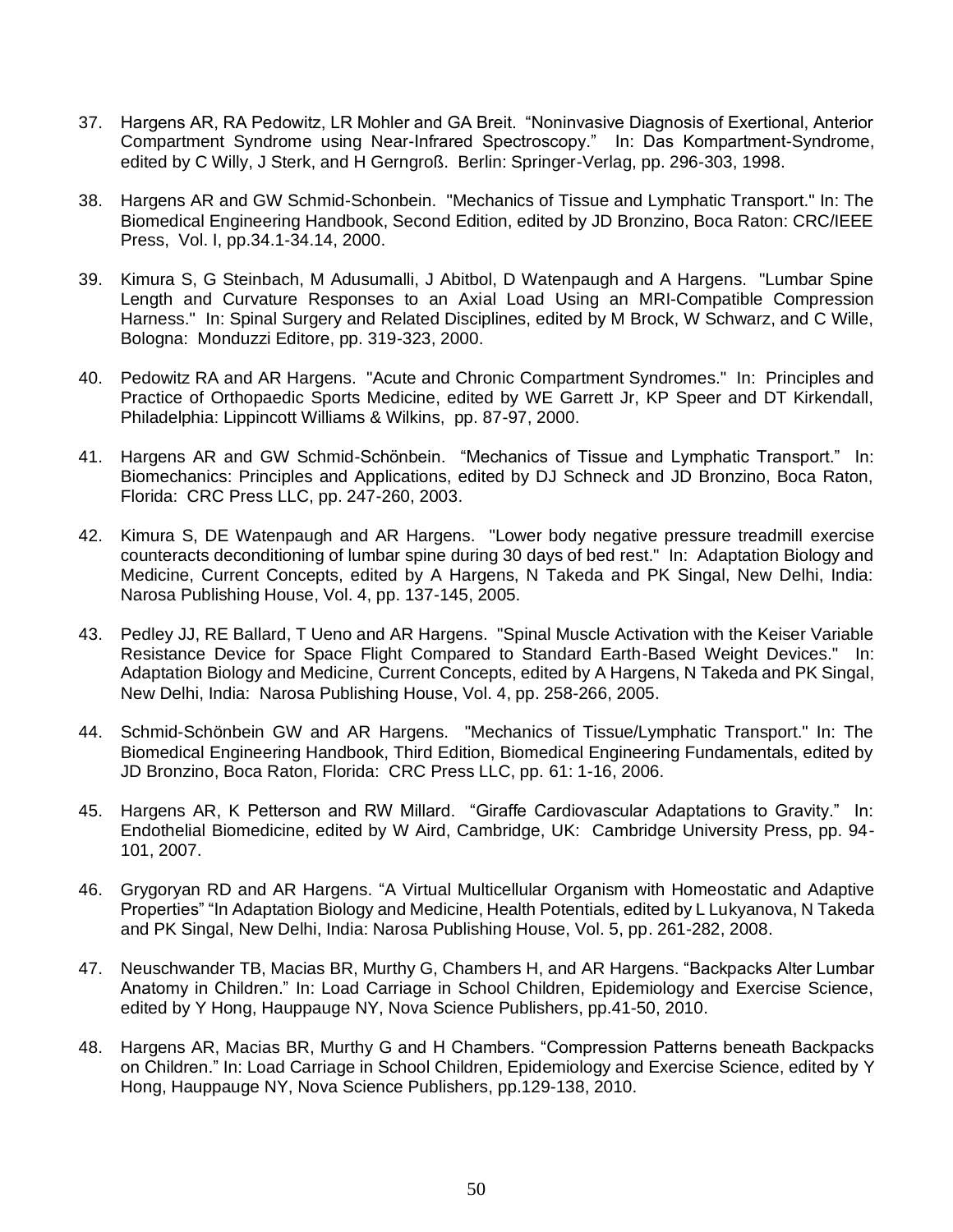37. Hargens AR, RA Pedowitz, LR Mohler and GA Breit. “Noninvasive Diagnosis of Exertional, Anterior Compartment Syndrome using Near-Infrared Spectroscopy.” In: Das Kompartment-Syndrome, edited by C Willy, J Sterk, and H Gerngroß. Berlin: Springer-Verlag, pp. 296-303, 1998.

38. Hargens AR and GW Schmid-Schonbein. "Mechanics of Tissue and Lymphatic Transport." In: The Biomedical Engineering Handbook, Second Edition, edited by JD Bronzino, Boca Raton: CRC/IEEE Press, Vol. I, pp.34.1-34.14, 2000.

39. Kimura S, G Steinbach, M Adusumalli, J Abitbol, D Watenpaugh and A Hargens. "Lumbar Spine Length and Curvature Responses to an Axial Load Using an MRI-Compatible Compression Harness." In: Spinal Surgery and Related Disciplines, edited by M Brock, W Schwarz, and C Wille, Bologna: Monduzzi Editore, pp. 319-323, 2000.

40. Pedowitz RA and AR Hargens. "Acute and Chronic Compartment Syndromes." In: Principles and Practice of Orthopaedic Sports Medicine, edited by WE Garrett Jr, KP Speer and DT Kirkendall, Philadelphia: Lippincott Williams & Wilkins, pp. 87-97, 2000.

41. Hargens AR and GW Schmid-Schönbein. “Mechanics of Tissue and Lymphatic Transport.” In: Biomechanics: Principles and Applications, edited by DJ Schneck and JD Bronzino, Boca Raton, Florida: CRC Press LLC, pp. 247-260, 2003.

42. Kimura S, DE Watenpaugh and AR Hargens. "Lower body negative pressure treadmill exercise counteracts deconditioning of lumbar spine during 30 days of bed rest." In: Adaptation Biology and Medicine, Current Concepts, edited by A Hargens, N Takeda and PK Singal, New Delhi, India: Narosa Publishing House, Vol. 4, pp. 137-145, 2005.

43. Pedley JJ, RE Ballard, T Ueno and AR Hargens. "Spinal Muscle Activation with the Keiser Variable Resistance Device for Space Flight Compared to Standard Earth-Based Weight Devices." In: Adaptation Biology and Medicine, Current Concepts, edited by A Hargens, N Takeda and PK Singal, New Delhi, India: Narosa Publishing House, Vol. 4, pp. 258-266, 2005.

44. Schmid-Schönbein GW and AR Hargens. "Mechanics of Tissue/Lymphatic Transport." In: The Biomedical Engineering Handbook, Third Edition, Biomedical Engineering Fundamentals, edited by JD Bronzino, Boca Raton, Florida: CRC Press LLC, pp. 61: 1-16, 2006.

45. Hargens AR, K Petterson and RW Millard. “Giraffe Cardiovascular Adaptations to Gravity.” In: Endothelial Biomedicine, edited by W Aird, Cambridge, UK: Cambridge University Press, pp. 94-101, 2007.

46. Grygoryan RD and AR Hargens. “A Virtual Multicellular Organism with Homeostatic and Adaptive Properties” “In Adaptation Biology and Medicine, Health Potentials, edited by L Lukyanova, N Takeda and PK Singal, New Delhi, India: Narosa Publishing House, Vol. 5, pp. 261-282, 2008.

47. Neuschwander TB, Macias BR, Murthy G, Chambers H, and AR Hargens. “Backpacks Alter Lumbar Anatomy in Children.” In: Load Carriage in School Children, Epidemiology and Exercise Science, edited by Y Hong, Hauppauge NY, Nova Science Publishers, pp.41-50, 2010.

48. Hargens AR, Macias BR, Murthy G and H Chambers. “Compression Patterns beneath Backpacks on Children.” In: Load Carriage in School Children, Epidemiology and Exercise Science, edited by Y Hong, Hauppauge NY, Nova Science Publishers, pp.129-138, 2010.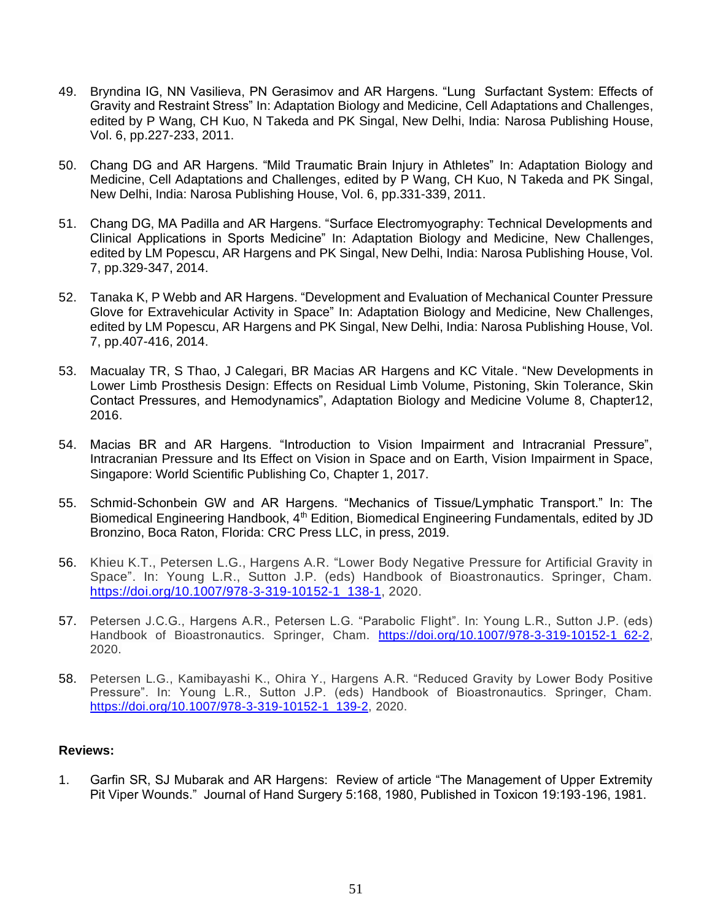49. Bryndina IG, NN Vasilieva, PN Gerasimov and AR Hargens. "Lung Surfactant System: Effects of Gravity and Restraint Stress" In: Adaptation Biology and Medicine, Cell Adaptations and Challenges, edited by P Wang, CH Kuo, N Takeda and PK Singal, New Delhi, India: Narosa Publishing House, Vol. 6, pp.227-233, 2011.

50. Chang DG and AR Hargens. "Mild Traumatic Brain Injury in Athletes" In: Adaptation Biology and Medicine, Cell Adaptations and Challenges, edited by P Wang, CH Kuo, N Takeda and PK Singal, New Delhi, India: Narosa Publishing House, Vol. 6, pp.331-339, 2011.

51. Chang DG, MA Padilla and AR Hargens. "Surface Electromyography: Technical Developments and Clinical Applications in Sports Medicine" In: Adaptation Biology and Medicine, New Challenges, edited by LM Popescu, AR Hargens and PK Singal, New Delhi, India: Narosa Publishing House, Vol. 7, pp.329-347, 2014.

52. Tanaka K, P Webb and AR Hargens. "Development and Evaluation of Mechanical Counter Pressure Glove for Extravehicular Activity in Space" In: Adaptation Biology and Medicine, New Challenges, edited by LM Popescu, AR Hargens and PK Singal, New Delhi, India: Narosa Publishing House, Vol. 7, pp.407-416, 2014.

53. Macualay TR, S Thao, J Calegari, BR Macias AR Hargens and KC Vitale. "New Developments in Lower Limb Prosthesis Design: Effects on Residual Limb Volume, Pistoning, Skin Tolerance, Skin Contact Pressures, and Hemodynamics", Adaptation Biology and Medicine Volume 8, Chapter12, 2016.

54. Macias BR and AR Hargens. "Introduction to Vision Impairment and Intracranial Pressure", Intracranian Pressure and Its Effect on Vision in Space and on Earth, Vision Impairment in Space, Singapore: World Scientific Publishing Co, Chapter 1, 2017.

55. Schmid-Schonbein GW and AR Hargens. "Mechanics of Tissue/Lymphatic Transport." In: The Biomedical Engineering Handbook, 4th Edition, Biomedical Engineering Fundamentals, edited by JD Bronzino, Boca Raton, Florida: CRC Press LLC, in press, 2019.

56. Khieu K.T., Petersen L.G., Hargens A.R. "Lower Body Negative Pressure for Artificial Gravity in Space". In: Young L.R., Sutton J.P. (eds) Handbook of Bioastronautics. Springer, Cham. https://doi.org/10.1007/978-3-319-10152-1_138-1, 2020.

57. Petersen J.C.G., Hargens A.R., Petersen L.G. "Parabolic Flight". In: Young L.R., Sutton J.P. (eds) Handbook of Bioastronautics. Springer, Cham. https://doi.org/10.1007/978-3-319-10152-1_62-2, 2020.

58. Petersen L.G., Kamibayashi K., Ohira Y., Hargens A.R. "Reduced Gravity by Lower Body Positive Pressure". In: Young L.R., Sutton J.P. (eds) Handbook of Bioastronautics. Springer, Cham. https://doi.org/10.1007/978-3-319-10152-1_139-2, 2020.

**Reviews:**

1. Garfin SR, SJ Mubarak and AR Hargens: Review of article "The Management of Upper Extremity Pit Viper Wounds." Journal of Hand Surgery 5:168, 1980, Published in Toxicon 19:193-196, 1981.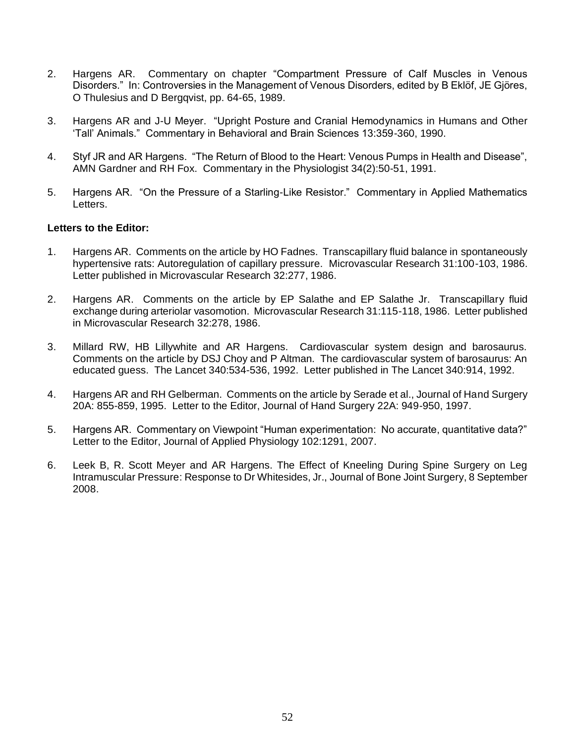2. Hargens AR. Commentary on chapter "Compartment Pressure of Calf Muscles in Venous Disorders." In: Controversies in the Management of Venous Disorders, edited by B Eklöf, JE Gjöres, O Thulesius and D Bergqvist, pp. 64-65, 1989.

3. Hargens AR and J-U Meyer. "Upright Posture and Cranial Hemodynamics in Humans and Other 'Tall' Animals." Commentary in Behavioral and Brain Sciences 13:359-360, 1990.

4. Styf JR and AR Hargens. "The Return of Blood to the Heart: Venous Pumps in Health and Disease", AMN Gardner and RH Fox. Commentary in the Physiologist 34(2):50-51, 1991.

5. Hargens AR. "On the Pressure of a Starling-Like Resistor." Commentary in Applied Mathematics Letters.

**Letters to the Editor:**

1. Hargens AR. Comments on the article by HO Fadnes. Transcapillary fluid balance in spontaneously hypertensive rats: Autoregulation of capillary pressure. Microvascular Research 31:100-103, 1986. Letter published in Microvascular Research 32:277, 1986.

2. Hargens AR. Comments on the article by EP Salathe and EP Salathe Jr. Transcapillary fluid exchange during arteriolar vasomotion. Microvascular Research 31:115-118, 1986. Letter published in Microvascular Research 32:278, 1986.

3. Millard RW, HB Lillywhite and AR Hargens. Cardiovascular system design and barosaurus. Comments on the article by DSJ Choy and P Altman. The cardiovascular system of barosaurus: An educated guess. The Lancet 340:534-536, 1992. Letter published in The Lancet 340:914, 1992.

4. Hargens AR and RH Gelberman. Comments on the article by Serade et al., Journal of Hand Surgery 20A: 855-859, 1995. Letter to the Editor, Journal of Hand Surgery 22A: 949-950, 1997.

5. Hargens AR. Commentary on Viewpoint "Human experimentation: No accurate, quantitative data?" Letter to the Editor, Journal of Applied Physiology 102:1291, 2007.

6. Leek B, R. Scott Meyer and AR Hargens. The Effect of Kneeling During Spine Surgery on Leg Intramuscular Pressure: Response to Dr Whitesides, Jr., Journal of Bone Joint Surgery, 8 September 2008.